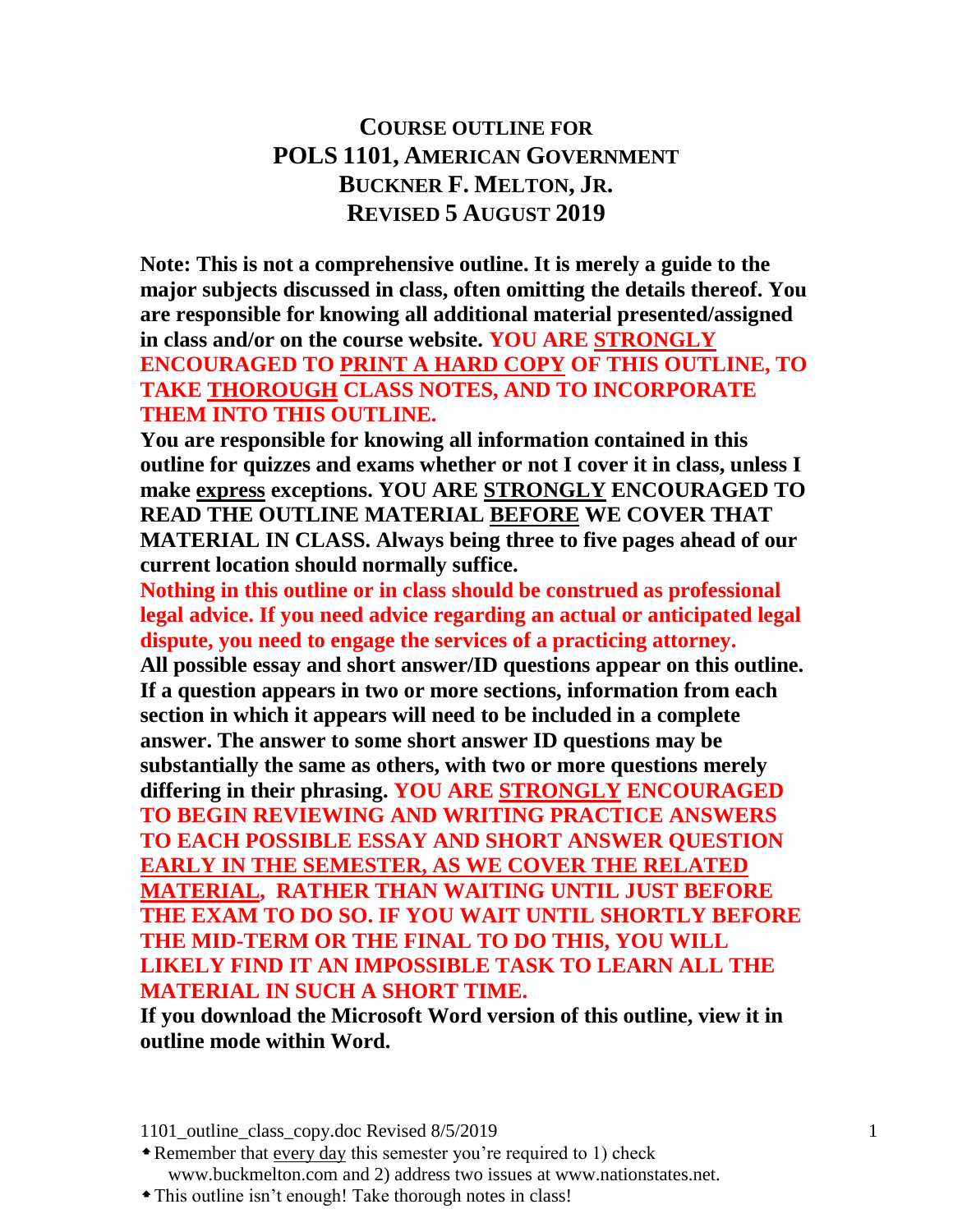# COURSE OUTLINE FOR POLS 1101, AMERICAN GOVERNMENT
## BUCKNER F. MELTON, JR.
## REVISED 5 AUGUST 2019

**Note: This is not a comprehensive outline. It is merely a guide to the major subjects discussed in class, often omitting the details thereof. You are responsible for knowing all additional material presented/assigned in class and/or on the course website. YOU ARE <u>STRONGLY</u> ENCOURAGED TO <u>PRINT A HARD COPY</u> OF THIS OUTLINE, TO TAKE <u>THOROUGH</u> CLASS NOTES, AND TO INCORPORATE THEM INTO THIS OUTLINE.**

**You are responsible for knowing all information contained in this outline for quizzes and exams whether or not I cover it in class, unless I make <u>express</u> exceptions. YOU ARE <u>STRONGLY</u> ENCOURAGED TO READ THE OUTLINE MATERIAL <u>BEFORE</u> WE COVER THAT MATERIAL IN CLASS. Always being three to five pages ahead of our current location should normally suffice.**

**Nothing in this outline or in class should be construed as professional legal advice. If you need advice regarding an actual or anticipated legal dispute, you need to engage the services of a practicing attorney.**

**All possible essay and short answer/ID questions appear on this outline. If a question appears in two or more sections, information from each section in which it appears will need to be included in a complete answer. The answer to some short answer ID questions may be substantially the same as others, with two or more questions merely differing in their phrasing. YOU ARE <u>STRONGLY</u> ENCOURAGED TO BEGIN REVIEWING AND WRITING PRACTICE ANSWERS TO EACH POSSIBLE ESSAY AND SHORT ANSWER QUESTION <u>EARLY IN THE SEMESTER, AS WE COVER THE RELATED MATERIAL</u>, RATHER THAN WAITING UNTIL JUST BEFORE THE EXAM TO DO SO. IF YOU WAIT UNTIL SHORTLY BEFORE THE MID-TERM OR THE FINAL TO DO THIS, YOU WILL LIKELY FIND IT AN IMPOSSIBLE TASK TO LEARN ALL THE MATERIAL IN SUCH A SHORT TIME.**

**If you download the Microsoft Word version of this outline, view it in outline mode within Word.**

- Remember that <u>every day</u> this semester you're required to 1) check www.buckmelton.com and 2) address two issues at www.nationstates.net.
- This outline isn't enough! Take thorough notes in class!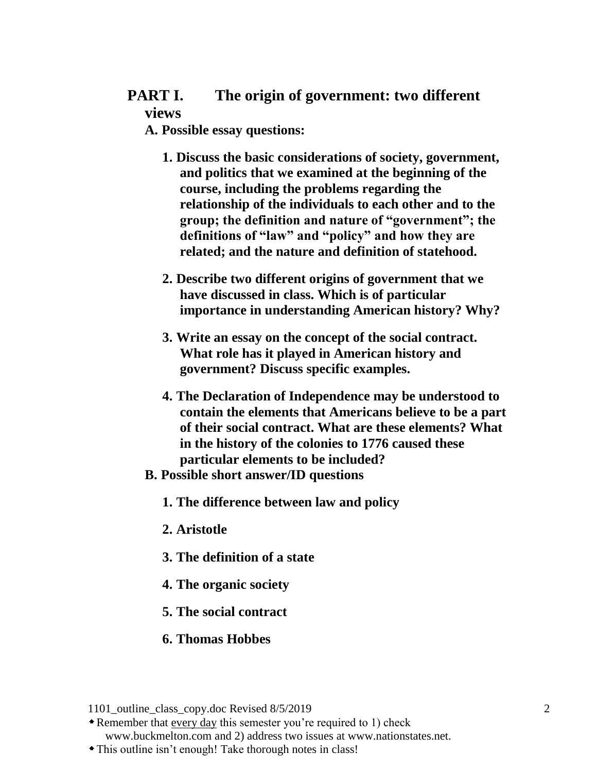## PART I. The origin of government: two different views

### A. Possible essay questions:

1. **Discuss the basic considerations of society, government, and politics that we examined at the beginning of the course, including the problems regarding the relationship of the individuals to each other and to the group; the definition and nature of "government"; the definitions of "law" and "policy" and how they are related; and the nature and definition of statehood.**

2. **Describe two different origins of government that we have discussed in class. Which is of particular importance in understanding American history? Why?**

3. **Write an essay on the concept of the social contract. What role has it played in American history and government? Discuss specific examples.**

4. **The Declaration of Independence may be understood to contain the elements that Americans believe to be a part of their social contract. What are these elements? What in the history of the colonies to 1776 caused these particular elements to be included?**

### B. Possible short answer/ID questions

1. **The difference between law and policy**

2. **Aristotle**

3. **The definition of a state**

4. **The organic society**

5. **The social contract**

6. **Thomas Hobbes**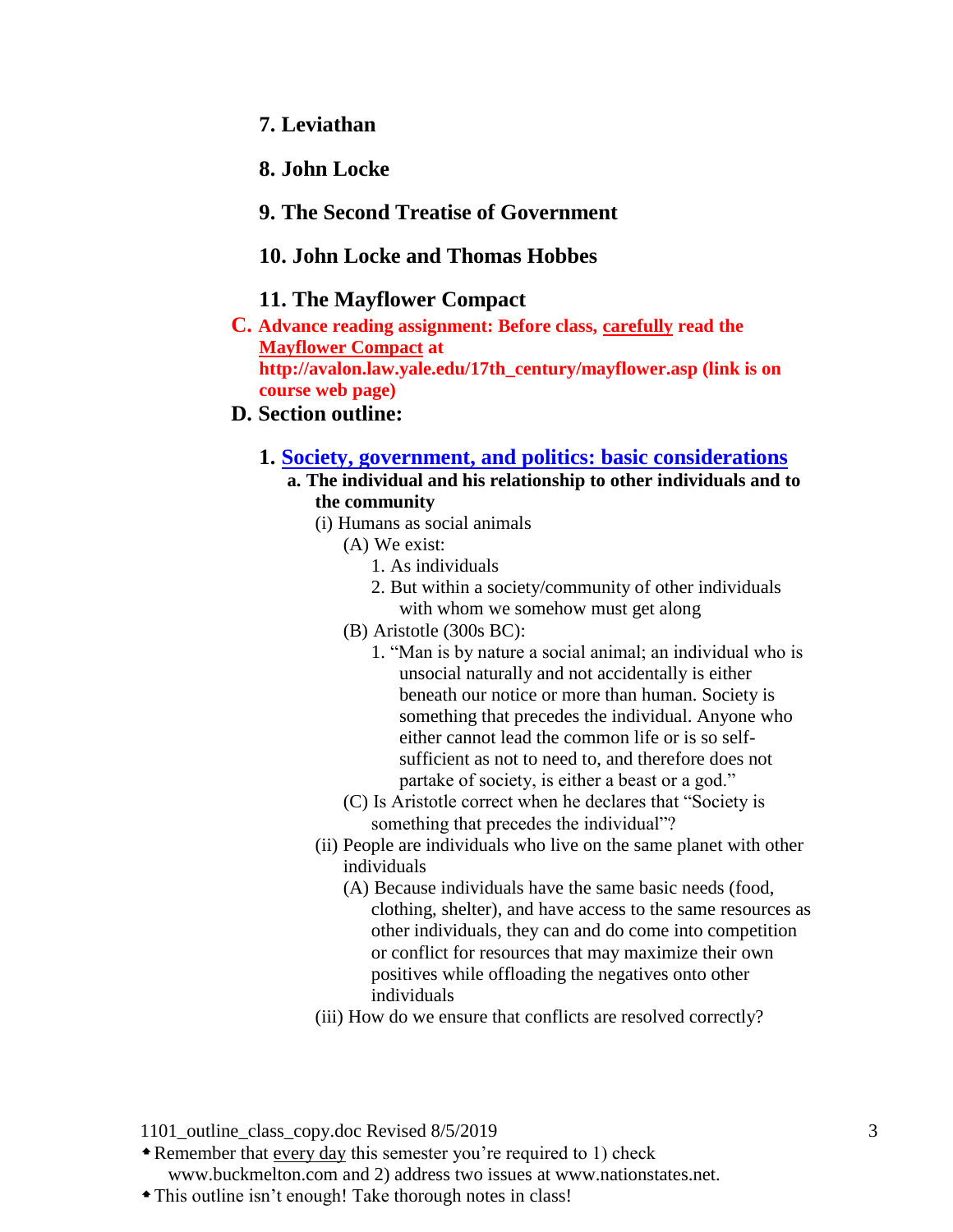7. **Leviathan**

8. **John Locke**

9. **The Second Treatise of Government**

10. **John Locke and Thomas Hobbes**

11. **The Mayflower Compact**

**C. Advance reading assignment: Before class, carefully read the Mayflower Compact at http://avalon.law.yale.edu/17th_century/mayflower.asp (link is on course web page)**

**D. Section outline:**

1. **Society, government, and politics: basic considerations**
   - **a. The individual and his relationship to other individuals and to the community**
     - (i) Humans as social animals
       - (A) We exist:
         1. As individuals
         2. But within a society/community of other individuals with whom we somehow must get along
       - (B) Aristotle (300s BC):
         1. "Man is by nature a social animal; an individual who is unsocial naturally and not accidentally is either beneath our notice or more than human. Society is something that precedes the individual. Anyone who either cannot lead the common life or is so self-sufficient as not to need to, and therefore does not partake of society, is either a beast or a god."
       - (C) Is Aristotle correct when he declares that "Society is something that precedes the individual"?
     - (ii) People are individuals who live on the same planet with other individuals
       - (A) Because individuals have the same basic needs (food, clothing, shelter), and have access to the same resources as other individuals, they can and do come into competition or conflict for resources that may maximize their own positives while offloading the negatives onto other individuals
     - (iii) How do we ensure that conflicts are resolved correctly?

1101_outline_class_copy.doc Revised 8/5/2019

- Remember that every day this semester you're required to 1) check www.buckmelton.com and 2) address two issues at www.nationstates.net.
- This outline isn't enough! Take thorough notes in class!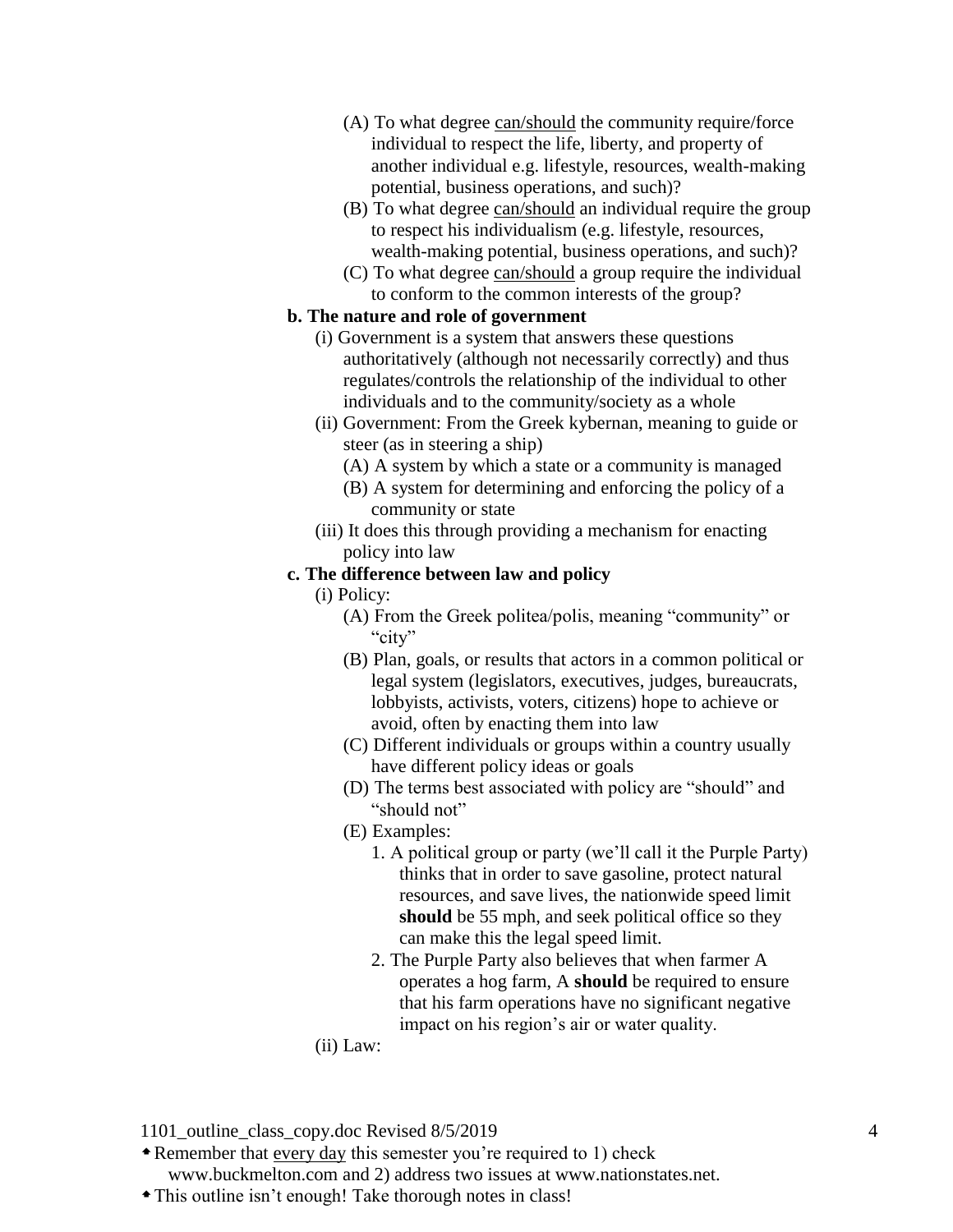- (A) To what degree <u>can/should</u> the community require/force individual to respect the life, liberty, and property of another individual e.g. lifestyle, resources, wealth-making potential, business operations, and such)?
- (B) To what degree <u>can/should</u> an individual require the group to respect his individualism (e.g. lifestyle, resources, wealth-making potential, business operations, and such)?
- (C) To what degree <u>can/should</u> a group require the individual to conform to the common interests of the group?

**b. The nature and role of government**

- (i) Government is a system that answers these questions authoritatively (although not necessarily correctly) and thus regulates/controls the relationship of the individual to other individuals and to the community/society as a whole
- (ii) Government: From the Greek kybernan, meaning to guide or steer (as in steering a ship)
  - (A) A system by which a state or a community is managed
  - (B) A system for determining and enforcing the policy of a community or state
- (iii) It does this through providing a mechanism for enacting policy into law

**c. The difference between law and policy**

- (i) Policy:
  - (A) From the Greek politea/polis, meaning "community" or "city"
  - (B) Plan, goals, or results that actors in a common political or legal system (legislators, executives, judges, bureaucrats, lobbyists, activists, voters, citizens) hope to achieve or avoid, often by enacting them into law
  - (C) Different individuals or groups within a country usually have different policy ideas or goals
  - (D) The terms best associated with policy are "should" and "should not"
  - (E) Examples:
    1. A political group or party (we'll call it the Purple Party) thinks that in order to save gasoline, protect natural resources, and save lives, the nationwide speed limit **should** be 55 mph, and seek political office so they can make this the legal speed limit.
    2. The Purple Party also believes that when farmer A operates a hog farm, A **should** be required to ensure that his farm operations have no significant negative impact on his region's air or water quality.
- (ii) Law:

1101_outline_class_copy.doc Revised 8/5/2019

- Remember that <u>every day</u> this semester you're required to 1) check www.buckmelton.com and 2) address two issues at www.nationstates.net.
- This outline isn't enough! Take thorough notes in class!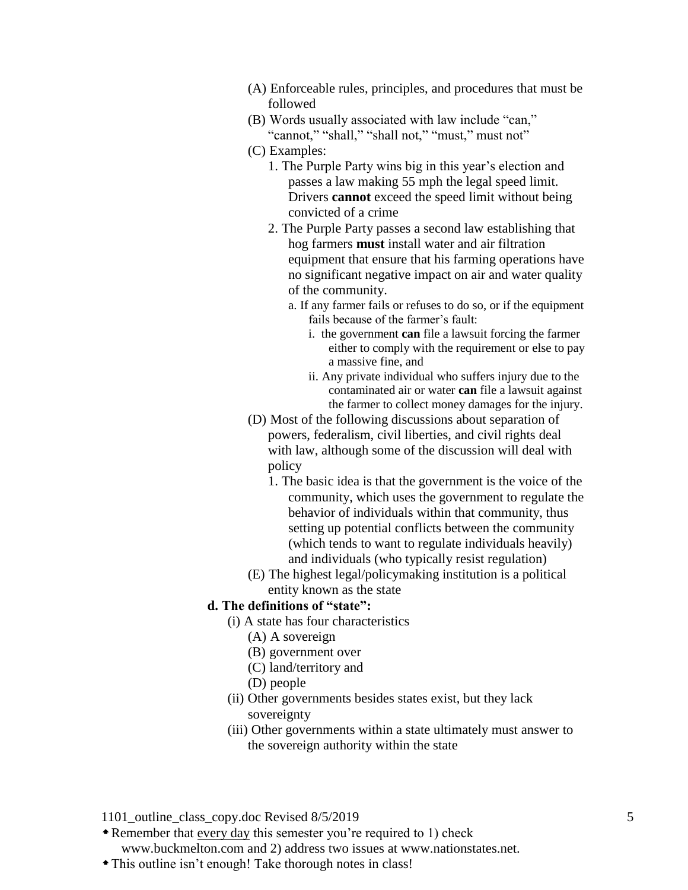- (A) Enforceable rules, principles, and procedures that must be followed
- (B) Words usually associated with law include "can," "cannot," "shall," "shall not," "must," must not"
- (C) Examples:
  1. The Purple Party wins big in this year's election and passes a law making 55 mph the legal speed limit. Drivers **cannot** exceed the speed limit without being convicted of a crime
  2. The Purple Party passes a second law establishing that hog farmers **must** install water and air filtration equipment that ensure that his farming operations have no significant negative impact on air and water quality of the community.
     - a. If any farmer fails or refuses to do so, or if the equipment fails because of the farmer's fault:
       - i. the government **can** file a lawsuit forcing the farmer either to comply with the requirement or else to pay a massive fine, and
       - ii. Any private individual who suffers injury due to the contaminated air or water **can** file a lawsuit against the farmer to collect money damages for the injury.
- (D) Most of the following discussions about separation of powers, federalism, civil liberties, and civil rights deal with law, although some of the discussion will deal with policy
  1. The basic idea is that the government is the voice of the community, which uses the government to regulate the behavior of individuals within that community, thus setting up potential conflicts between the community (which tends to want to regulate individuals heavily) and individuals (who typically resist regulation)
- (E) The highest legal/policymaking institution is a political entity known as the state

**d. The definitions of "state":**

- (i) A state has four characteristics
  - (A) A sovereign
  - (B) government over
  - (C) land/territory and
  - (D) people
- (ii) Other governments besides states exist, but they lack sovereignty
- (iii) Other governments within a state ultimately must answer to the sovereign authority within the state

- Remember that <u>every day</u> this semester you're required to 1) check www.buckmelton.com and 2) address two issues at www.nationstates.net.
- This outline isn't enough! Take thorough notes in class!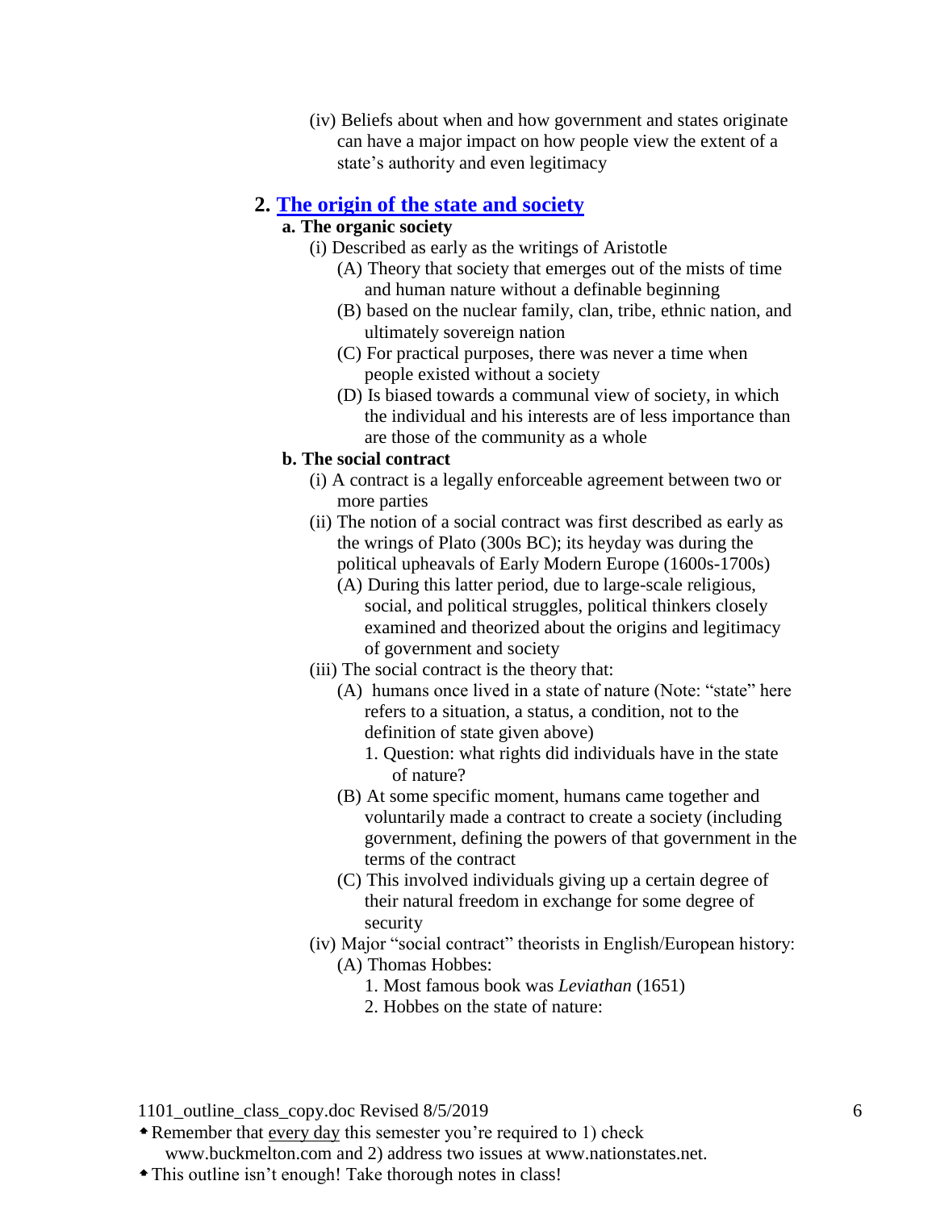(iv) Beliefs about when and how government and states originate can have a major impact on how people view the extent of a state's authority and even legitimacy

## 2. The origin of the state and society

### a. The organic society

(i) Described as early as the writings of Aristotle

- (A) Theory that society that emerges out of the mists of time and human nature without a definable beginning
- (B) based on the nuclear family, clan, tribe, ethnic nation, and ultimately sovereign nation
- (C) For practical purposes, there was never a time when people existed without a society
- (D) Is biased towards a communal view of society, in which the individual and his interests are of less importance than are those of the community as a whole

### b. The social contract

(i) A contract is a legally enforceable agreement between two or more parties

(ii) The notion of a social contract was first described as early as the wrings of Plato (300s BC); its heyday was during the political upheavals of Early Modern Europe (1600s-1700s)

- (A) During this latter period, due to large-scale religious, social, and political struggles, political thinkers closely examined and theorized about the origins and legitimacy of government and society

(iii) The social contract is the theory that:

- (A) humans once lived in a state of nature (Note: "state" here refers to a situation, a status, a condition, not to the definition of state given above)
  1. Question: what rights did individuals have in the state of nature?
- (B) At some specific moment, humans came together and voluntarily made a contract to create a society (including government, defining the powers of that government in the terms of the contract
- (C) This involved individuals giving up a certain degree of their natural freedom in exchange for some degree of security

(iv) Major "social contract" theorists in English/European history:

- (A) Thomas Hobbes:
  1. Most famous book was *Leviathan* (1651)
  2. Hobbes on the state of nature:

1101_outline_class_copy.doc Revised 8/5/2019

- Remember that every day this semester you're required to 1) check www.buckmelton.com and 2) address two issues at www.nationstates.net.
- This outline isn't enough! Take thorough notes in class!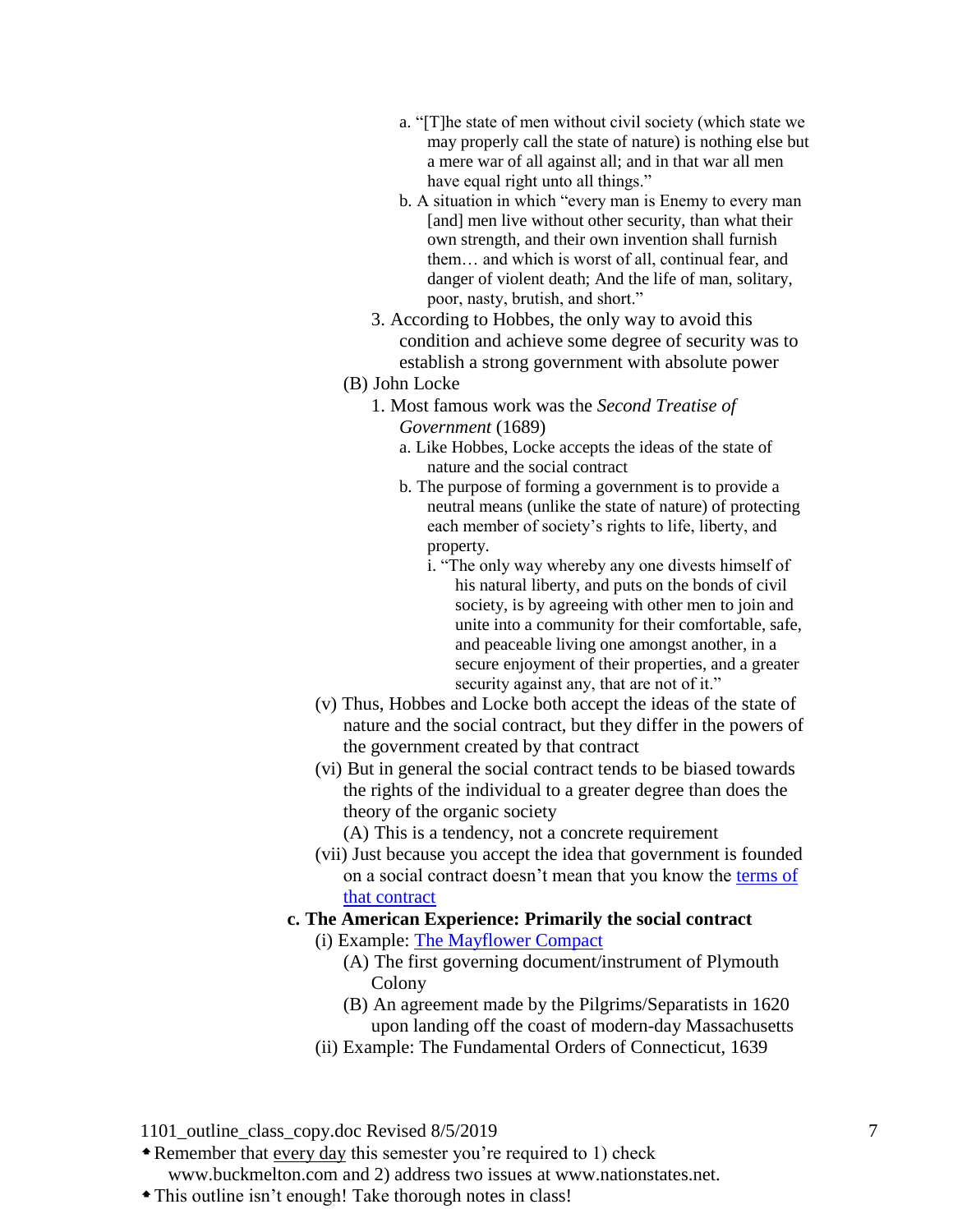a. "[T]he state of men without civil society (which state we may properly call the state of nature) is nothing else but a mere war of all against all; and in that war all men have equal right unto all things."

b. A situation in which "every man is Enemy to every man [and] men live without other security, than what their own strength, and their own invention shall furnish them… and which is worst of all, continual fear, and danger of violent death; And the life of man, solitary, poor, nasty, brutish, and short."

3. According to Hobbes, the only way to avoid this condition and achieve some degree of security was to establish a strong government with absolute power

(B) John Locke

1. Most famous work was the *Second Treatise of Government* (1689)

a. Like Hobbes, Locke accepts the ideas of the state of nature and the social contract

b. The purpose of forming a government is to provide a neutral means (unlike the state of nature) of protecting each member of society's rights to life, liberty, and property.

i. "The only way whereby any one divests himself of his natural liberty, and puts on the bonds of civil society, is by agreeing with other men to join and unite into a community for their comfortable, safe, and peaceable living one amongst another, in a secure enjoyment of their properties, and a greater security against any, that are not of it."

(v) Thus, Hobbes and Locke both accept the ideas of the state of nature and the social contract, but they differ in the powers of the government created by that contract

(vi) But in general the social contract tends to be biased towards the rights of the individual to a greater degree than does the theory of the organic society

(A) This is a tendency, not a concrete requirement

(vii) Just because you accept the idea that government is founded on a social contract doesn't mean that you know the terms of that contract

**c. The American Experience: Primarily the social contract**

(i) Example: The Mayflower Compact

(A) The first governing document/instrument of Plymouth Colony

(B) An agreement made by the Pilgrims/Separatists in 1620 upon landing off the coast of modern-day Massachusetts

(ii) Example: The Fundamental Orders of Connecticut, 1639

1101_outline_class_copy.doc Revised 8/5/2019

- Remember that every day this semester you're required to 1) check www.buckmelton.com and 2) address two issues at www.nationstates.net.
- This outline isn't enough! Take thorough notes in class!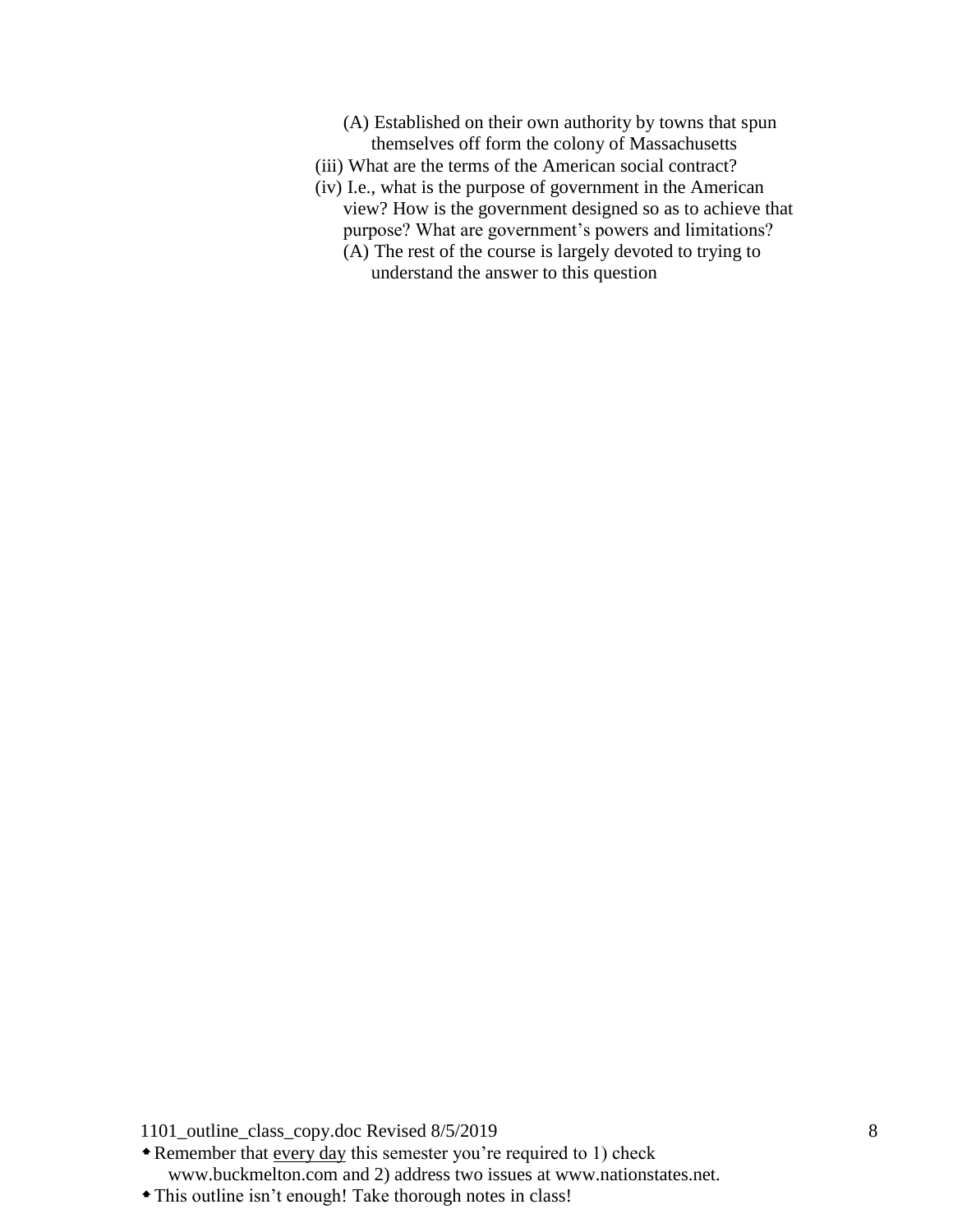(A) Established on their own authority by towns that spun themselves off form the colony of Massachusetts

(iii) What are the terms of the American social contract?

(iv) I.e., what is the purpose of government in the American view? How is the government designed so as to achieve that purpose? What are government's powers and limitations?

(A) The rest of the course is largely devoted to trying to understand the answer to this question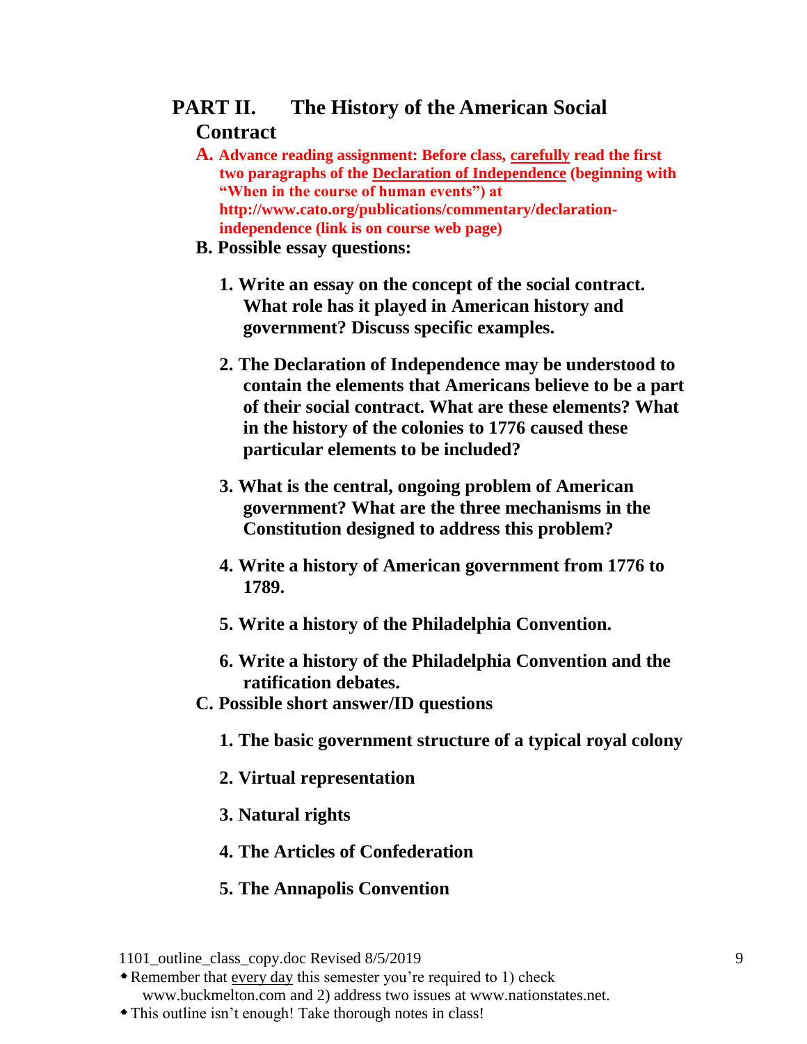## PART II. The History of the American Social Contract

**A. Advance reading assignment: Before class, carefully read the first two paragraphs of the Declaration of Independence (beginning with "When in the course of human events") at http://www.cato.org/publications/commentary/declaration-independence (link is on course web page)**

**B. Possible essay questions:**

1. **Write an essay on the concept of the social contract. What role has it played in American history and government? Discuss specific examples.**

2. **The Declaration of Independence may be understood to contain the elements that Americans believe to be a part of their social contract. What are these elements? What in the history of the colonies to 1776 caused these particular elements to be included?**

3. **What is the central, ongoing problem of American government? What are the three mechanisms in the Constitution designed to address this problem?**

4. **Write a history of American government from 1776 to 1789.**

5. **Write a history of the Philadelphia Convention.**

6. **Write a history of the Philadelphia Convention and the ratification debates.**

**C. Possible short answer/ID questions**

1. **The basic government structure of a typical royal colony**

2. **Virtual representation**

3. **Natural rights**

4. **The Articles of Confederation**

5. **The Annapolis Convention**

- Remember that every day this semester you're required to 1) check www.buckmelton.com and 2) address two issues at www.nationstates.net.
- This outline isn't enough! Take thorough notes in class!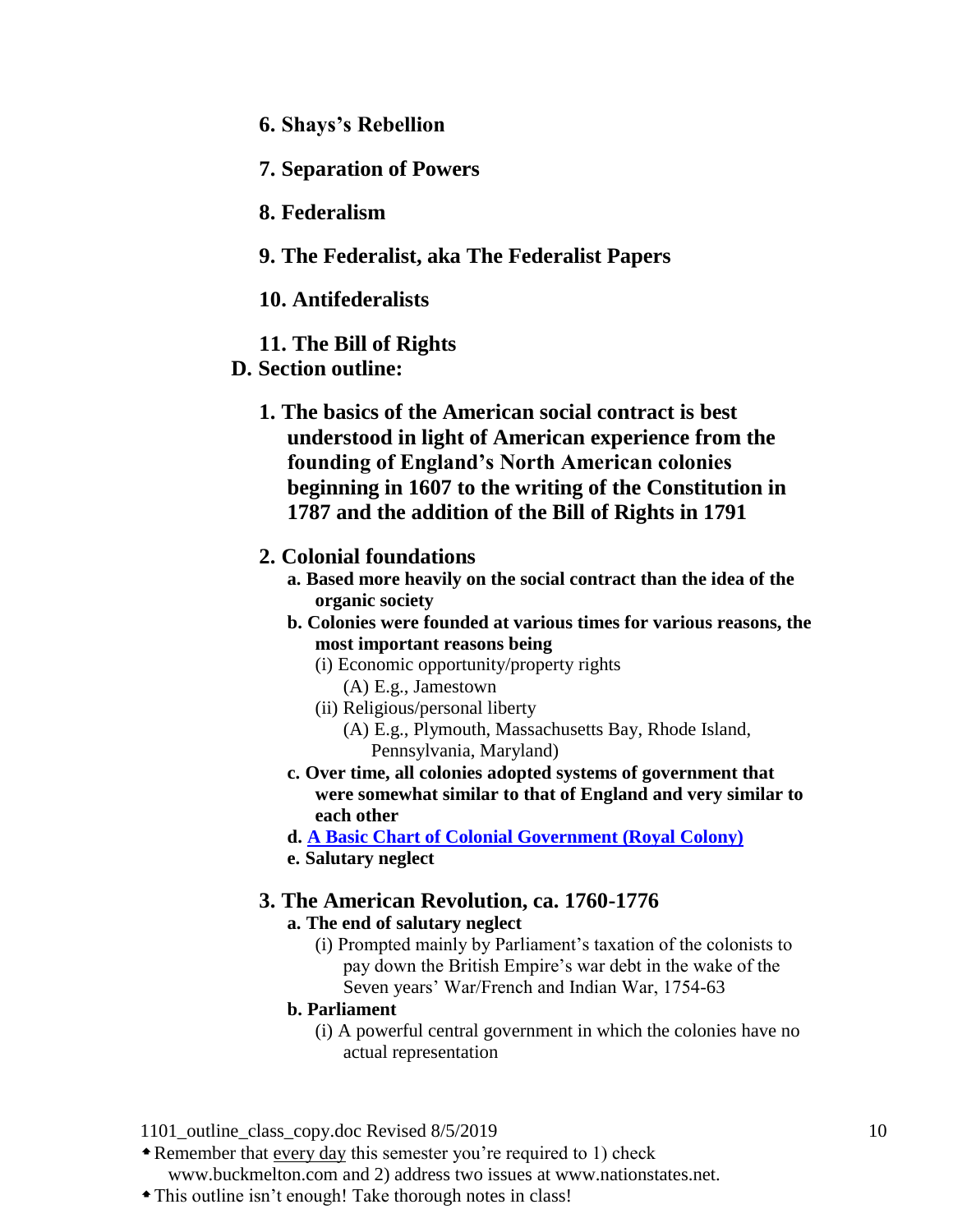6. **Shays's Rebellion**

7. **Separation of Powers**

8. **Federalism**

9. **The Federalist, aka The Federalist Papers**

10. **Antifederalists**

11. **The Bill of Rights**

**D. Section outline:**

1. **The basics of the American social contract is best understood in light of American experience from the founding of England's North American colonies beginning in 1607 to the writing of the Constitution in 1787 and the addition of the Bill of Rights in 1791**

2. **Colonial foundations**
   - **a. Based more heavily on the social contract than the idea of the organic society**
   - **b. Colonies were founded at various times for various reasons, the most important reasons being**
     - (i) Economic opportunity/property rights
       - (A) E.g., Jamestown
     - (ii) Religious/personal liberty
       - (A) E.g., Plymouth, Massachusetts Bay, Rhode Island, Pennsylvania, Maryland)
   - **c. Over time, all colonies adopted systems of government that were somewhat similar to that of England and very similar to each other**
   - **d. [A Basic Chart of Colonial Government (Royal Colony)]**
   - **e. Salutary neglect**

3. **The American Revolution, ca. 1760-1776**
   - **a. The end of salutary neglect**
     - (i) Prompted mainly by Parliament's taxation of the colonists to pay down the British Empire's war debt in the wake of the Seven years' War/French and Indian War, 1754-63
   - **b. Parliament**
     - (i) A powerful central government in which the colonies have no actual representation

1101_outline_class_copy.doc Revised 8/5/2019

- Remember that every day this semester you're required to 1) check www.buckmelton.com and 2) address two issues at www.nationstates.net.
- This outline isn't enough! Take thorough notes in class!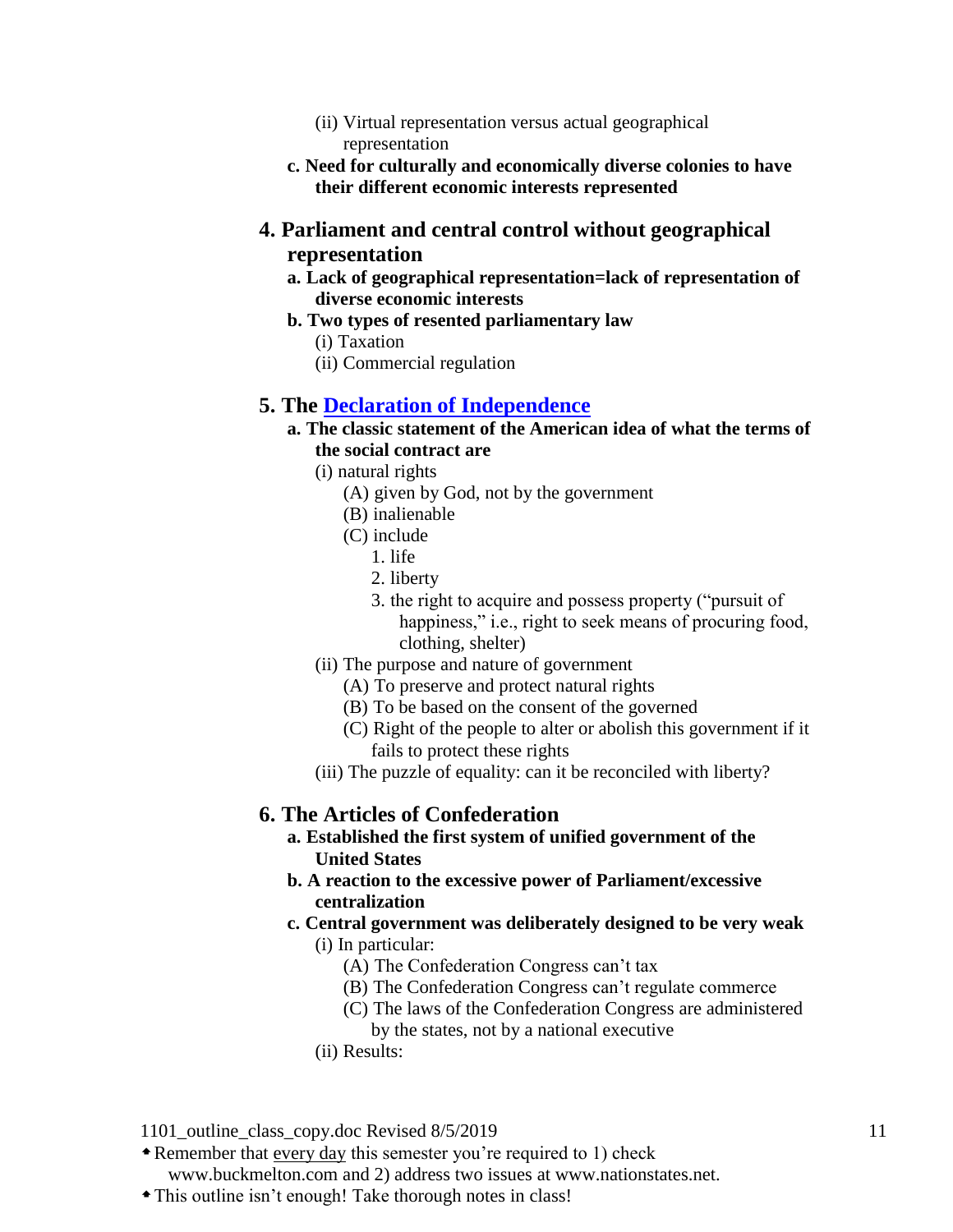(ii) Virtual representation versus actual geographical representation

**c. Need for culturally and economically diverse colonies to have their different economic interests represented**

## 4. Parliament and central control without geographical representation

**a. Lack of geographical representation=lack of representation of diverse economic interests**

**b. Two types of resented parliamentary law**

(i) Taxation

(ii) Commercial regulation

## 5. The [Declaration of Independence]

**a. The classic statement of the American idea of what the terms of the social contract are**

(i) natural rights

- (A) given by God, not by the government
- (B) inalienable
- (C) include
  1. life
  2. liberty
  3. the right to acquire and possess property ("pursuit of happiness," i.e., right to seek means of procuring food, clothing, shelter)

(ii) The purpose and nature of government

- (A) To preserve and protect natural rights
- (B) To be based on the consent of the governed
- (C) Right of the people to alter or abolish this government if it fails to protect these rights

(iii) The puzzle of equality: can it be reconciled with liberty?

## 6. The Articles of Confederation

**a. Established the first system of unified government of the United States**

**b. A reaction to the excessive power of Parliament/excessive centralization**

**c. Central government was deliberately designed to be very weak**

(i) In particular:

- (A) The Confederation Congress can't tax
- (B) The Confederation Congress can't regulate commerce
- (C) The laws of the Confederation Congress are administered by the states, not by a national executive

(ii) Results:

- Remember that every day this semester you're required to 1) check www.buckmelton.com and 2) address two issues at www.nationstates.net.
- This outline isn't enough! Take thorough notes in class!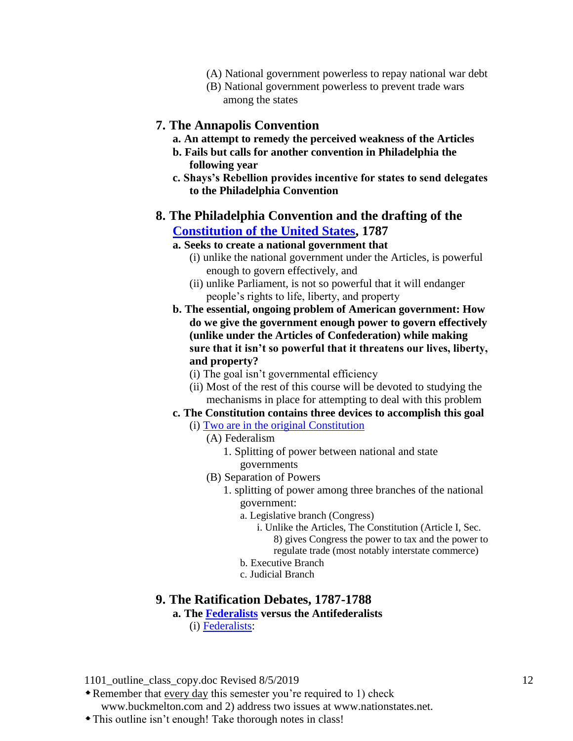- (A) National government powerless to repay national war debt
- (B) National government powerless to prevent trade wars among the states

## 7. The Annapolis Convention

- **a. An attempt to remedy the perceived weakness of the Articles**
- **b. Fails but calls for another convention in Philadelphia the following year**
- **c. Shays's Rebellion provides incentive for states to send delegates to the Philadelphia Convention**

## 8. The Philadelphia Convention and the drafting of the Constitution of the United States, 1787

- **a. Seeks to create a national government that**
  - (i) unlike the national government under the Articles, is powerful enough to govern effectively, and
  - (ii) unlike Parliament, is not so powerful that it will endanger people's rights to life, liberty, and property
- **b. The essential, ongoing problem of American government: How do we give the government enough power to govern effectively (unlike under the Articles of Confederation) while making sure that it isn't so powerful that it threatens our lives, liberty, and property?**
  - (i) The goal isn't governmental efficiency
  - (ii) Most of the rest of this course will be devoted to studying the mechanisms in place for attempting to deal with this problem
- **c. The Constitution contains three devices to accomplish this goal**
  - (i) Two are in the original Constitution
    - (A) Federalism
      - 1. Splitting of power between national and state governments
    - (B) Separation of Powers
      - 1. splitting of power among three branches of the national government:
        - a. Legislative branch (Congress)
          - i. Unlike the Articles, The Constitution (Article I, Sec. 8) gives Congress the power to tax and the power to regulate trade (most notably interstate commerce)
        - b. Executive Branch
        - c. Judicial Branch

## 9. The Ratification Debates, 1787-1788

- **a. The Federalists versus the Antifederalists**
  - (i) Federalists:

- Remember that every day this semester you're required to 1) check www.buckmelton.com and 2) address two issues at www.nationstates.net.
- This outline isn't enough! Take thorough notes in class!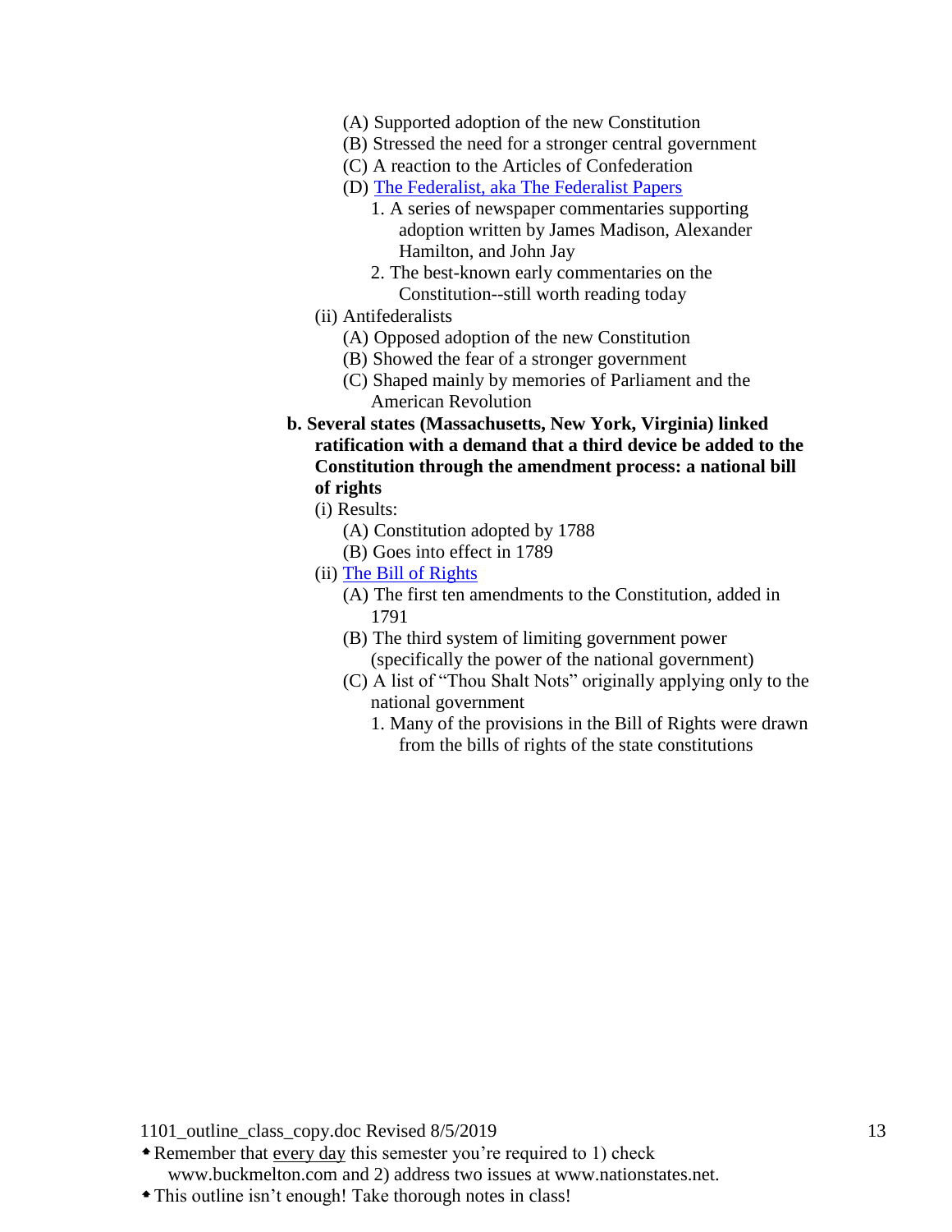- (A) Supported adoption of the new Constitution
- (B) Stressed the need for a stronger central government
- (C) A reaction to the Articles of Confederation
- (D) The Federalist, aka The Federalist Papers
  1. A series of newspaper commentaries supporting adoption written by James Madison, Alexander Hamilton, and John Jay
  2. The best-known early commentaries on the Constitution--still worth reading today

(ii) Antifederalists

- (A) Opposed adoption of the new Constitution
- (B) Showed the fear of a stronger government
- (C) Shaped mainly by memories of Parliament and the American Revolution

**b. Several states (Massachusetts, New York, Virginia) linked ratification with a demand that a third device be added to the Constitution through the amendment process: a national bill of rights**

(i) Results:

- (A) Constitution adopted by 1788
- (B) Goes into effect in 1789

(ii) The Bill of Rights

- (A) The first ten amendments to the Constitution, added in 1791
- (B) The third system of limiting government power (specifically the power of the national government)
- (C) A list of "Thou Shalt Nots" originally applying only to the national government
  1. Many of the provisions in the Bill of Rights were drawn from the bills of rights of the state constitutions

1101_outline_class_copy.doc Revised 8/5/2019

- Remember that every day this semester you're required to 1) check www.buckmelton.com and 2) address two issues at www.nationstates.net.
- This outline isn't enough! Take thorough notes in class!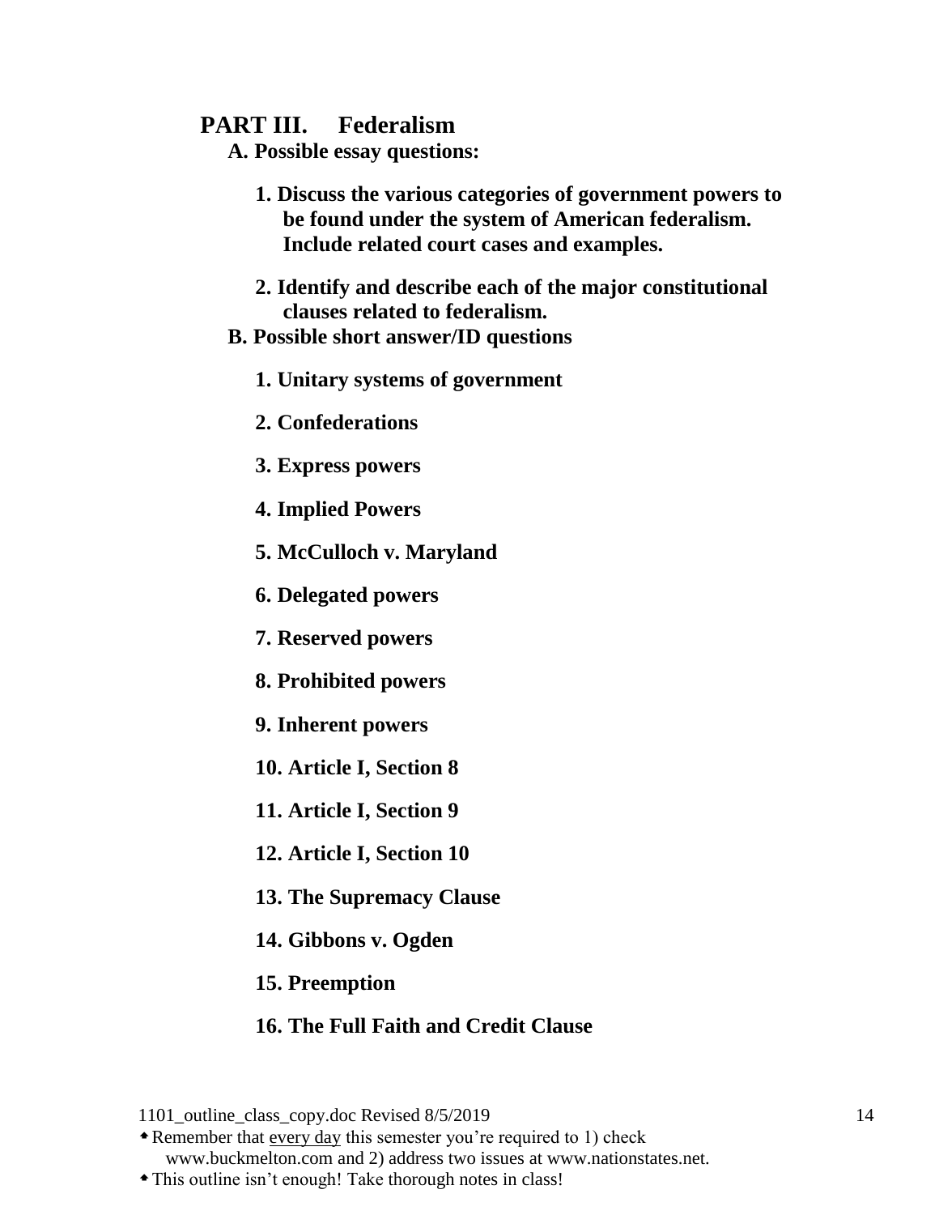## PART III. Federalism

**A. Possible essay questions:**

1. **Discuss the various categories of government powers to be found under the system of American federalism. Include related court cases and examples.**

2. **Identify and describe each of the major constitutional clauses related to federalism.**

**B. Possible short answer/ID questions**

1. **Unitary systems of government**

2. **Confederations**

3. **Express powers**

4. **Implied Powers**

5. **McCulloch v. Maryland**

6. **Delegated powers**

7. **Reserved powers**

8. **Prohibited powers**

9. **Inherent powers**

10. **Article I, Section 8**

11. **Article I, Section 9**

12. **Article I, Section 10**

13. **The Supremacy Clause**

14. **Gibbons v. Ogden**

15. **Preemption**

16. **The Full Faith and Credit Clause**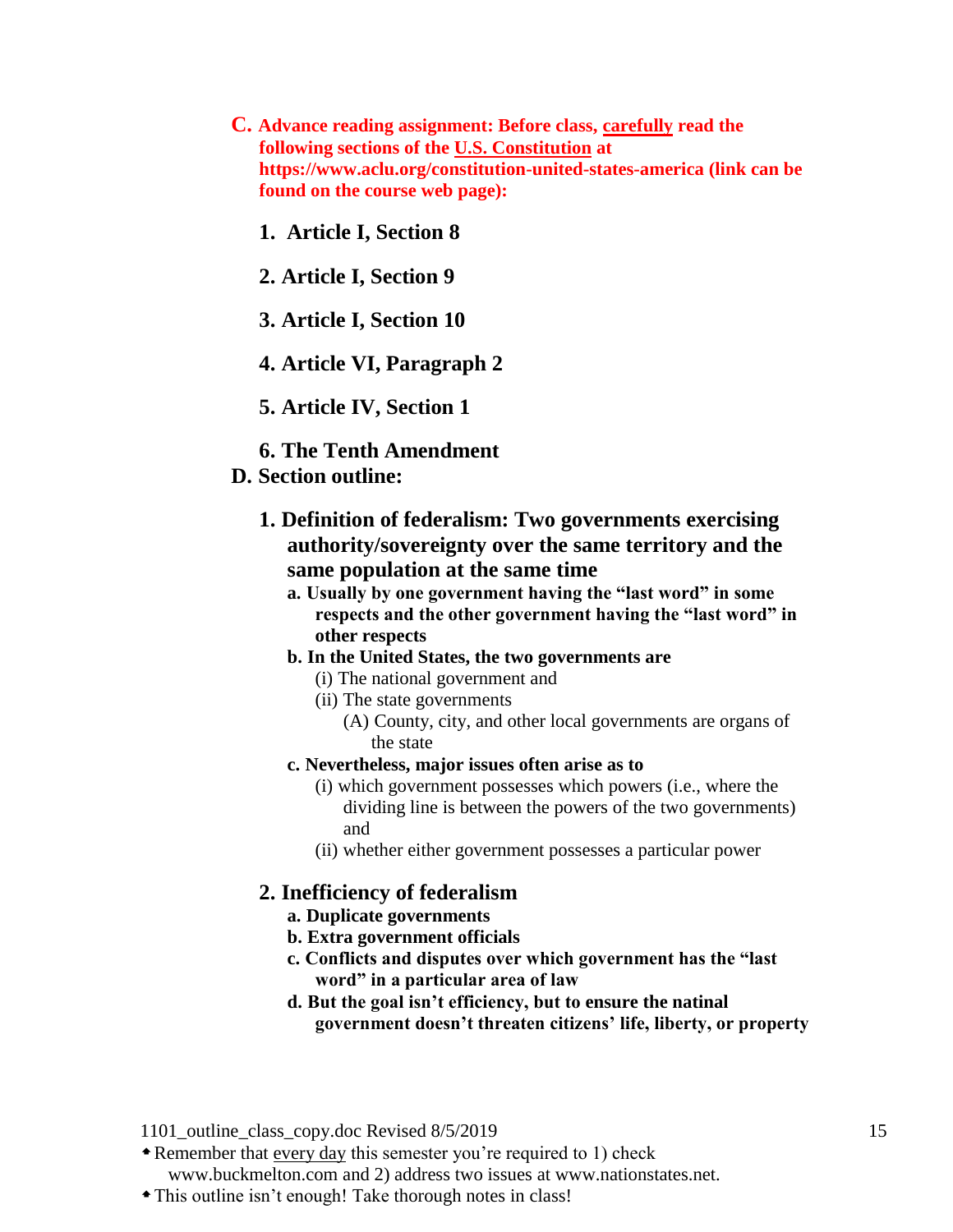**C. Advance reading assignment: Before class, carefully read the following sections of the U.S. Constitution at https://www.aclu.org/constitution-united-states-america (link can be found on the course web page):**

1. **Article I, Section 8**
2. **Article I, Section 9**
3. **Article I, Section 10**
4. **Article VI, Paragraph 2**
5. **Article IV, Section 1**
6. **The Tenth Amendment**

**D. Section outline:**

1. **Definition of federalism: Two governments exercising authority/sovereignty over the same territory and the same population at the same time**
   - **a. Usually by one government having the "last word" in some respects and the other government having the "last word" in other respects**
   - **b. In the United States, the two governments are**
     - (i) The national government and
     - (ii) The state governments
       - (A) County, city, and other local governments are organs of the state
   - **c. Nevertheless, major issues often arise as to**
     - (i) which government possesses which powers (i.e., where the dividing line is between the powers of the two governments) and
     - (ii) whether either government possesses a particular power

2. **Inefficiency of federalism**
   - **a. Duplicate governments**
   - **b. Extra government officials**
   - **c. Conflicts and disputes over which government has the "last word" in a particular area of law**
   - **d. But the goal isn't efficiency, but to ensure the natinal government doesn't threaten citizens' life, liberty, or property**

- Remember that every day this semester you're required to 1) check www.buckmelton.com and 2) address two issues at www.nationstates.net.
- This outline isn't enough! Take thorough notes in class!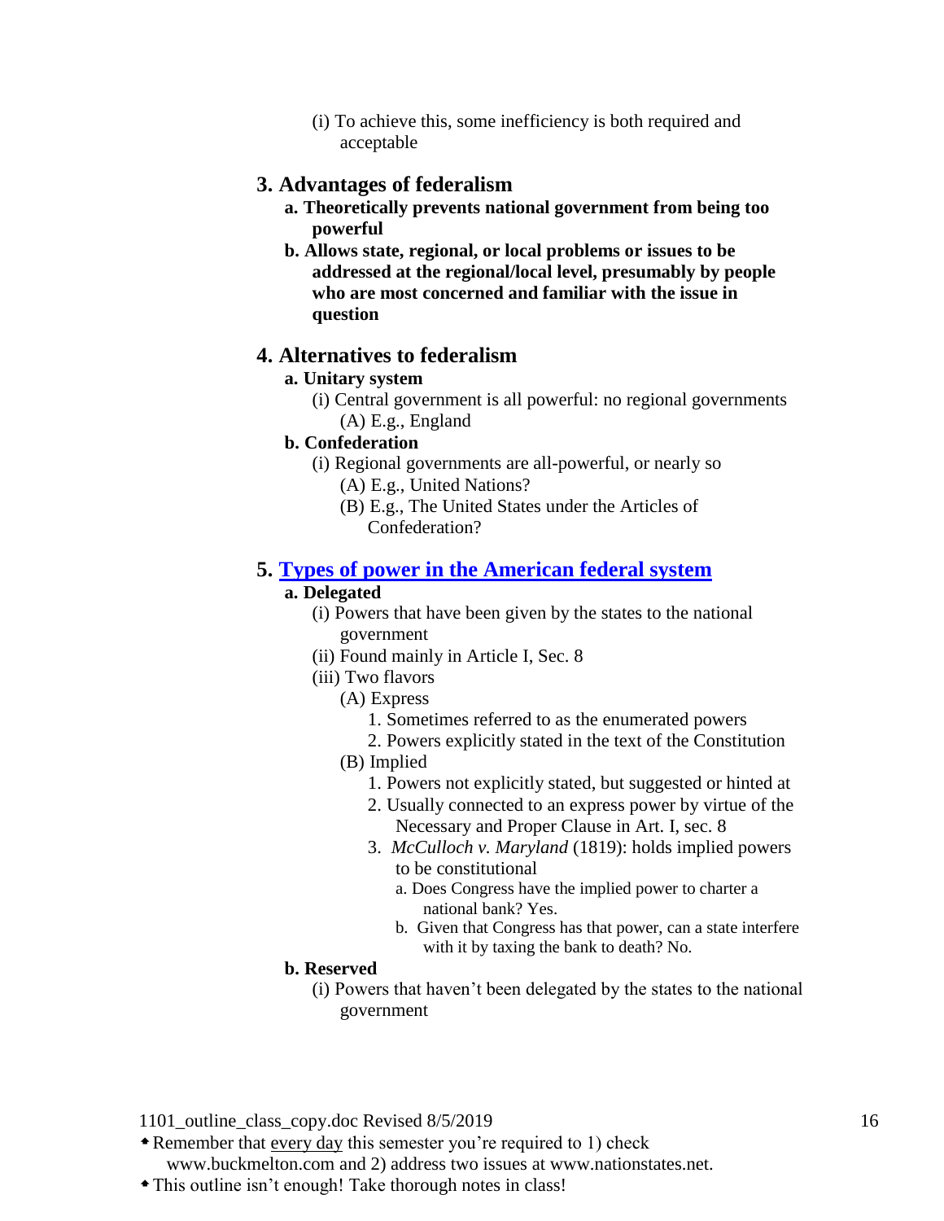- (i) To achieve this, some inefficiency is both required and acceptable

## 3. Advantages of federalism

- **a. Theoretically prevents national government from being too powerful**
- **b. Allows state, regional, or local problems or issues to be addressed at the regional/local level, presumably by people who are most concerned and familiar with the issue in question**

## 4. Alternatives to federalism

- **a. Unitary system**
  - (i) Central government is all powerful: no regional governments
    - (A) E.g., England
- **b. Confederation**
  - (i) Regional governments are all-powerful, or nearly so
    - (A) E.g., United Nations?
    - (B) E.g., The United States under the Articles of Confederation?

## 5. Types of power in the American federal system

- **a. Delegated**
  - (i) Powers that have been given by the states to the national government
  - (ii) Found mainly in Article I, Sec. 8
  - (iii) Two flavors
    - (A) Express
      1. Sometimes referred to as the enumerated powers
      2. Powers explicitly stated in the text of the Constitution
    - (B) Implied
      1. Powers not explicitly stated, but suggested or hinted at
      2. Usually connected to an express power by virtue of the Necessary and Proper Clause in Art. I, sec. 8
      3. *McCulloch v. Maryland* (1819): holds implied powers to be constitutional
         - a. Does Congress have the implied power to charter a national bank? Yes.
         - b. Given that Congress has that power, can a state interfere with it by taxing the bank to death? No.
- **b. Reserved**
  - (i) Powers that haven't been delegated by the states to the national government

1101_outline_class_copy.doc Revised 8/5/2019

- Remember that every day this semester you're required to 1) check www.buckmelton.com and 2) address two issues at www.nationstates.net.
- This outline isn't enough! Take thorough notes in class!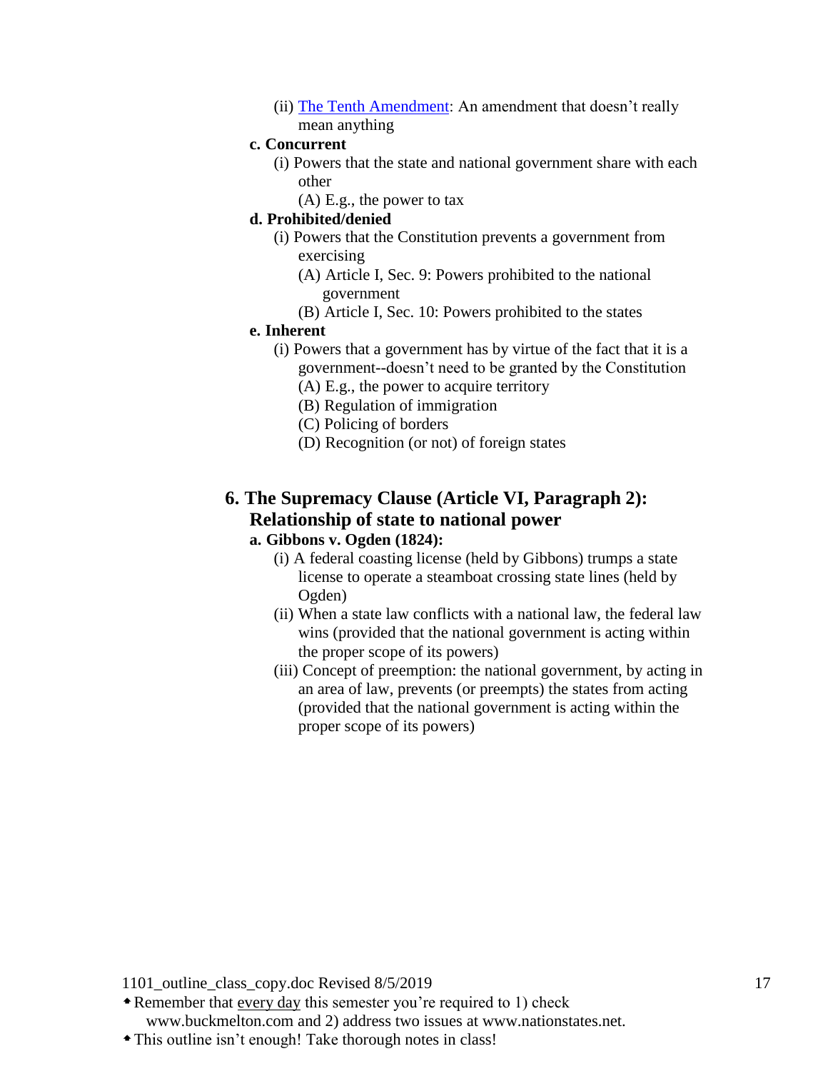(ii) [The Tenth Amendment]: An amendment that doesn't really mean anything

**c. Concurrent**

(i) Powers that the state and national government share with each other

(A) E.g., the power to tax

**d. Prohibited/denied**

(i) Powers that the Constitution prevents a government from exercising

(A) Article I, Sec. 9: Powers prohibited to the national government

(B) Article I, Sec. 10: Powers prohibited to the states

**e. Inherent**

(i) Powers that a government has by virtue of the fact that it is a government--doesn't need to be granted by the Constitution

(A) E.g., the power to acquire territory

(B) Regulation of immigration

(C) Policing of borders

(D) Recognition (or not) of foreign states

## 6. The Supremacy Clause (Article VI, Paragraph 2): Relationship of state to national power

**a. Gibbons v. Ogden (1824):**

(i) A federal coasting license (held by Gibbons) trumps a state license to operate a steamboat crossing state lines (held by Ogden)

(ii) When a state law conflicts with a national law, the federal law wins (provided that the national government is acting within the proper scope of its powers)

(iii) Concept of preemption: the national government, by acting in an area of law, prevents (or preempts) the states from acting (provided that the national government is acting within the proper scope of its powers)

* Remember that <u>every day</u> this semester you're required to 1) check www.buckmelton.com and 2) address two issues at www.nationstates.net.
* This outline isn't enough! Take thorough notes in class!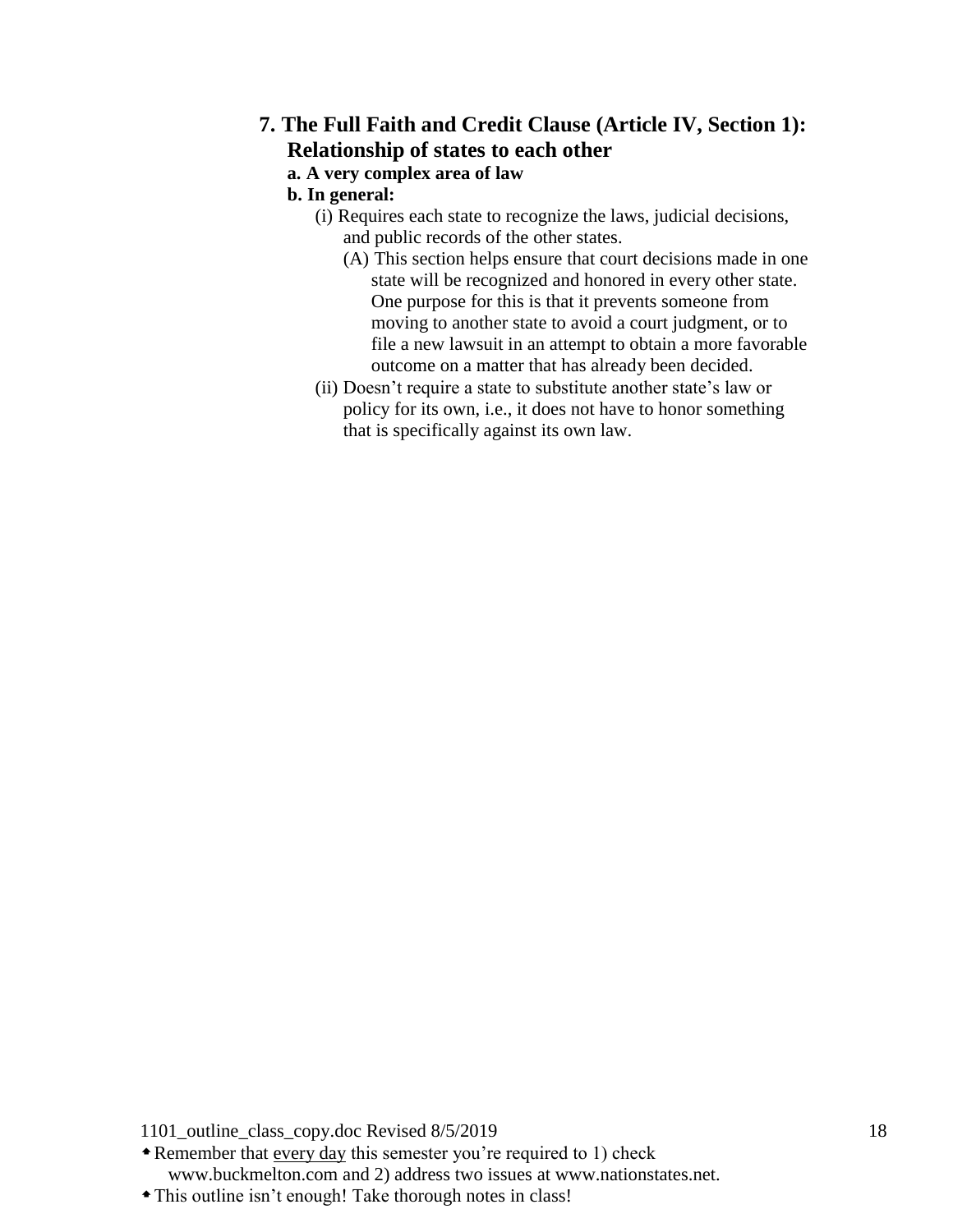## 7. The Full Faith and Credit Clause (Article IV, Section 1): Relationship of states to each other

**a. A very complex area of law**

**b. In general:**

- (i) Requires each state to recognize the laws, judicial decisions, and public records of the other states.
  - (A) This section helps ensure that court decisions made in one state will be recognized and honored in every other state. One purpose for this is that it prevents someone from moving to another state to avoid a court judgment, or to file a new lawsuit in an attempt to obtain a more favorable outcome on a matter that has already been decided.
- (ii) Doesn't require a state to substitute another state's law or policy for its own, i.e., it does not have to honor something that is specifically against its own law.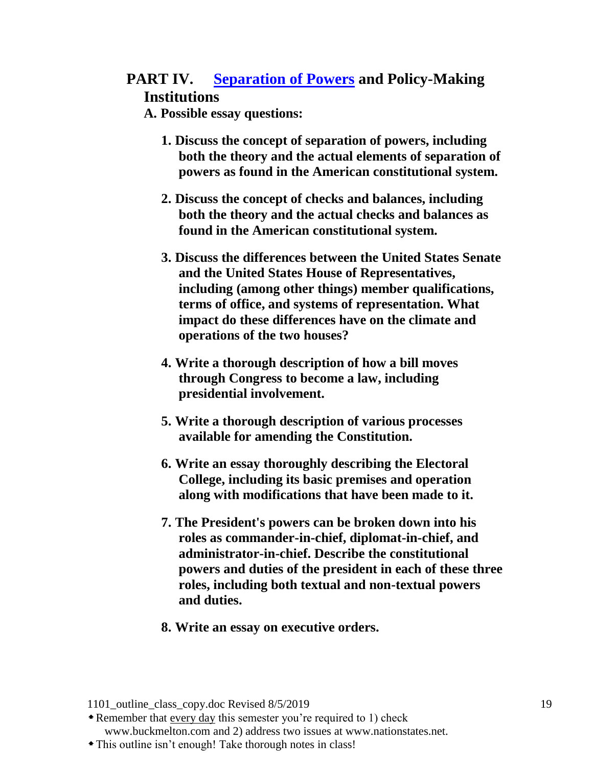## PART IV. [Separation of Powers] and Policy-Making Institutions

**A. Possible essay questions:**

1. **Discuss the concept of separation of powers, including both the theory and the actual elements of separation of powers as found in the American constitutional system.**

2. **Discuss the concept of checks and balances, including both the theory and the actual checks and balances as found in the American constitutional system.**

3. **Discuss the differences between the United States Senate and the United States House of Representatives, including (among other things) member qualifications, terms of office, and systems of representation. What impact do these differences have on the climate and operations of the two houses?**

4. **Write a thorough description of how a bill moves through Congress to become a law, including presidential involvement.**

5. **Write a thorough description of various processes available for amending the Constitution.**

6. **Write an essay thoroughly describing the Electoral College, including its basic premises and operation along with modifications that have been made to it.**

7. **The President's powers can be broken down into his roles as commander-in-chief, diplomat-in-chief, and administrator-in-chief. Describe the constitutional powers and duties of the president in each of these three roles, including both textual and non-textual powers and duties.**

8. **Write an essay on executive orders.**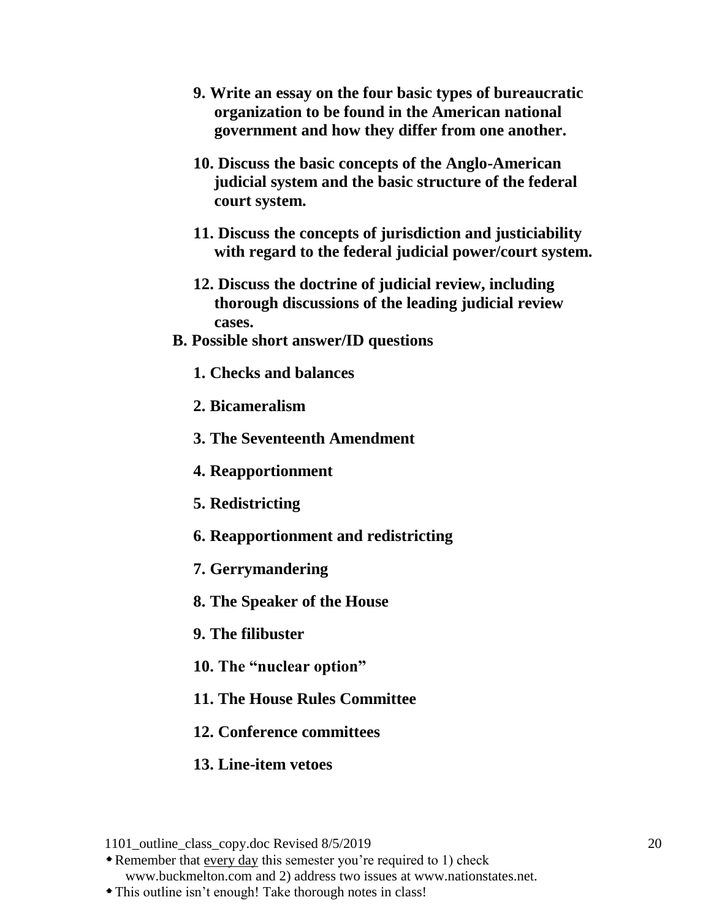**9. Write an essay on the four basic types of bureaucratic organization to be found in the American national government and how they differ from one another.**

**10. Discuss the basic concepts of the Anglo-American judicial system and the basic structure of the federal court system.**

**11. Discuss the concepts of jurisdiction and justiciability with regard to the federal judicial power/court system.**

**12. Discuss the doctrine of judicial review, including thorough discussions of the leading judicial review cases.**

**B. Possible short answer/ID questions**

**1. Checks and balances**

**2. Bicameralism**

**3. The Seventeenth Amendment**

**4. Reapportionment**

**5. Redistricting**

**6. Reapportionment and redistricting**

**7. Gerrymandering**

**8. The Speaker of the House**

**9. The filibuster**

**10. The "nuclear option"**

**11. The House Rules Committee**

**12. Conference committees**

**13. Line-item vetoes**

1101_outline_class_copy.doc Revised 8/5/2019

- Remember that every day this semester you're required to 1) check www.buckmelton.com and 2) address two issues at www.nationstates.net.
- This outline isn't enough! Take thorough notes in class!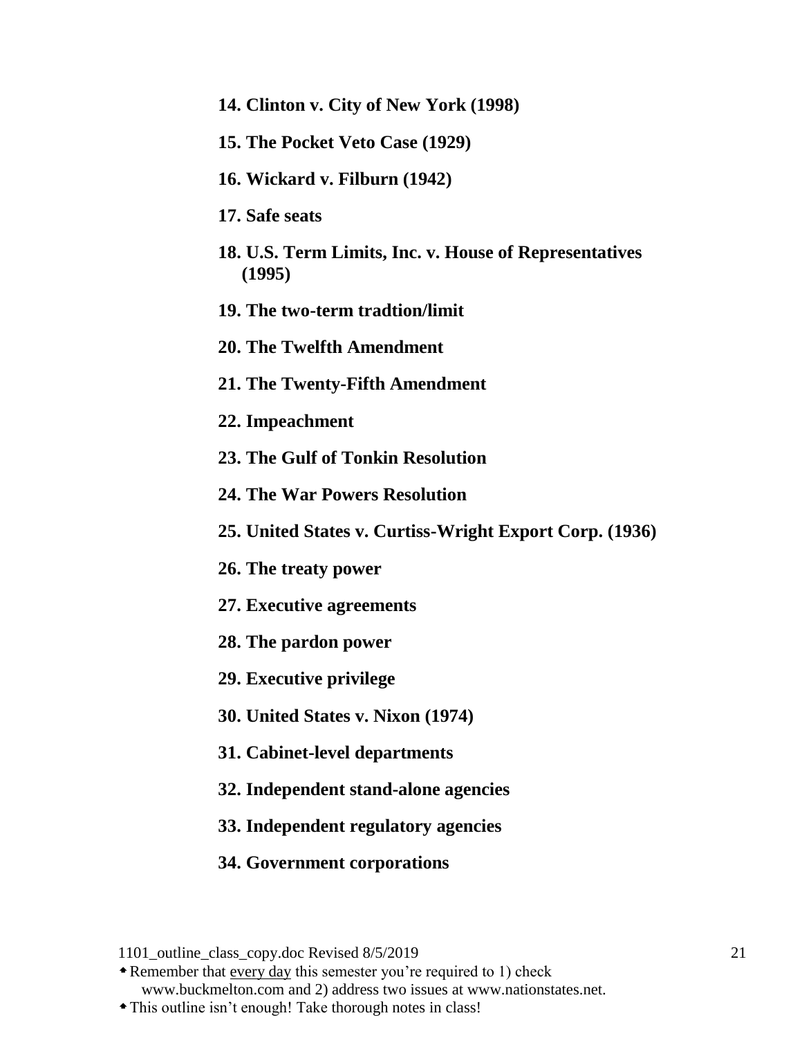**14. Clinton v. City of New York (1998)**

**15. The Pocket Veto Case (1929)**

**16. Wickard v. Filburn (1942)**

**17. Safe seats**

**18. U.S. Term Limits, Inc. v. House of Representatives (1995)**

**19. The two-term tradtion/limit**

**20. The Twelfth Amendment**

**21. The Twenty-Fifth Amendment**

**22. Impeachment**

**23. The Gulf of Tonkin Resolution**

**24. The War Powers Resolution**

**25. United States v. Curtiss-Wright Export Corp. (1936)**

**26. The treaty power**

**27. Executive agreements**

**28. The pardon power**

**29. Executive privilege**

**30. United States v. Nixon (1974)**

**31. Cabinet-level departments**

**32. Independent stand-alone agencies**

**33. Independent regulatory agencies**

**34. Government corporations**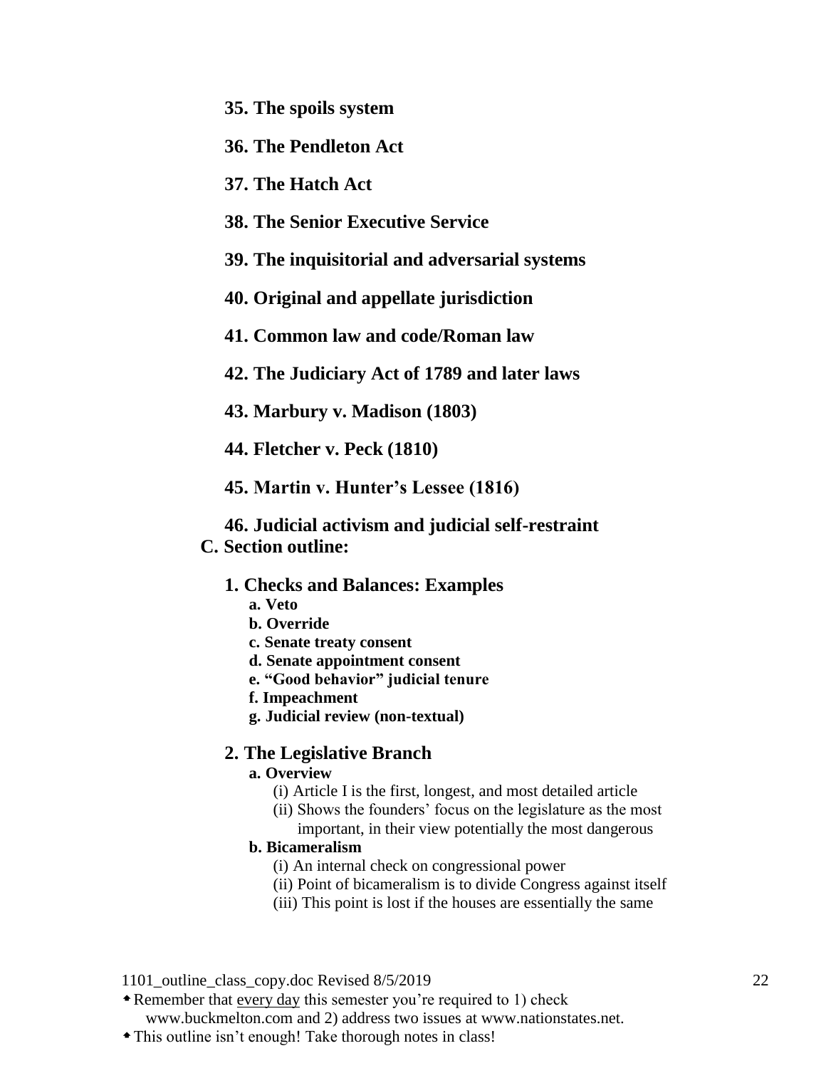**35. The spoils system**

**36. The Pendleton Act**

**37. The Hatch Act**

**38. The Senior Executive Service**

**39. The inquisitorial and adversarial systems**

**40. Original and appellate jurisdiction**

**41. Common law and code/Roman law**

**42. The Judiciary Act of 1789 and later laws**

**43. Marbury v. Madison (1803)**

**44. Fletcher v. Peck (1810)**

**45. Martin v. Hunter's Lessee (1816)**

**46. Judicial activism and judicial self-restraint**

## C. Section outline:

### 1. Checks and Balances: Examples

- **a. Veto**
- **b. Override**
- **c. Senate treaty consent**
- **d. Senate appointment consent**
- **e. "Good behavior" judicial tenure**
- **f. Impeachment**
- **g. Judicial review (non-textual)**

### 2. The Legislative Branch

**a. Overview**

- (i) Article I is the first, longest, and most detailed article
- (ii) Shows the founders' focus on the legislature as the most important, in their view potentially the most dangerous

**b. Bicameralism**

- (i) An internal check on congressional power
- (ii) Point of bicameralism is to divide Congress against itself
- (iii) This point is lost if the houses are essentially the same

- Remember that every day this semester you're required to 1) check www.buckmelton.com and 2) address two issues at www.nationstates.net.
- This outline isn't enough! Take thorough notes in class!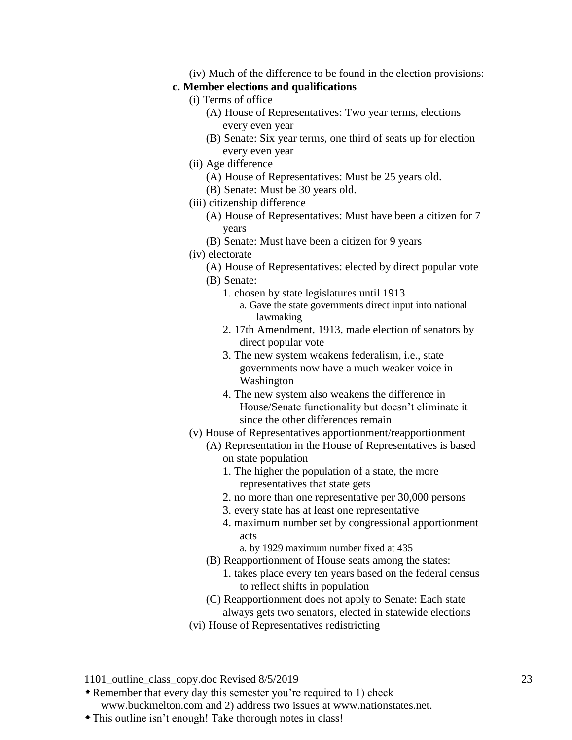(iv) Much of the difference to be found in the election provisions:

**c. Member elections and qualifications**

- (i) Terms of office
  - (A) House of Representatives: Two year terms, elections every even year
  - (B) Senate: Six year terms, one third of seats up for election every even year
- (ii) Age difference
  - (A) House of Representatives: Must be 25 years old.
  - (B) Senate: Must be 30 years old.
- (iii) citizenship difference
  - (A) House of Representatives: Must have been a citizen for 7 years
  - (B) Senate: Must have been a citizen for 9 years
- (iv) electorate
  - (A) House of Representatives: elected by direct popular vote
  - (B) Senate:
    1. chosen by state legislatures until 1913
       - a. Gave the state governments direct input into national lawmaking
    2. 17th Amendment, 1913, made election of senators by direct popular vote
    3. The new system weakens federalism, i.e., state governments now have a much weaker voice in Washington
    4. The new system also weakens the difference in House/Senate functionality but doesn't eliminate it since the other differences remain
- (v) House of Representatives apportionment/reapportionment
  - (A) Representation in the House of Representatives is based on state population
    1. The higher the population of a state, the more representatives that state gets
    2. no more than one representative per 30,000 persons
    3. every state has at least one representative
    4. maximum number set by congressional apportionment acts
       - a. by 1929 maximum number fixed at 435
  - (B) Reapportionment of House seats among the states:
    1. takes place every ten years based on the federal census to reflect shifts in population
  - (C) Reapportionment does not apply to Senate: Each state always gets two senators, elected in statewide elections
- (vi) House of Representatives redistricting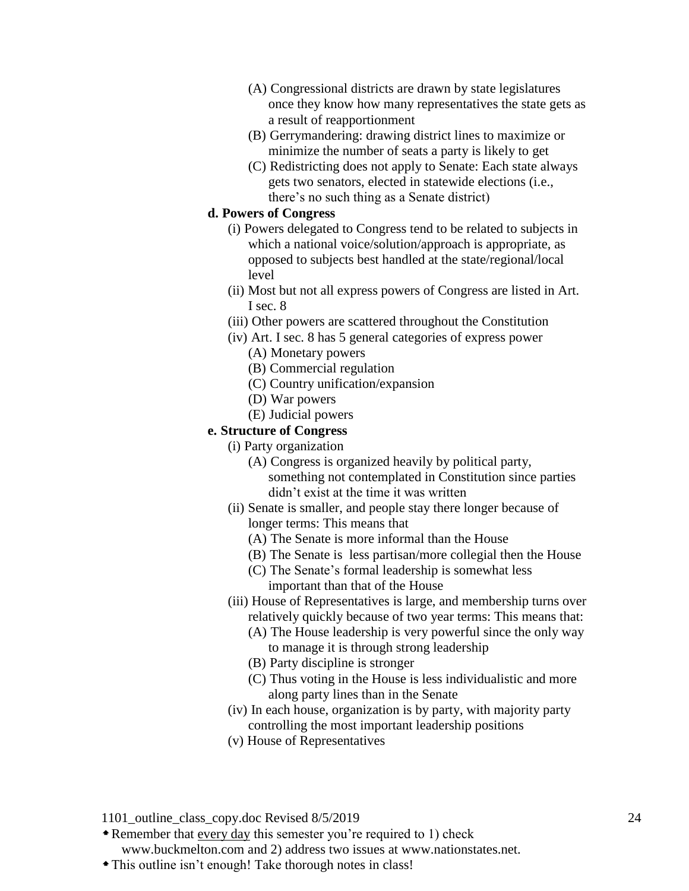- (A) Congressional districts are drawn by state legislatures once they know how many representatives the state gets as a result of reapportionment
- (B) Gerrymandering: drawing district lines to maximize or minimize the number of seats a party is likely to get
- (C) Redistricting does not apply to Senate: Each state always gets two senators, elected in statewide elections (i.e., there's no such thing as a Senate district)

**d. Powers of Congress**

- (i) Powers delegated to Congress tend to be related to subjects in which a national voice/solution/approach is appropriate, as opposed to subjects best handled at the state/regional/local level
- (ii) Most but not all express powers of Congress are listed in Art. I sec. 8
- (iii) Other powers are scattered throughout the Constitution
- (iv) Art. I sec. 8 has 5 general categories of express power
  - (A) Monetary powers
  - (B) Commercial regulation
  - (C) Country unification/expansion
  - (D) War powers
  - (E) Judicial powers

**e. Structure of Congress**

- (i) Party organization
  - (A) Congress is organized heavily by political party, something not contemplated in Constitution since parties didn't exist at the time it was written
- (ii) Senate is smaller, and people stay there longer because of longer terms: This means that
  - (A) The Senate is more informal than the House
  - (B) The Senate is less partisan/more collegial then the House
  - (C) The Senate's formal leadership is somewhat less important than that of the House
- (iii) House of Representatives is large, and membership turns over relatively quickly because of two year terms: This means that:
  - (A) The House leadership is very powerful since the only way to manage it is through strong leadership
  - (B) Party discipline is stronger
  - (C) Thus voting in the House is less individualistic and more along party lines than in the Senate
- (iv) In each house, organization is by party, with majority party controlling the most important leadership positions
- (v) House of Representatives

1101_outline_class_copy.doc Revised 8/5/2019

- Remember that <u>every day</u> this semester you're required to 1) check www.buckmelton.com and 2) address two issues at www.nationstates.net.
- This outline isn't enough! Take thorough notes in class!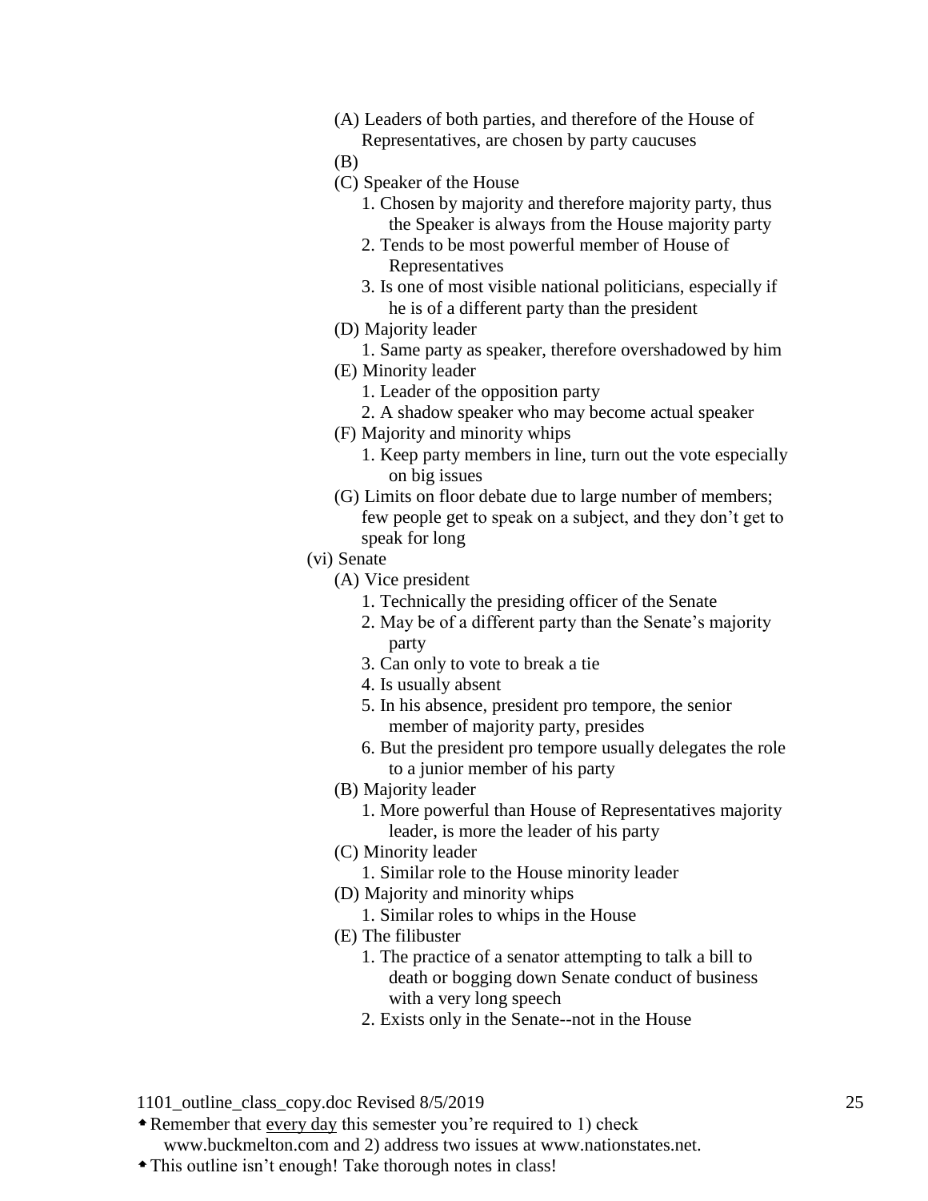- (A) Leaders of both parties, and therefore of the House of Representatives, are chosen by party caucuses
- (B)
- (C) Speaker of the House
  1. Chosen by majority and therefore majority party, thus the Speaker is always from the House majority party
  2. Tends to be most powerful member of House of Representatives
  3. Is one of most visible national politicians, especially if he is of a different party than the president
- (D) Majority leader
  1. Same party as speaker, therefore overshadowed by him
- (E) Minority leader
  1. Leader of the opposition party
  2. A shadow speaker who may become actual speaker
- (F) Majority and minority whips
  1. Keep party members in line, turn out the vote especially on big issues
- (G) Limits on floor debate due to large number of members; few people get to speak on a subject, and they don't get to speak for long

(vi) Senate

- (A) Vice president
  1. Technically the presiding officer of the Senate
  2. May be of a different party than the Senate's majority party
  3. Can only to vote to break a tie
  4. Is usually absent
  5. In his absence, president pro tempore, the senior member of majority party, presides
  6. But the president pro tempore usually delegates the role to a junior member of his party
- (B) Majority leader
  1. More powerful than House of Representatives majority leader, is more the leader of his party
- (C) Minority leader
  1. Similar role to the House minority leader
- (D) Majority and minority whips
  1. Similar roles to whips in the House
- (E) The filibuster
  1. The practice of a senator attempting to talk a bill to death or bogging down Senate conduct of business with a very long speech
  2. Exists only in the Senate--not in the House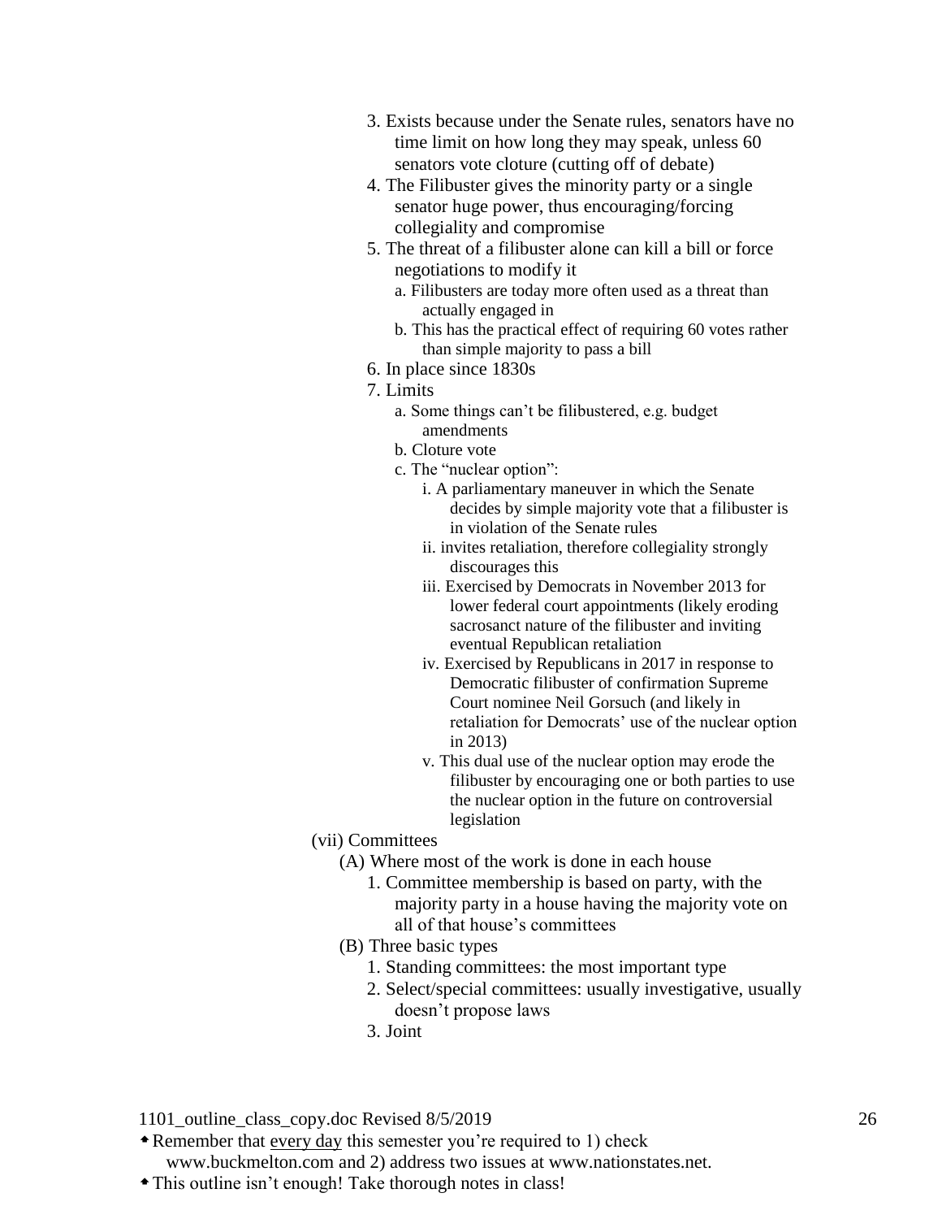3. Exists because under the Senate rules, senators have no time limit on how long they may speak, unless 60 senators vote cloture (cutting off of debate)
4. The Filibuster gives the minority party or a single senator huge power, thus encouraging/forcing collegiality and compromise
5. The threat of a filibuster alone can kill a bill or force negotiations to modify it
    a. Filibusters are today more often used as a threat than actually engaged in
    b. This has the practical effect of requiring 60 votes rather than simple majority to pass a bill
6. In place since 1830s
7. Limits
    a. Some things can't be filibustered, e.g. budget amendments
    b. Cloture vote
    c. The "nuclear option":
        i. A parliamentary maneuver in which the Senate decides by simple majority vote that a filibuster is in violation of the Senate rules
        ii. invites retaliation, therefore collegiality strongly discourages this
        iii. Exercised by Democrats in November 2013 for lower federal court appointments (likely eroding sacrosanct nature of the filibuster and inviting eventual Republican retaliation
        iv. Exercised by Republicans in 2017 in response to Democratic filibuster of confirmation Supreme Court nominee Neil Gorsuch (and likely in retaliation for Democrats' use of the nuclear option in 2013)
        v. This dual use of the nuclear option may erode the filibuster by encouraging one or both parties to use the nuclear option in the future on controversial legislation

(vii) Committees

- (A) Where most of the work is done in each house
    1. Committee membership is based on party, with the majority party in a house having the majority vote on all of that house's committees
- (B) Three basic types
    1. Standing committees: the most important type
    2. Select/special committees: usually investigative, usually doesn't propose laws
    3. Joint

- Remember that every day this semester you're required to 1) check www.buckmelton.com and 2) address two issues at www.nationstates.net.
- This outline isn't enough! Take thorough notes in class!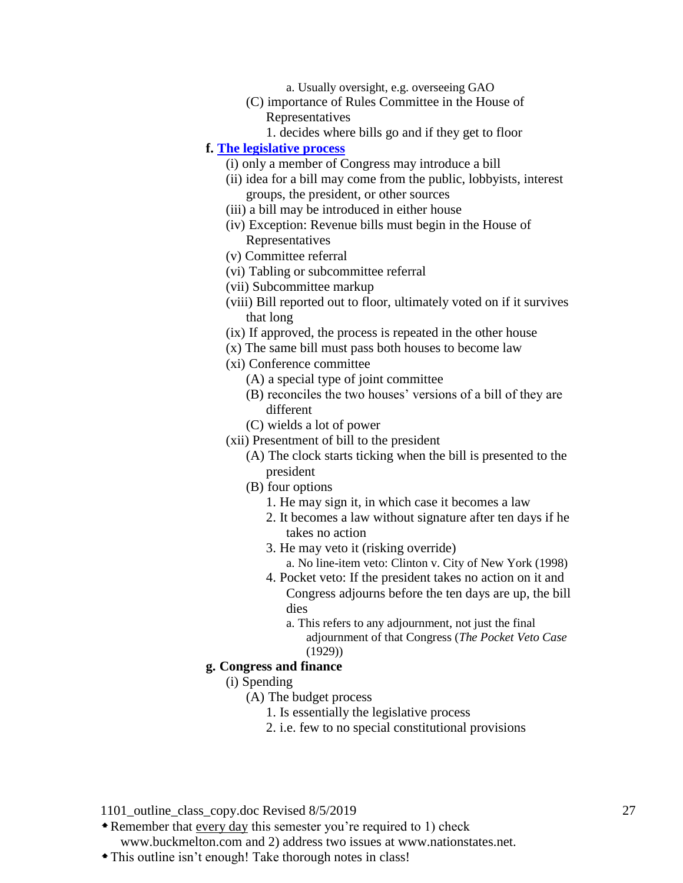a. Usually oversight, e.g. overseeing GAO
        (C) importance of Rules Committee in the House of Representatives
            1. decides where bills go and if they get to floor

**f. [The legislative process]()**

- (i) only a member of Congress may introduce a bill
- (ii) idea for a bill may come from the public, lobbyists, interest groups, the president, or other sources
- (iii) a bill may be introduced in either house
- (iv) Exception: Revenue bills must begin in the House of Representatives
- (v) Committee referral
- (vi) Tabling or subcommittee referral
- (vii) Subcommittee markup
- (viii) Bill reported out to floor, ultimately voted on if it survives that long
- (ix) If approved, the process is repeated in the other house
- (x) The same bill must pass both houses to become law
- (xi) Conference committee
    - (A) a special type of joint committee
    - (B) reconciles the two houses' versions of a bill of they are different
    - (C) wields a lot of power
- (xii) Presentment of bill to the president
    - (A) The clock starts ticking when the bill is presented to the president
    - (B) four options
        1. He may sign it, in which case it becomes a law
        2. It becomes a law without signature after ten days if he takes no action
        3. He may veto it (risking override)
            - a. No line-item veto: Clinton v. City of New York (1998)
        4. Pocket veto: If the president takes no action on it and Congress adjourns before the ten days are up, the bill dies
            - a. This refers to any adjournment, not just the final adjournment of that Congress (*The Pocket Veto Case* (1929))

**g. Congress and finance**

- (i) Spending
    - (A) The budget process
        1. Is essentially the legislative process
        2. i.e. few to no special constitutional provisions

1101_outline_class_copy.doc Revised 8/5/2019

- Remember that every day this semester you're required to 1) check www.buckmelton.com and 2) address two issues at www.nationstates.net.
- This outline isn't enough! Take thorough notes in class!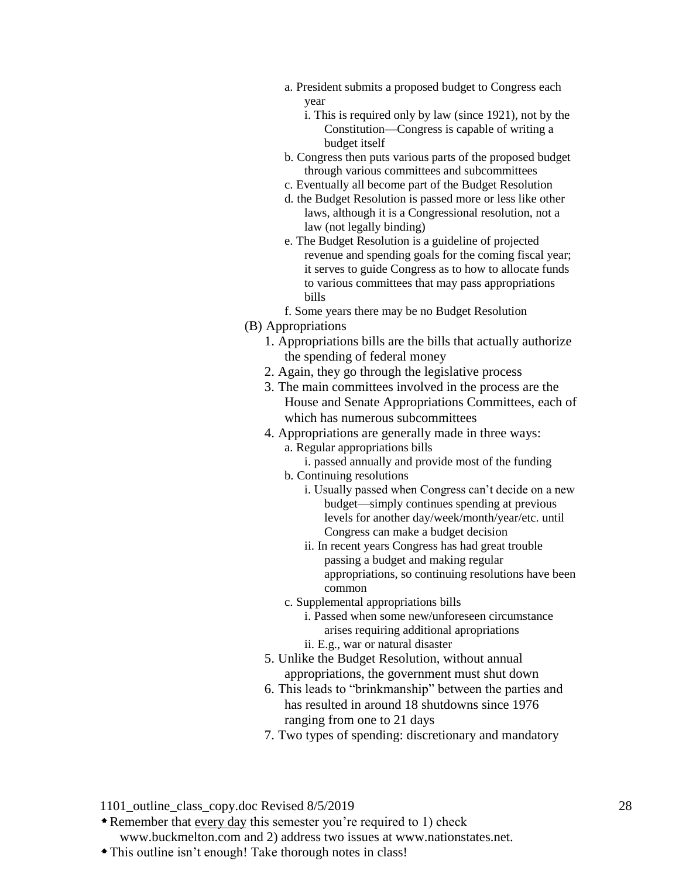- a. President submits a proposed budget to Congress each year
  - i. This is required only by law (since 1921), not by the Constitution—Congress is capable of writing a budget itself
- b. Congress then puts various parts of the proposed budget through various committees and subcommittees
- c. Eventually all become part of the Budget Resolution
- d. the Budget Resolution is passed more or less like other laws, although it is a Congressional resolution, not a law (not legally binding)
- e. The Budget Resolution is a guideline of projected revenue and spending goals for the coming fiscal year; it serves to guide Congress as to how to allocate funds to various committees that may pass appropriations bills
- f. Some years there may be no Budget Resolution

(B) Appropriations

1. Appropriations bills are the bills that actually authorize the spending of federal money
2. Again, they go through the legislative process
3. The main committees involved in the process are the House and Senate Appropriations Committees, each of which has numerous subcommittees
4. Appropriations are generally made in three ways:
   - a. Regular appropriations bills
     - i. passed annually and provide most of the funding
   - b. Continuing resolutions
     - i. Usually passed when Congress can't decide on a new budget—simply continues spending at previous levels for another day/week/month/year/etc. until Congress can make a budget decision
     - ii. In recent years Congress has had great trouble passing a budget and making regular appropriations, so continuing resolutions have been common
   - c. Supplemental appropriations bills
     - i. Passed when some new/unforeseen circumstance arises requiring additional apropriations
     - ii. E.g., war or natural disaster
5. Unlike the Budget Resolution, without annual appropriations, the government must shut down
6. This leads to "brinkmanship" between the parties and has resulted in around 18 shutdowns since 1976 ranging from one to 21 days
7. Two types of spending: discretionary and mandatory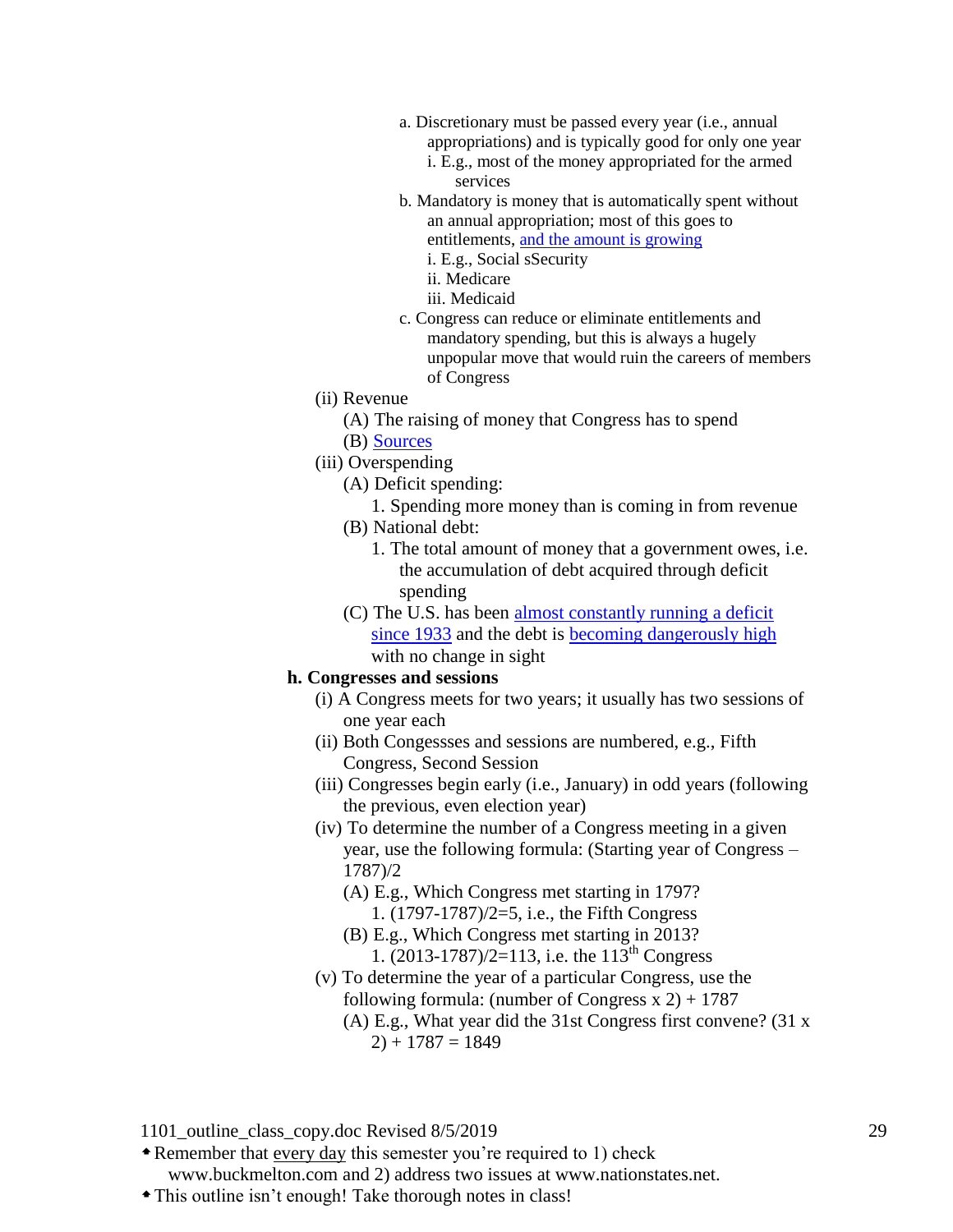- a. Discretionary must be passed every year (i.e., annual appropriations) and is typically good for only one year
  - i. E.g., most of the money appropriated for the armed services
- b. Mandatory is money that is automatically spent without an annual appropriation; most of this goes to entitlements, and the amount is growing
  - i. E.g., Social sSecurity
  - ii. Medicare
  - iii. Medicaid
- c. Congress can reduce or eliminate entitlements and mandatory spending, but this is always a hugely unpopular move that would ruin the careers of members of Congress

(ii) Revenue

- (A) The raising of money that Congress has to spend
- (B) Sources

(iii) Overspending

- (A) Deficit spending:
  1. Spending more money than is coming in from revenue
- (B) National debt:
  1. The total amount of money that a government owes, i.e. the accumulation of debt acquired through deficit spending
- (C) The U.S. has been almost constantly running a deficit since 1933 and the debt is becoming dangerously high with no change in sight

**h. Congresses and sessions**

(i) A Congress meets for two years; it usually has two sessions of one year each

(ii) Both Congessses and sessions are numbered, e.g., Fifth Congress, Second Session

(iii) Congresses begin early (i.e., January) in odd years (following the previous, even election year)

(iv) To determine the number of a Congress meeting in a given year, use the following formula: (Starting year of Congress – 1787)/2

- (A) E.g., Which Congress met starting in 1797?
  1. (1797-1787)/2=5, i.e., the Fifth Congress
- (B) E.g., Which Congress met starting in 2013?
  1. (2013-1787)/2=113, i.e. the 113th Congress

(v) To determine the year of a particular Congress, use the following formula: (number of Congress x 2) + 1787

- (A) E.g., What year did the 31st Congress first convene? (31 x 2) + 1787 = 1849

1101_outline_class_copy.doc Revised 8/5/2019

- Remember that every day this semester you're required to 1) check www.buckmelton.com and 2) address two issues at www.nationstates.net.
- This outline isn't enough! Take thorough notes in class!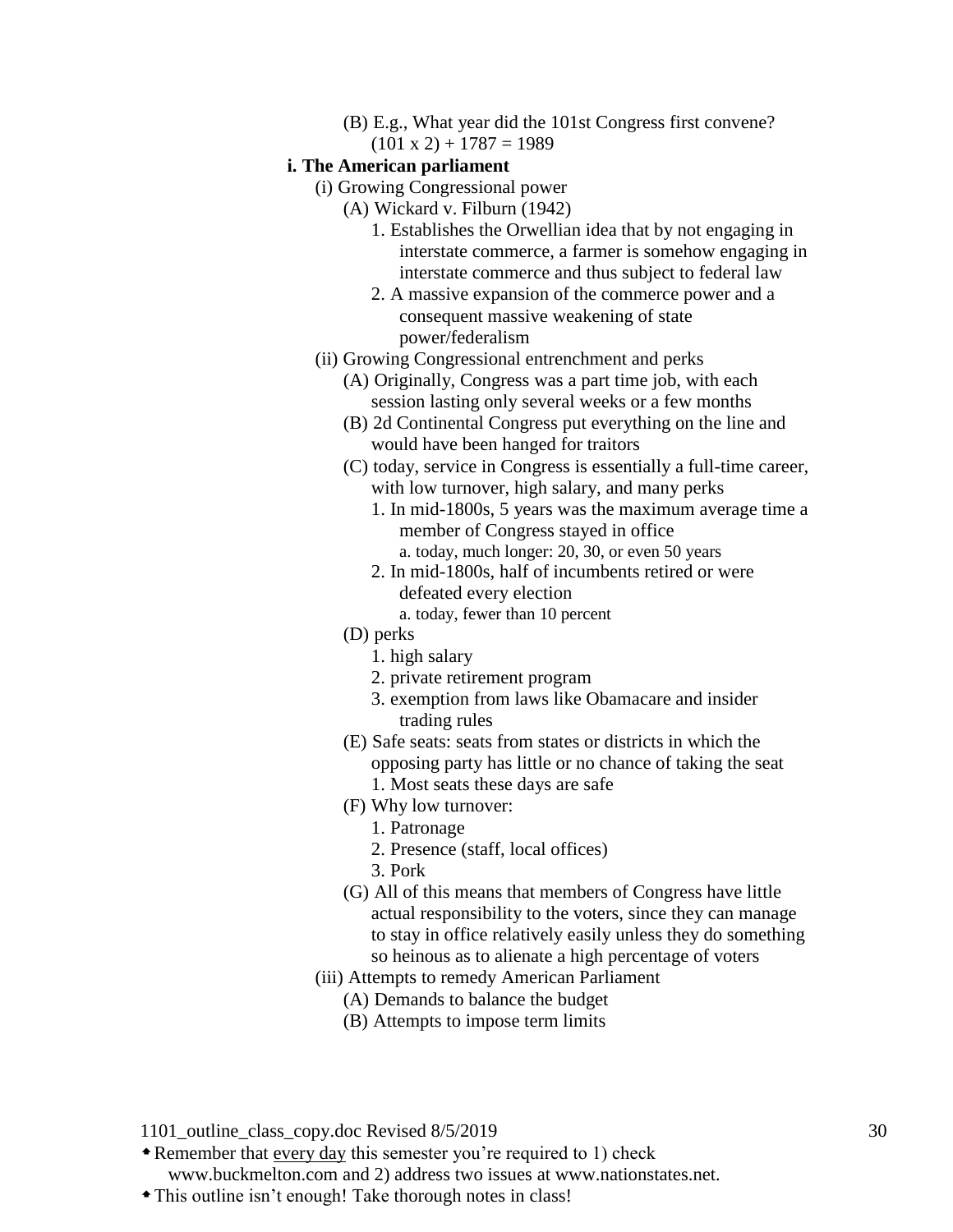(B) E.g., What year did the 101st Congress first convene? $(101 \times 2) + 1787 = 1989$

**i. The American parliament**

- (i) Growing Congressional power
  - (A) Wickard v. Filburn (1942)
    1. Establishes the Orwellian idea that by not engaging in interstate commerce, a farmer is somehow engaging in interstate commerce and thus subject to federal law
    2. A massive expansion of the commerce power and a consequent massive weakening of state power/federalism
- (ii) Growing Congressional entrenchment and perks
  - (A) Originally, Congress was a part time job, with each session lasting only several weeks or a few months
  - (B) 2d Continental Congress put everything on the line and would have been hanged for traitors
  - (C) today, service in Congress is essentially a full-time career, with low turnover, high salary, and many perks
    1. In mid-1800s, 5 years was the maximum average time a member of Congress stayed in office
       - a. today, much longer: 20, 30, or even 50 years
    2. In mid-1800s, half of incumbents retired or were defeated every election
       - a. today, fewer than 10 percent
  - (D) perks
    1. high salary
    2. private retirement program
    3. exemption from laws like Obamacare and insider trading rules
  - (E) Safe seats: seats from states or districts in which the opposing party has little or no chance of taking the seat
    1. Most seats these days are safe
  - (F) Why low turnover:
    1. Patronage
    2. Presence (staff, local offices)
    3. Pork
  - (G) All of this means that members of Congress have little actual responsibility to the voters, since they can manage to stay in office relatively easily unless they do something so heinous as to alienate a high percentage of voters
- (iii) Attempts to remedy American Parliament
  - (A) Demands to balance the budget
  - (B) Attempts to impose term limits

1101_outline_class_copy.doc Revised 8/5/2019

- Remember that every day this semester you're required to 1) check www.buckmelton.com and 2) address two issues at www.nationstates.net.
- This outline isn't enough! Take thorough notes in class!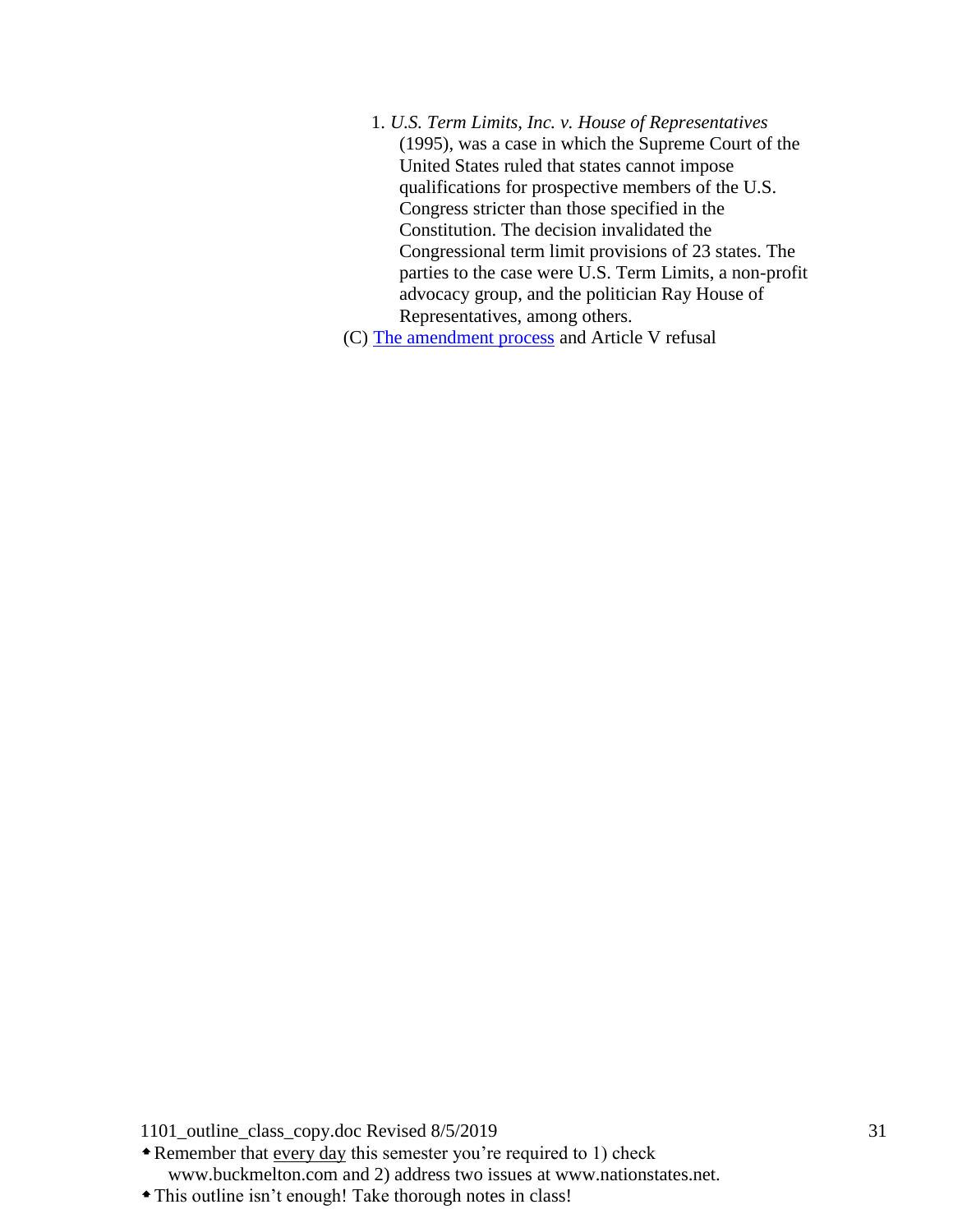1. *U.S. Term Limits, Inc. v. House of Representatives* (1995), was a case in which the Supreme Court of the United States ruled that states cannot impose qualifications for prospective members of the U.S. Congress stricter than those specified in the Constitution. The decision invalidated the Congressional term limit provisions of 23 states. The parties to the case were U.S. Term Limits, a non-profit advocacy group, and the politician Ray House of Representatives, among others.

(C) The amendment process and Article V refusal

* Remember that <u>every day</u> this semester you're required to 1) check www.buckmelton.com and 2) address two issues at www.nationstates.net.
* This outline isn't enough! Take thorough notes in class!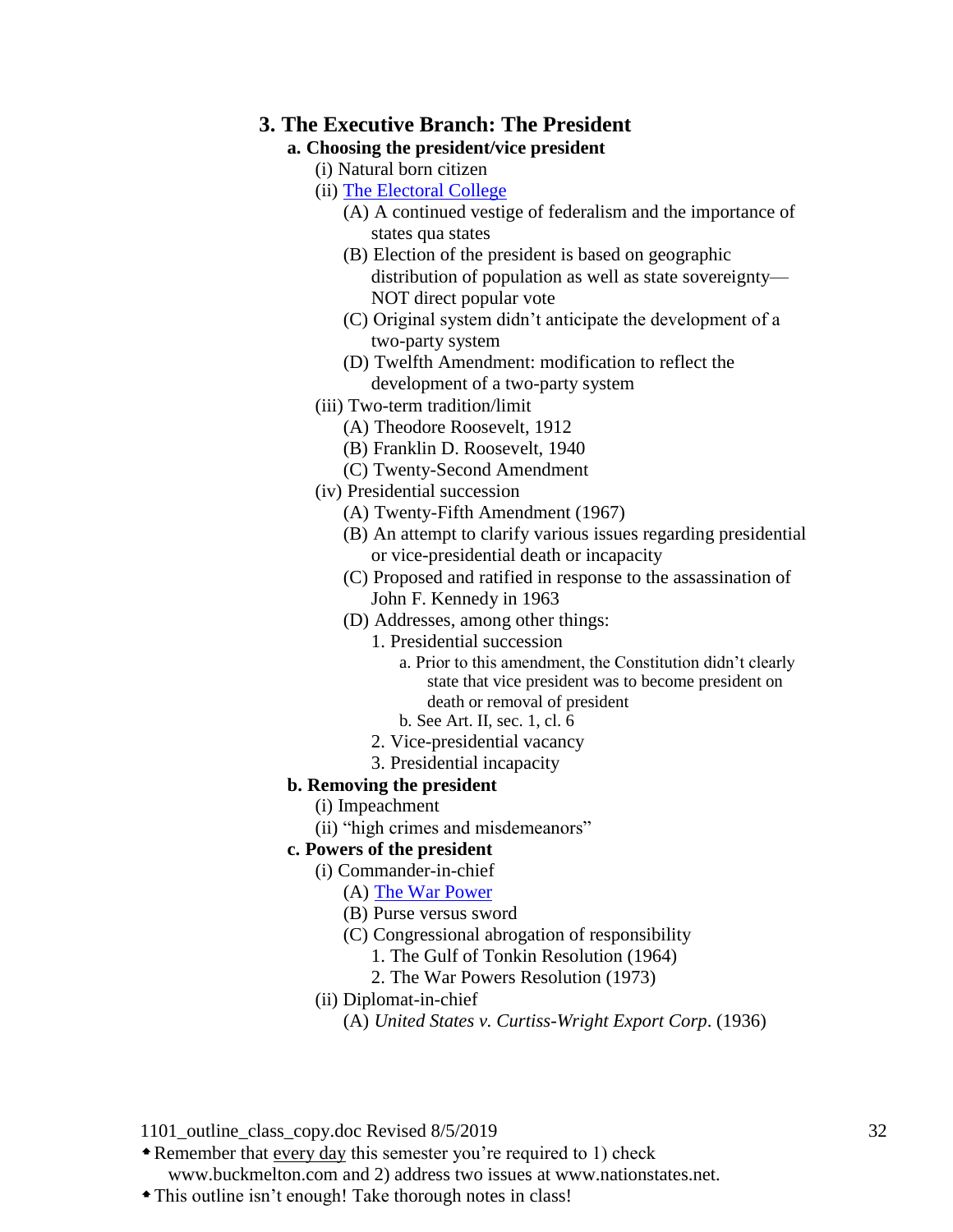## 3. The Executive Branch: The President

### a. Choosing the president/vice president

- (i) Natural born citizen
- (ii) The Electoral College
    - (A) A continued vestige of federalism and the importance of states qua states
    - (B) Election of the president is based on geographic distribution of population as well as state sovereignty—NOT direct popular vote
    - (C) Original system didn't anticipate the development of a two-party system
    - (D) Twelfth Amendment: modification to reflect the development of a two-party system
- (iii) Two-term tradition/limit
    - (A) Theodore Roosevelt, 1912
    - (B) Franklin D. Roosevelt, 1940
    - (C) Twenty-Second Amendment
- (iv) Presidential succession
    - (A) Twenty-Fifth Amendment (1967)
    - (B) An attempt to clarify various issues regarding presidential or vice-presidential death or incapacity
    - (C) Proposed and ratified in response to the assassination of John F. Kennedy in 1963
    - (D) Addresses, among other things:
        1. Presidential succession
            - a. Prior to this amendment, the Constitution didn't clearly state that vice president was to become president on death or removal of president
            - b. See Art. II, sec. 1, cl. 6
        2. Vice-presidential vacancy
        3. Presidential incapacity

### b. Removing the president

- (i) Impeachment
- (ii) "high crimes and misdemeanors"

### c. Powers of the president

- (i) Commander-in-chief
    - (A) The War Power
    - (B) Purse versus sword
    - (C) Congressional abrogation of responsibility
        1. The Gulf of Tonkin Resolution (1964)
        2. The War Powers Resolution (1973)
- (ii) Diplomat-in-chief
    - (A) *United States v. Curtiss-Wright Export Corp*. (1936)

- Remember that every day this semester you're required to 1) check www.buckmelton.com and 2) address two issues at www.nationstates.net.
- This outline isn't enough! Take thorough notes in class!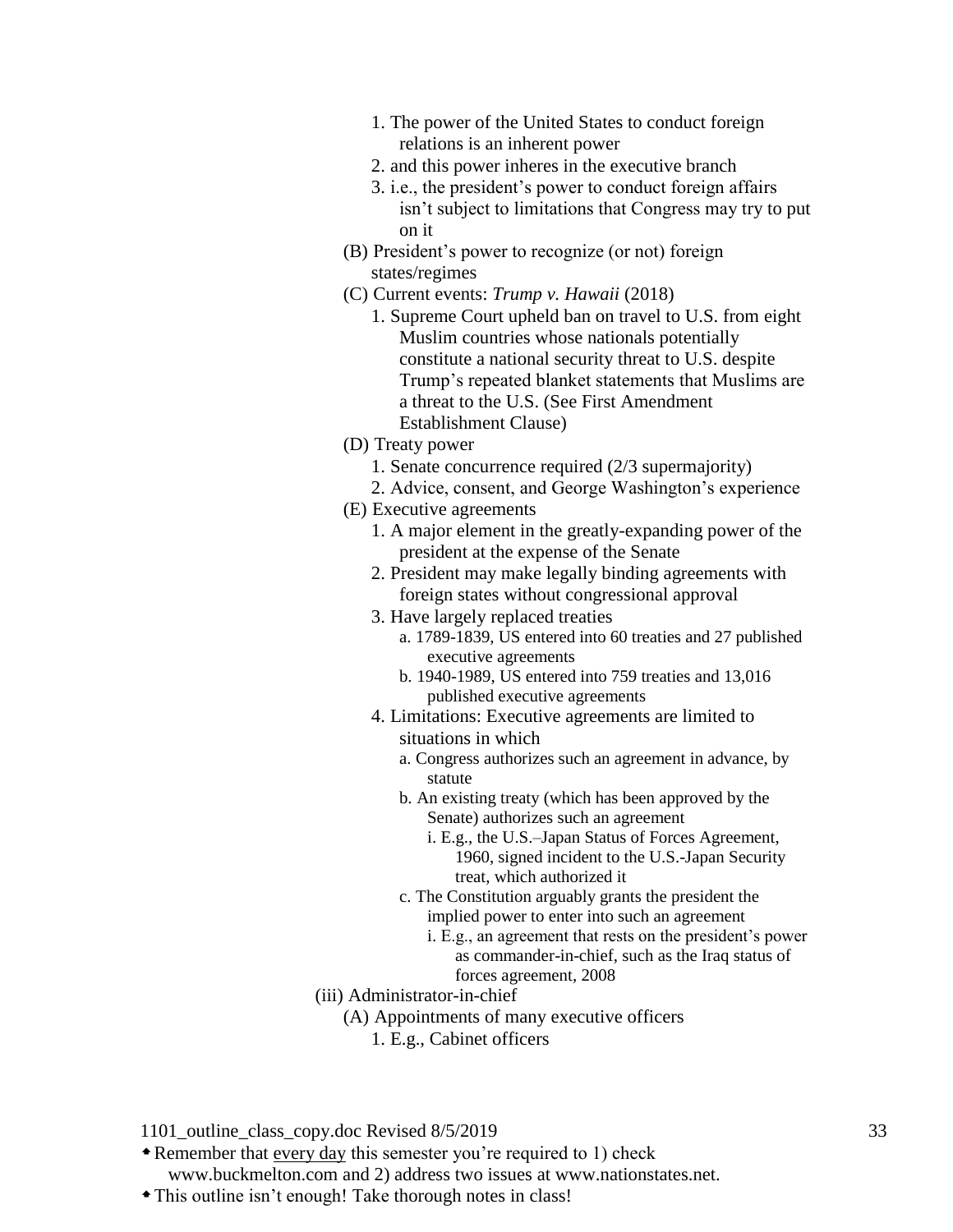1. The power of the United States to conduct foreign relations is an inherent power
2. and this power inheres in the executive branch
3. i.e., the president's power to conduct foreign affairs isn't subject to limitations that Congress may try to put on it

(B) President's power to recognize (or not) foreign states/regimes

(C) Current events: *Trump v. Hawaii* (2018)

1. Supreme Court upheld ban on travel to U.S. from eight Muslim countries whose nationals potentially constitute a national security threat to U.S. despite Trump's repeated blanket statements that Muslims are a threat to the U.S. (See First Amendment Establishment Clause)

(D) Treaty power

1. Senate concurrence required (2/3 supermajority)
2. Advice, consent, and George Washington's experience

(E) Executive agreements

1. A major element in the greatly-expanding power of the president at the expense of the Senate
2. President may make legally binding agreements with foreign states without congressional approval
3. Have largely replaced treaties
   a. 1789-1839, US entered into 60 treaties and 27 published executive agreements
   b. 1940-1989, US entered into 759 treaties and 13,016 published executive agreements
4. Limitations: Executive agreements are limited to situations in which
   a. Congress authorizes such an agreement in advance, by statute
   b. An existing treaty (which has been approved by the Senate) authorizes such an agreement
      i. E.g., the U.S.–Japan Status of Forces Agreement, 1960, signed incident to the U.S.-Japan Security treat, which authorized it
   c. The Constitution arguably grants the president the implied power to enter into such an agreement
      i. E.g., an agreement that rests on the president's power as commander-in-chief, such as the Iraq status of forces agreement, 2008

(iii) Administrator-in-chief

(A) Appointments of many executive officers

1. E.g., Cabinet officers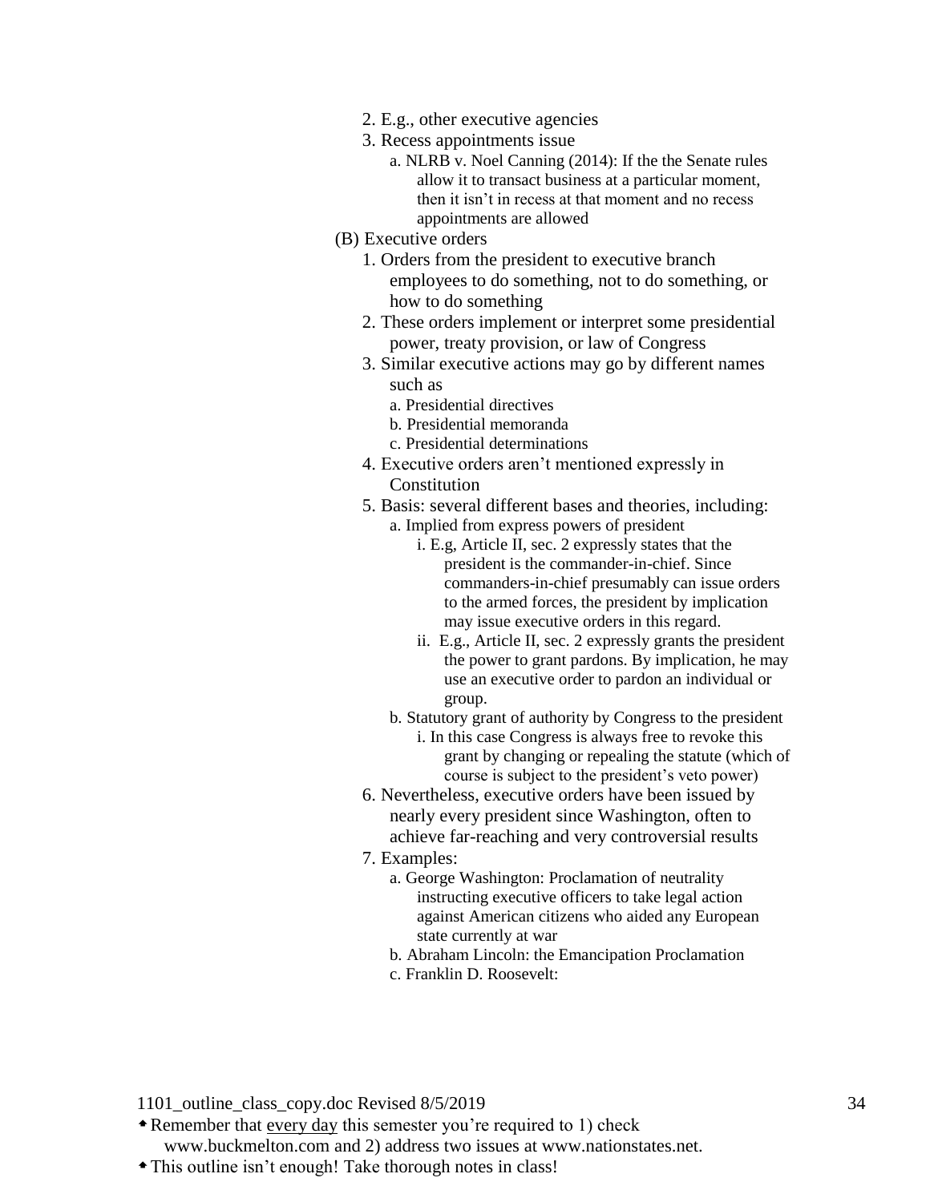2. E.g., other executive agencies
3. Recess appointments issue
    a. NLRB v. Noel Canning (2014): If the the Senate rules allow it to transact business at a particular moment, then it isn't in recess at that moment and no recess appointments are allowed

(B) Executive orders

1. Orders from the president to executive branch employees to do something, not to do something, or how to do something
2. These orders implement or interpret some presidential power, treaty provision, or law of Congress
3. Similar executive actions may go by different names such as
    a. Presidential directives
    b. Presidential memoranda
    c. Presidential determinations
4. Executive orders aren't mentioned expressly in Constitution
5. Basis: several different bases and theories, including:
    a. Implied from express powers of president
        i. E.g, Article II, sec. 2 expressly states that the president is the commander-in-chief. Since commanders-in-chief presumably can issue orders to the armed forces, the president by implication may issue executive orders in this regard.
        ii. E.g., Article II, sec. 2 expressly grants the president the power to grant pardons. By implication, he may use an executive order to pardon an individual or group.
    b. Statutory grant of authority by Congress to the president
        i. In this case Congress is always free to revoke this grant by changing or repealing the statute (which of course is subject to the president's veto power)
6. Nevertheless, executive orders have been issued by nearly every president since Washington, often to achieve far-reaching and very controversial results
7. Examples:
    a. George Washington: Proclamation of neutrality instructing executive officers to take legal action against American citizens who aided any European state currently at war
    b. Abraham Lincoln: the Emancipation Proclamation
    c. Franklin D. Roosevelt: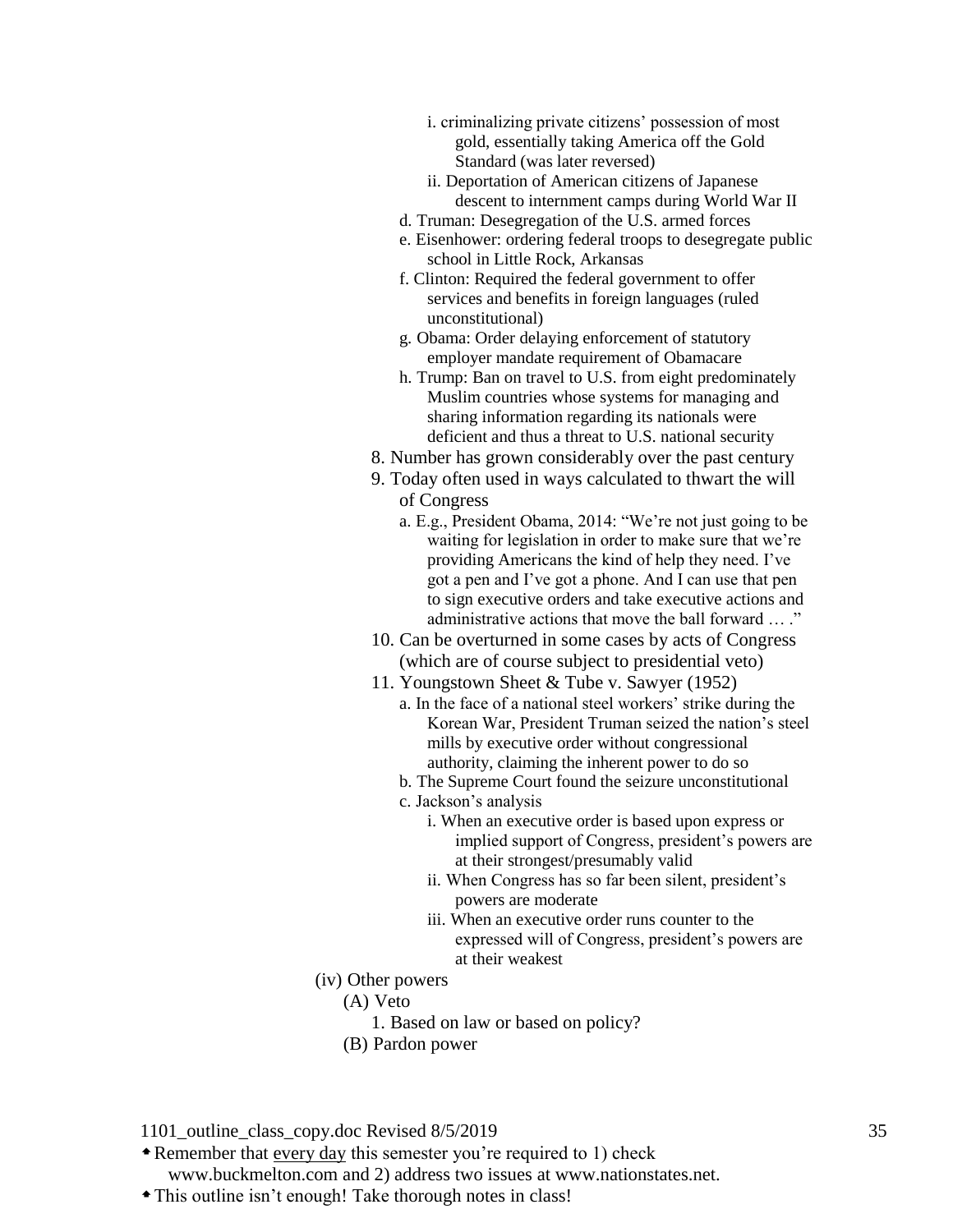- i. criminalizing private citizens' possession of most gold, essentially taking America off the Gold Standard (was later reversed)
- ii. Deportation of American citizens of Japanese descent to internment camps during World War II

d. Truman: Desegregation of the U.S. armed forces

e. Eisenhower: ordering federal troops to desegregate public school in Little Rock, Arkansas

f. Clinton: Required the federal government to offer services and benefits in foreign languages (ruled unconstitutional)

g. Obama: Order delaying enforcement of statutory employer mandate requirement of Obamacare

h. Trump: Ban on travel to U.S. from eight predominately Muslim countries whose systems for managing and sharing information regarding its nationals were deficient and thus a threat to U.S. national security

8. Number has grown considerably over the past century
9. Today often used in ways calculated to thwart the will of Congress
   - a. E.g., President Obama, 2014: "We're not just going to be waiting for legislation in order to make sure that we're providing Americans the kind of help they need. I've got a pen and I've got a phone. And I can use that pen to sign executive orders and take executive actions and administrative actions that move the ball forward … ."
10. Can be overturned in some cases by acts of Congress (which are of course subject to presidential veto)
11. Youngstown Sheet & Tube v. Sawyer (1952)
    - a. In the face of a national steel workers' strike during the Korean War, President Truman seized the nation's steel mills by executive order without congressional authority, claiming the inherent power to do so
    - b. The Supreme Court found the seizure unconstitutional
    - c. Jackson's analysis
      - i. When an executive order is based upon express or implied support of Congress, president's powers are at their strongest/presumably valid
      - ii. When Congress has so far been silent, president's powers are moderate
      - iii. When an executive order runs counter to the expressed will of Congress, president's powers are at their weakest

(iv) Other powers

- (A) Veto
  - 1. Based on law or based on policy?
- (B) Pardon power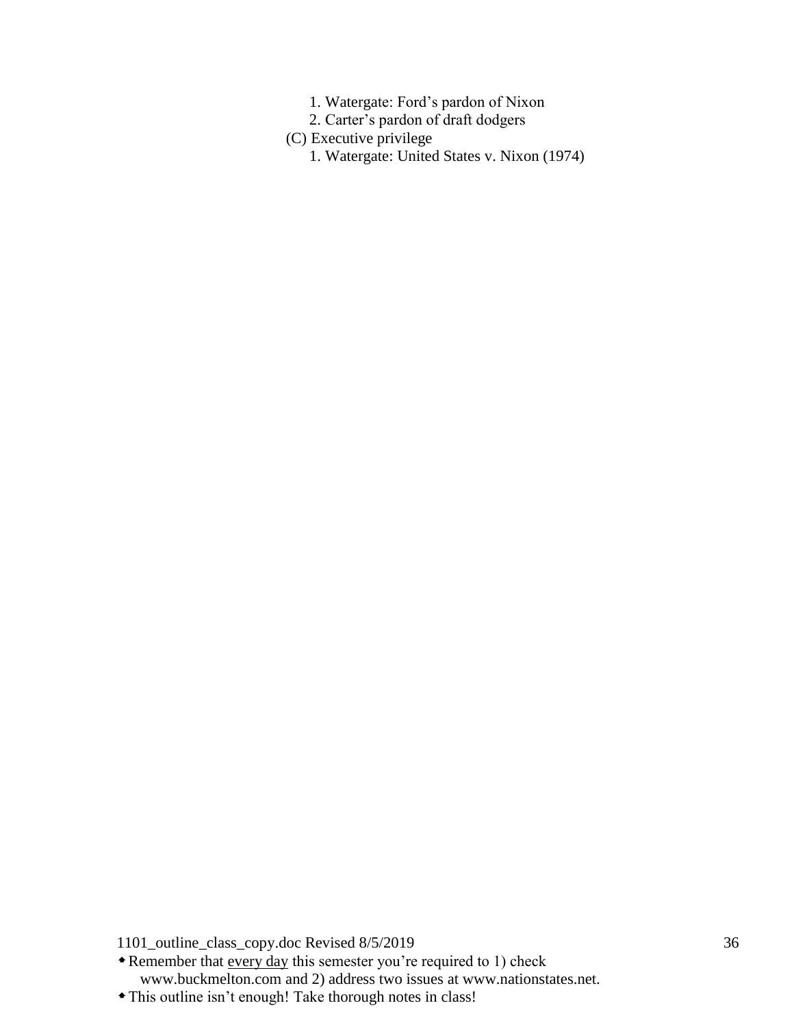1. Watergate: Ford's pardon of Nixon
   2. Carter's pardon of draft dodgers

(C) Executive privilege

   1. Watergate: United States v. Nixon (1974)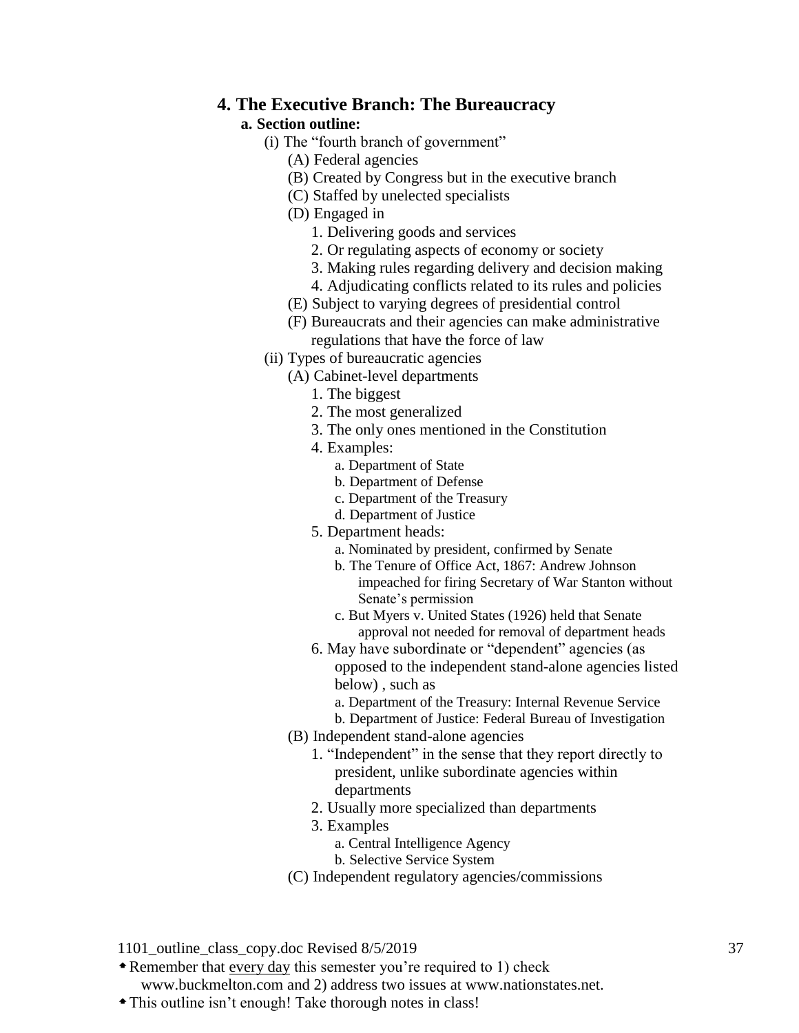## 4. The Executive Branch: The Bureaucracy

**a. Section outline:**

- (i) The “fourth branch of government”
  - (A) Federal agencies
  - (B) Created by Congress but in the executive branch
  - (C) Staffed by unelected specialists
  - (D) Engaged in
    1. Delivering goods and services
    2. Or regulating aspects of economy or society
    3. Making rules regarding delivery and decision making
    4. Adjudicating conflicts related to its rules and policies
  - (E) Subject to varying degrees of presidential control
  - (F) Bureaucrats and their agencies can make administrative regulations that have the force of law
- (ii) Types of bureaucratic agencies
  - (A) Cabinet-level departments
    1. The biggest
    2. The most generalized
    3. The only ones mentioned in the Constitution
    4. Examples:
       - a. Department of State
       - b. Department of Defense
       - c. Department of the Treasury
       - d. Department of Justice
    5. Department heads:
       - a. Nominated by president, confirmed by Senate
       - b. The Tenure of Office Act, 1867: Andrew Johnson impeached for firing Secretary of War Stanton without Senate’s permission
       - c. But Myers v. United States (1926) held that Senate approval not needed for removal of department heads
    6. May have subordinate or “dependent” agencies (as opposed to the independent stand-alone agencies listed below) , such as
       - a. Department of the Treasury: Internal Revenue Service
       - b. Department of Justice: Federal Bureau of Investigation
  - (B) Independent stand-alone agencies
    1. “Independent” in the sense that they report directly to president, unlike subordinate agencies within departments
    2. Usually more specialized than departments
    3. Examples
       - a. Central Intelligence Agency
       - b. Selective Service System
  - (C) Independent regulatory agencies/commissions

1101_outline_class_copy.doc Revised 8/5/2019

- Remember that every day this semester you’re required to 1) check www.buckmelton.com and 2) address two issues at www.nationstates.net.
- This outline isn’t enough! Take thorough notes in class!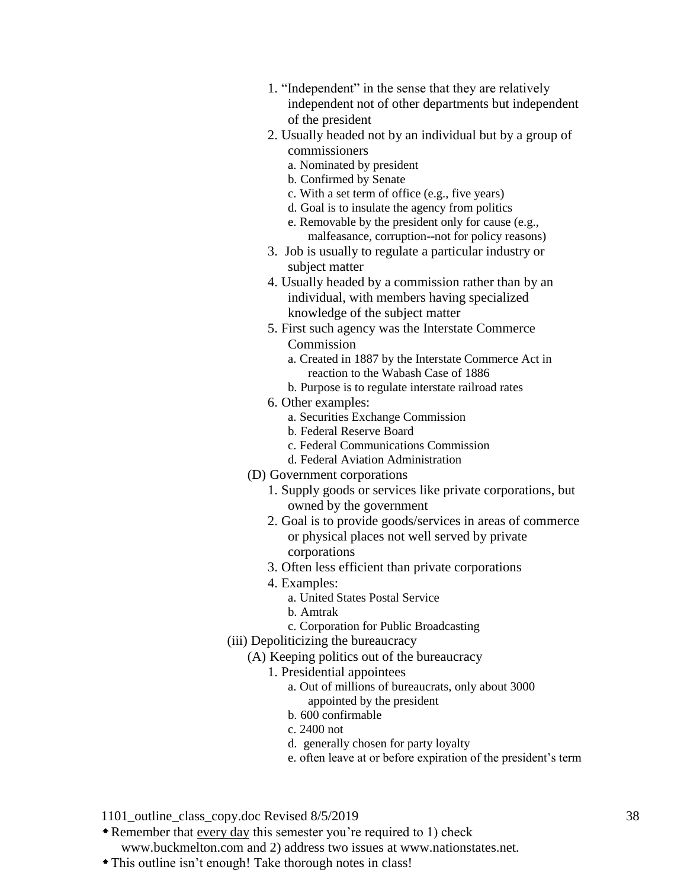1. "Independent" in the sense that they are relatively independent not of other departments but independent of the president
2. Usually headed not by an individual but by a group of commissioners
    a. Nominated by president
    b. Confirmed by Senate
    c. With a set term of office (e.g., five years)
    d. Goal is to insulate the agency from politics
    e. Removable by the president only for cause (e.g., malfeasance, corruption--not for policy reasons)
3. Job is usually to regulate a particular industry or subject matter
4. Usually headed by a commission rather than by an individual, with members having specialized knowledge of the subject matter
5. First such agency was the Interstate Commerce Commission
    a. Created in 1887 by the Interstate Commerce Act in reaction to the Wabash Case of 1886
    b. Purpose is to regulate interstate railroad rates
6. Other examples:
    a. Securities Exchange Commission
    b. Federal Reserve Board
    c. Federal Communications Commission
    d. Federal Aviation Administration

(D) Government corporations

1. Supply goods or services like private corporations, but owned by the government
2. Goal is to provide goods/services in areas of commerce or physical places not well served by private corporations
3. Often less efficient than private corporations
4. Examples:
    a. United States Postal Service
    b. Amtrak
    c. Corporation for Public Broadcasting

(iii) Depoliticizing the bureaucracy

(A) Keeping politics out of the bureaucracy

1. Presidential appointees
    a. Out of millions of bureaucrats, only about 3000 appointed by the president
    b. 600 confirmable
    c. 2400 not
    d. generally chosen for party loyalty
    e. often leave at or before expiration of the president's term

1101_outline_class_copy.doc Revised 8/5/2019

- Remember that <u>every day</u> this semester you're required to 1) check www.buckmelton.com and 2) address two issues at www.nationstates.net.
- This outline isn't enough! Take thorough notes in class!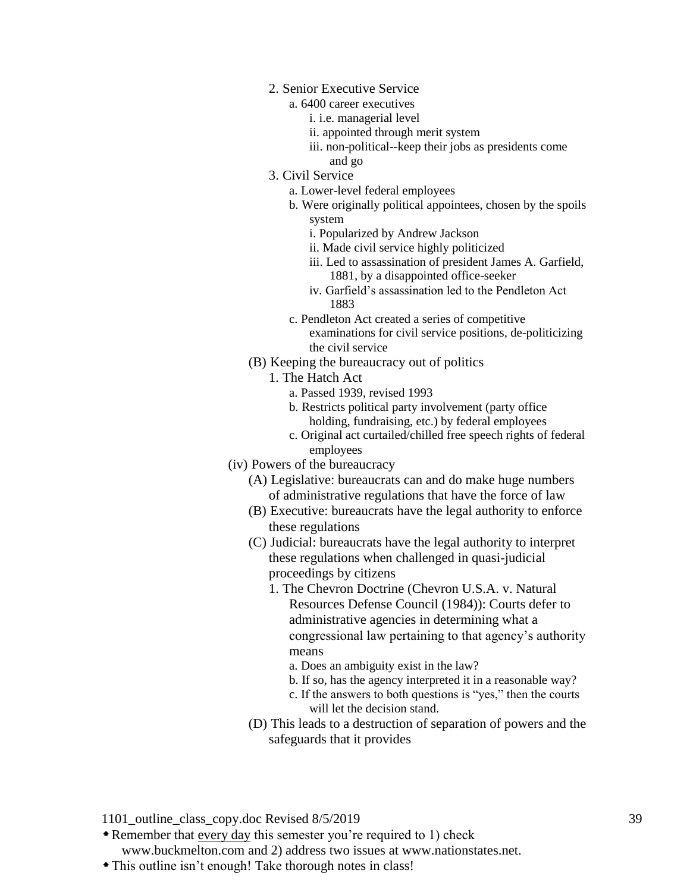- 2. Senior Executive Service
    - a. 6400 career executives
        - i. i.e. managerial level
        - ii. appointed through merit system
        - iii. non-political--keep their jobs as presidents come and go
- 3. Civil Service
    - a. Lower-level federal employees
    - b. Were originally political appointees, chosen by the spoils system
        - i. Popularized by Andrew Jackson
        - ii. Made civil service highly politicized
        - iii. Led to assassination of president James A. Garfield, 1881, by a disappointed office-seeker
        - iv. Garfield's assassination led to the Pendleton Act 1883
    - c. Pendleton Act created a series of competitive examinations for civil service positions, de-politicizing the civil service

(B) Keeping the bureaucracy out of politics

- 1. The Hatch Act
    - a. Passed 1939, revised 1993
    - b. Restricts political party involvement (party office holding, fundraising, etc.) by federal employees
    - c. Original act curtailed/chilled free speech rights of federal employees

(iv) Powers of the bureaucracy

(A) Legislative: bureaucrats can and do make huge numbers of administrative regulations that have the force of law

(B) Executive: bureaucrats have the legal authority to enforce these regulations

(C) Judicial: bureaucrats have the legal authority to interpret these regulations when challenged in quasi-judicial proceedings by citizens

- 1. The Chevron Doctrine (Chevron U.S.A. v. Natural Resources Defense Council (1984)): Courts defer to administrative agencies in determining what a congressional law pertaining to that agency's authority means
    - a. Does an ambiguity exist in the law?
    - b. If so, has the agency interpreted it in a reasonable way?
    - c. If the answers to both questions is "yes," then the courts will let the decision stand.

(D) This leads to a destruction of separation of powers and the safeguards that it provides

- Remember that every day this semester you're required to 1) check www.buckmelton.com and 2) address two issues at www.nationstates.net.
- This outline isn't enough! Take thorough notes in class!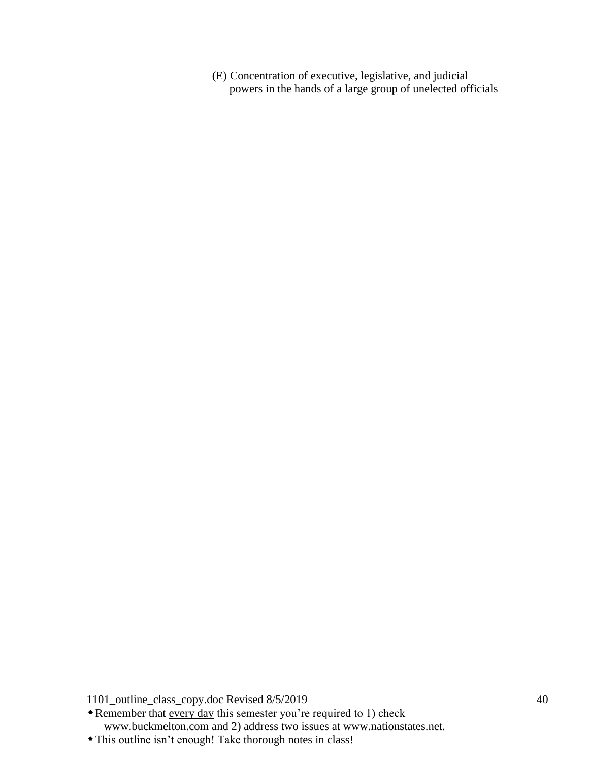(E) Concentration of executive, legislative, and judicial powers in the hands of a large group of unelected officials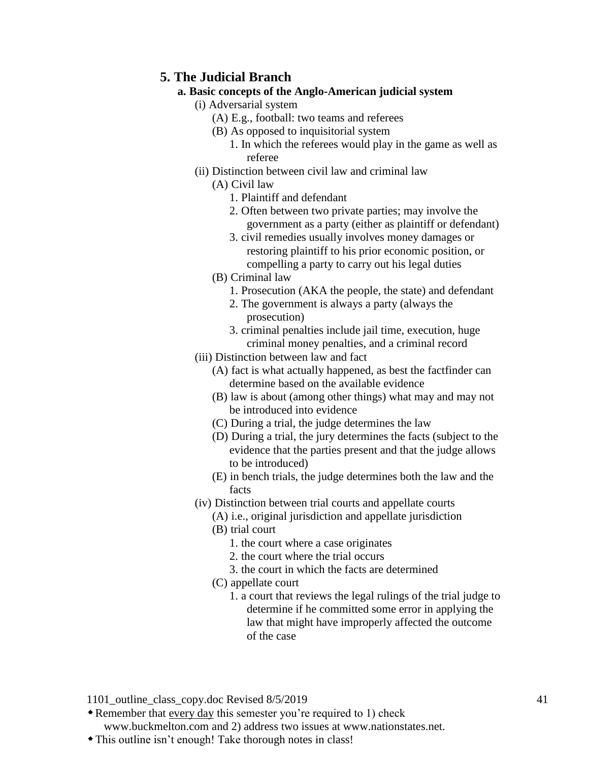## 5. The Judicial Branch

**a. Basic concepts of the Anglo-American judicial system**

- (i) Adversarial system
  - (A) E.g., football: two teams and referees
  - (B) As opposed to inquisitorial system
    1. In which the referees would play in the game as well as referee
- (ii) Distinction between civil law and criminal law
  - (A) Civil law
    1. Plaintiff and defendant
    2. Often between two private parties; may involve the government as a party (either as plaintiff or defendant)
    3. civil remedies usually involves money damages or restoring plaintiff to his prior economic position, or compelling a party to carry out his legal duties
  - (B) Criminal law
    1. Prosecution (AKA the people, the state) and defendant
    2. The government is always a party (always the prosecution)
    3. criminal penalties include jail time, execution, huge criminal money penalties, and a criminal record
- (iii) Distinction between law and fact
  - (A) fact is what actually happened, as best the factfinder can determine based on the available evidence
  - (B) law is about (among other things) what may and may not be introduced into evidence
  - (C) During a trial, the judge determines the law
  - (D) During a trial, the jury determines the facts (subject to the evidence that the parties present and that the judge allows to be introduced)
  - (E) in bench trials, the judge determines both the law and the facts
- (iv) Distinction between trial courts and appellate courts
  - (A) i.e., original jurisdiction and appellate jurisdiction
  - (B) trial court
    1. the court where a case originates
    2. the court where the trial occurs
    3. the court in which the facts are determined
  - (C) appellate court
    1. a court that reviews the legal rulings of the trial judge to determine if he committed some error in applying the law that might have improperly affected the outcome of the case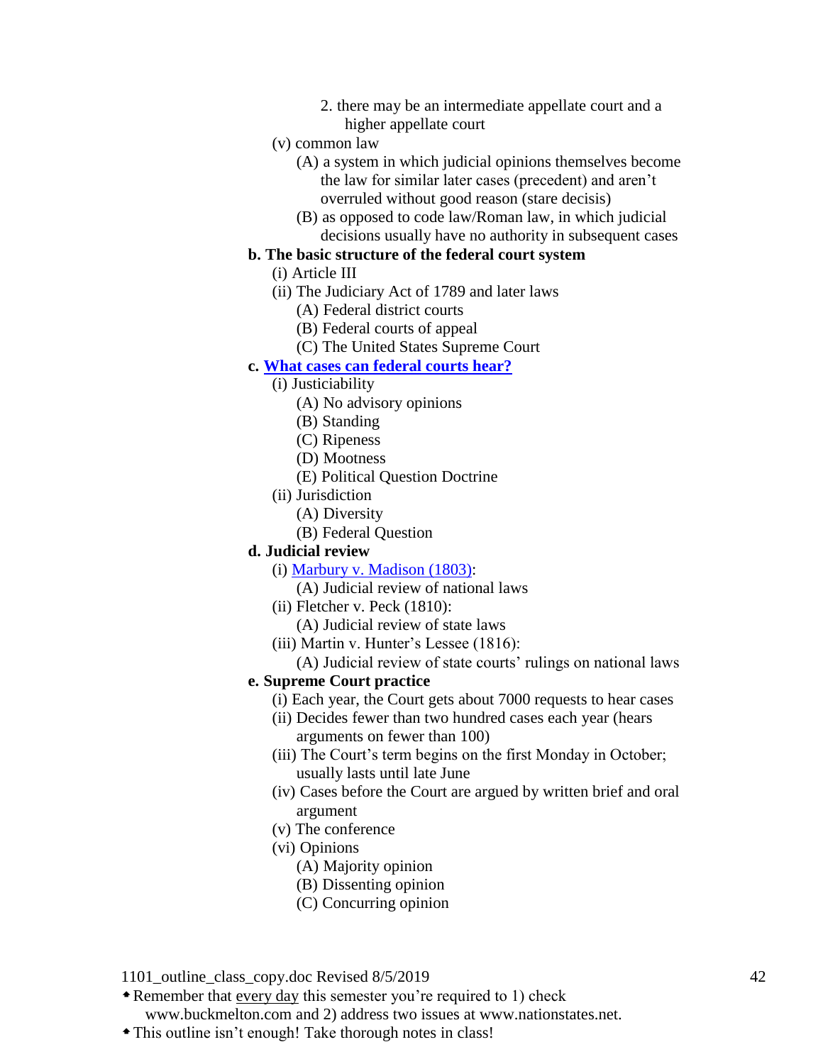2. there may be an intermediate appellate court and a higher appellate court

(v) common law

(A) a system in which judicial opinions themselves become the law for similar later cases (precedent) and aren't overruled without good reason (stare decisis)

(B) as opposed to code law/Roman law, in which judicial decisions usually have no authority in subsequent cases

**b. The basic structure of the federal court system**

(i) Article III

(ii) The Judiciary Act of 1789 and later laws

(A) Federal district courts

(B) Federal courts of appeal

(C) The United States Supreme Court

**c. What cases can federal courts hear?**

(i) Justiciability

(A) No advisory opinions

(B) Standing

(C) Ripeness

(D) Mootness

(E) Political Question Doctrine

(ii) Jurisdiction

(A) Diversity

(B) Federal Question

**d. Judicial review**

(i) Marbury v. Madison (1803):

(A) Judicial review of national laws

(ii) Fletcher v. Peck (1810):

(A) Judicial review of state laws

(iii) Martin v. Hunter's Lessee (1816):

(A) Judicial review of state courts' rulings on national laws

**e. Supreme Court practice**

(i) Each year, the Court gets about 7000 requests to hear cases

(ii) Decides fewer than two hundred cases each year (hears arguments on fewer than 100)

(iii) The Court's term begins on the first Monday in October; usually lasts until late June

(iv) Cases before the Court are argued by written brief and oral argument

(v) The conference

(vi) Opinions

(A) Majority opinion

(B) Dissenting opinion

(C) Concurring opinion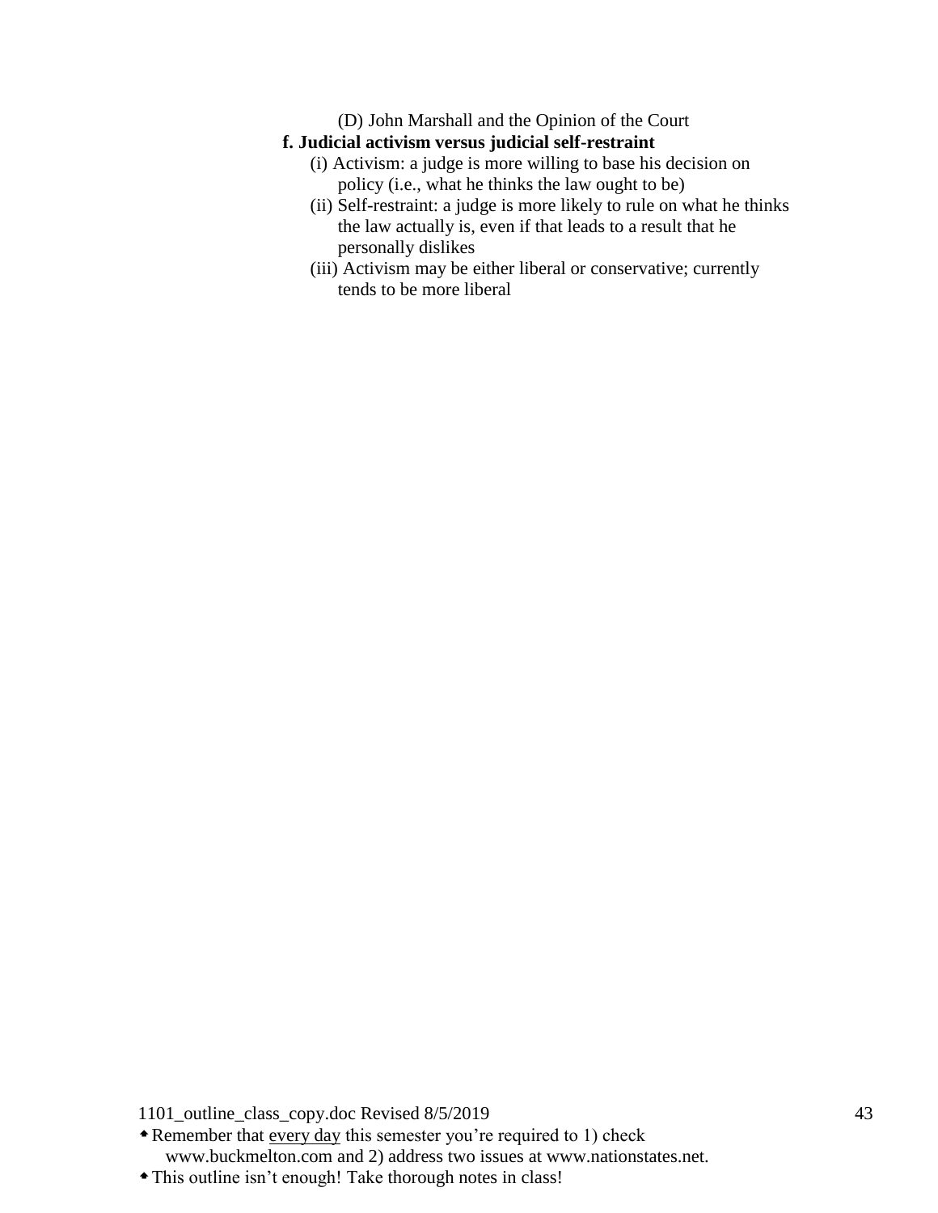(D) John Marshall and the Opinion of the Court

**f. Judicial activism versus judicial self-restraint**

(i) Activism: a judge is more willing to base his decision on policy (i.e., what he thinks the law ought to be)

(ii) Self-restraint: a judge is more likely to rule on what he thinks the law actually is, even if that leads to a result that he personally dislikes

(iii) Activism may be either liberal or conservative; currently tends to be more liberal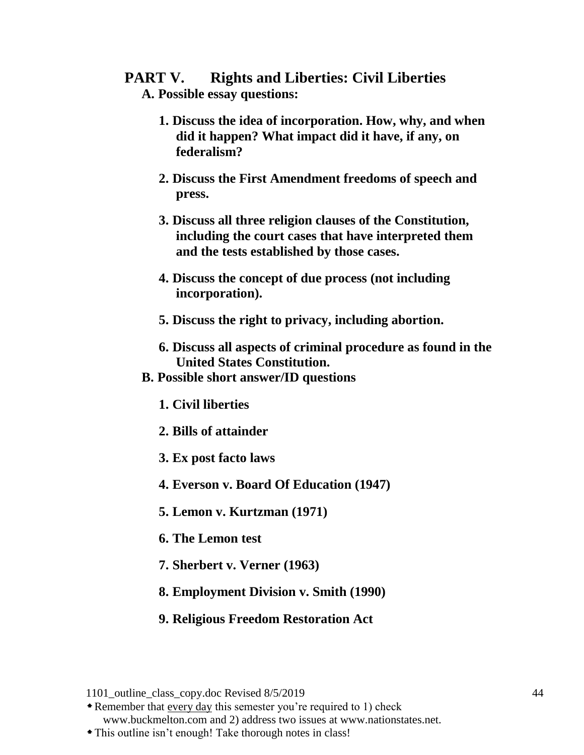## PART V. Rights and Liberties: Civil Liberties

### A. Possible essay questions:

1. **Discuss the idea of incorporation. How, why, and when did it happen? What impact did it have, if any, on federalism?**

2. **Discuss the First Amendment freedoms of speech and press.**

3. **Discuss all three religion clauses of the Constitution, including the court cases that have interpreted them and the tests established by those cases.**

4. **Discuss the concept of due process (not including incorporation).**

5. **Discuss the right to privacy, including abortion.**

6. **Discuss all aspects of criminal procedure as found in the United States Constitution.**

### B. Possible short answer/ID questions

1. **Civil liberties**

2. **Bills of attainder**

3. **Ex post facto laws**

4. **Everson v. Board Of Education (1947)**

5. **Lemon v. Kurtzman (1971)**

6. **The Lemon test**

7. **Sherbert v. Verner (1963)**

8. **Employment Division v. Smith (1990)**

9. **Religious Freedom Restoration Act**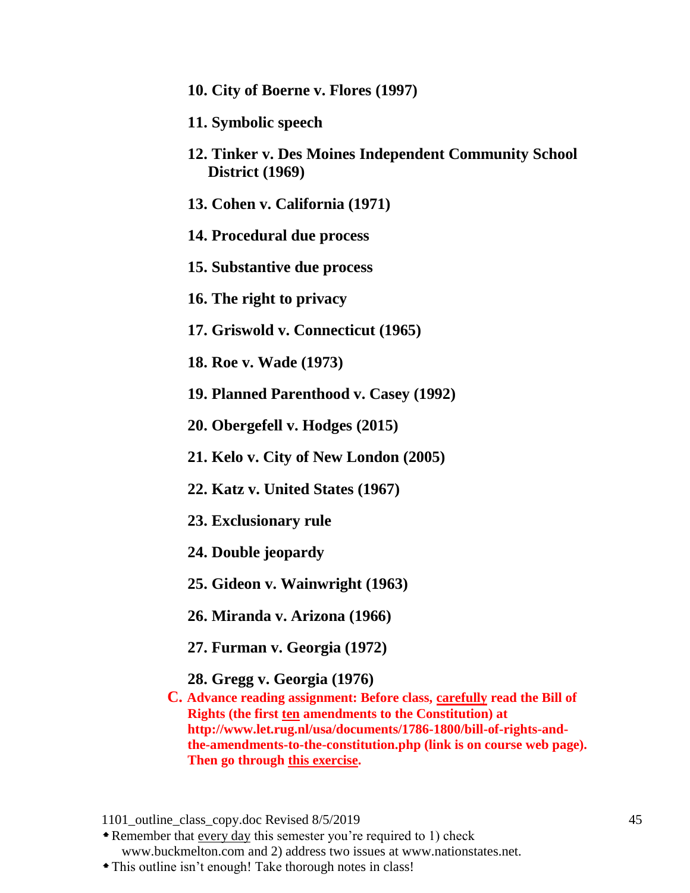**10. City of Boerne v. Flores (1997)**

**11. Symbolic speech**

**12. Tinker v. Des Moines Independent Community School District (1969)**

**13. Cohen v. California (1971)**

**14. Procedural due process**

**15. Substantive due process**

**16. The right to privacy**

**17. Griswold v. Connecticut (1965)**

**18. Roe v. Wade (1973)**

**19. Planned Parenthood v. Casey (1992)**

**20. Obergefell v. Hodges (2015)**

**21. Kelo v. City of New London (2005)**

**22. Katz v. United States (1967)**

**23. Exclusionary rule**

**24. Double jeopardy**

**25. Gideon v. Wainwright (1963)**

**26. Miranda v. Arizona (1966)**

**27. Furman v. Georgia (1972)**

**28. Gregg v. Georgia (1976)**

**C. Advance reading assignment: Before class, carefully read the Bill of Rights (the first ten amendments to the Constitution) at http://www.let.rug.nl/usa/documents/1786-1800/bill-of-rights-and-the-amendments-to-the-constitution.php (link is on course web page). Then go through this exercise.**

1101_outline_class_copy.doc Revised 8/5/2019

- Remember that every day this semester you're required to 1) check www.buckmelton.com and 2) address two issues at www.nationstates.net.
- This outline isn't enough! Take thorough notes in class!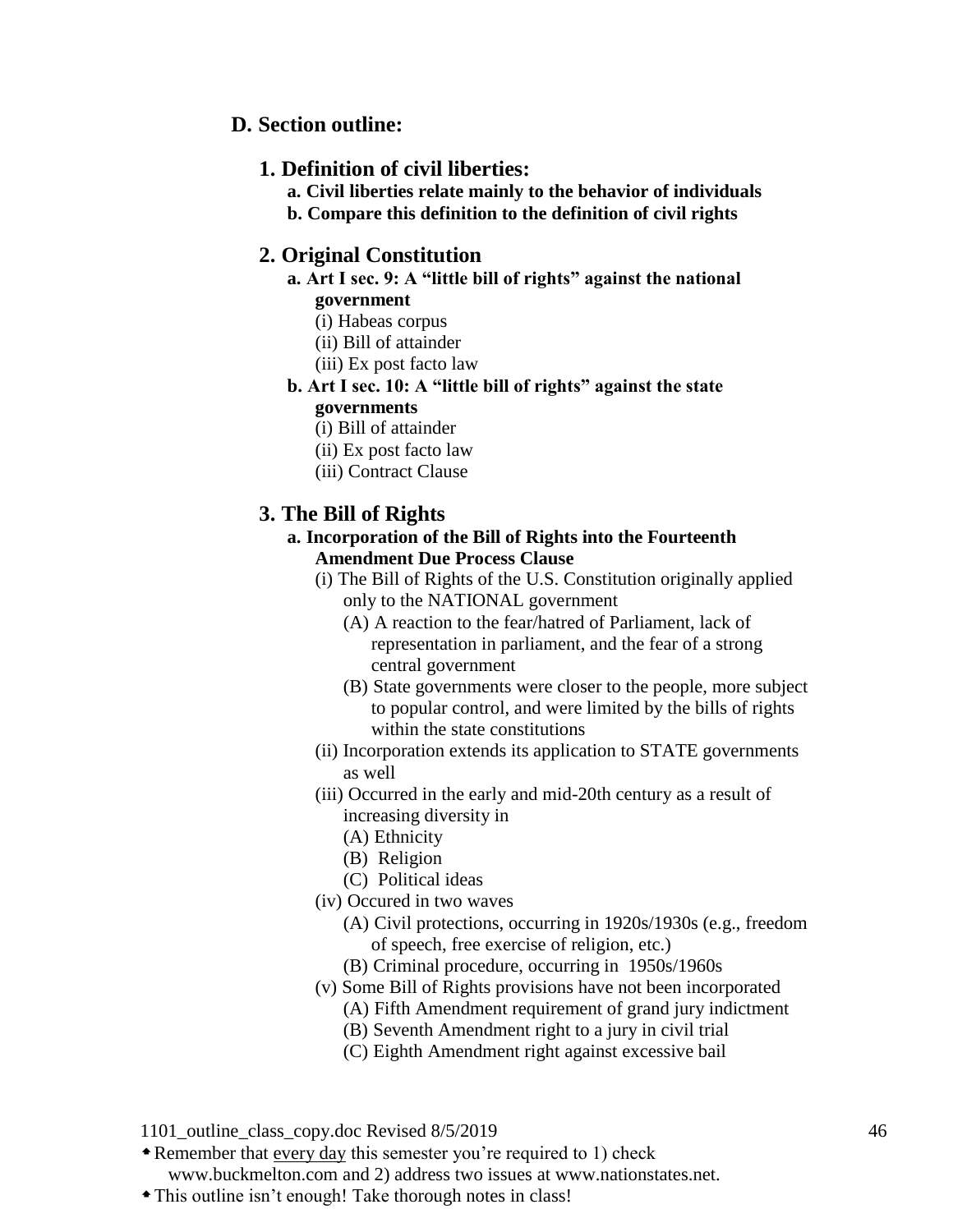## D. Section outline:

### 1. Definition of civil liberties:

- **a. Civil liberties relate mainly to the behavior of individuals**
- **b. Compare this definition to the definition of civil rights**

### 2. Original Constitution

- **a. Art I sec. 9: A "little bill of rights" against the national government**
  - (i) Habeas corpus
  - (ii) Bill of attainder
  - (iii) Ex post facto law
- **b. Art I sec. 10: A "little bill of rights" against the state governments**
  - (i) Bill of attainder
  - (ii) Ex post facto law
  - (iii) Contract Clause

### 3. The Bill of Rights

- **a. Incorporation of the Bill of Rights into the Fourteenth Amendment Due Process Clause**
  - (i) The Bill of Rights of the U.S. Constitution originally applied only to the NATIONAL government
    - (A) A reaction to the fear/hatred of Parliament, lack of representation in parliament, and the fear of a strong central government
    - (B) State governments were closer to the people, more subject to popular control, and were limited by the bills of rights within the state constitutions
  - (ii) Incorporation extends its application to STATE governments as well
  - (iii) Occurred in the early and mid-20th century as a result of increasing diversity in
    - (A) Ethnicity
    - (B) Religion
    - (C) Political ideas
  - (iv) Occured in two waves
    - (A) Civil protections, occurring in 1920s/1930s (e.g., freedom of speech, free exercise of religion, etc.)
    - (B) Criminal procedure, occurring in 1950s/1960s
  - (v) Some Bill of Rights provisions have not been incorporated
    - (A) Fifth Amendment requirement of grand jury indictment
    - (B) Seventh Amendment right to a jury in civil trial
    - (C) Eighth Amendment right against excessive bail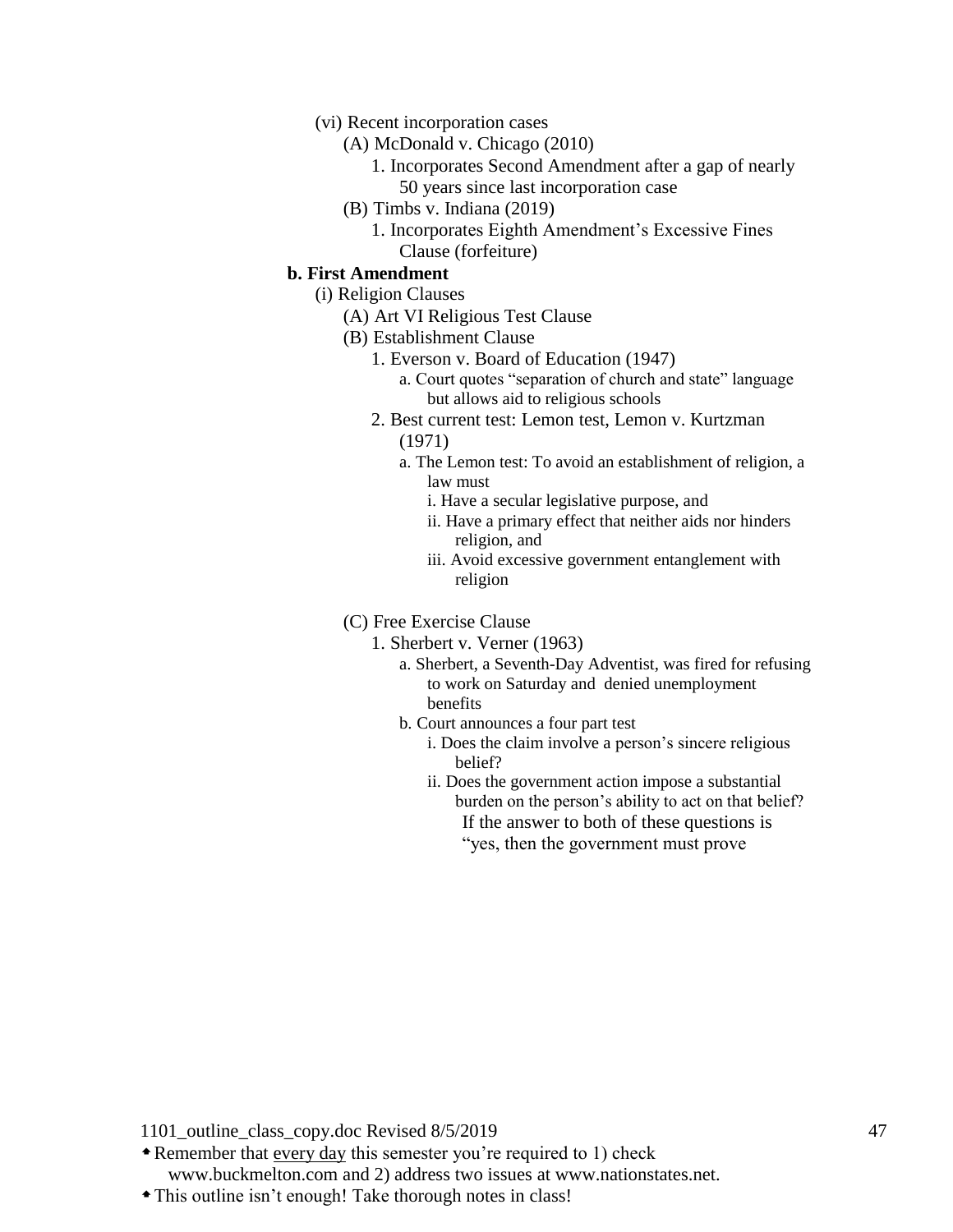- (vi) Recent incorporation cases
  - (A) McDonald v. Chicago (2010)
    - 1. Incorporates Second Amendment after a gap of nearly 50 years since last incorporation case
  - (B) Timbs v. Indiana (2019)
    - 1. Incorporates Eighth Amendment's Excessive Fines Clause (forfeiture)

**b. First Amendment**

- (i) Religion Clauses
  - (A) Art VI Religious Test Clause
  - (B) Establishment Clause
    - 1. Everson v. Board of Education (1947)
      - a. Court quotes "separation of church and state" language but allows aid to religious schools
    - 2. Best current test: Lemon test, Lemon v. Kurtzman (1971)
      - a. The Lemon test: To avoid an establishment of religion, a law must
        - i. Have a secular legislative purpose, and
        - ii. Have a primary effect that neither aids nor hinders religion, and
        - iii. Avoid excessive government entanglement with religion
  - (C) Free Exercise Clause
    - 1. Sherbert v. Verner (1963)
      - a. Sherbert, a Seventh-Day Adventist, was fired for refusing to work on Saturday and denied unemployment benefits
      - b. Court announces a four part test
        - i. Does the claim involve a person's sincere religious belief?
        - ii. Does the government action impose a substantial burden on the person's ability to act on that belief?
          If the answer to both of these questions is "yes, then the government must prove

1101_outline_class_copy.doc Revised 8/5/2019

- Remember that every day this semester you're required to 1) check www.buckmelton.com and 2) address two issues at www.nationstates.net.
- This outline isn't enough! Take thorough notes in class!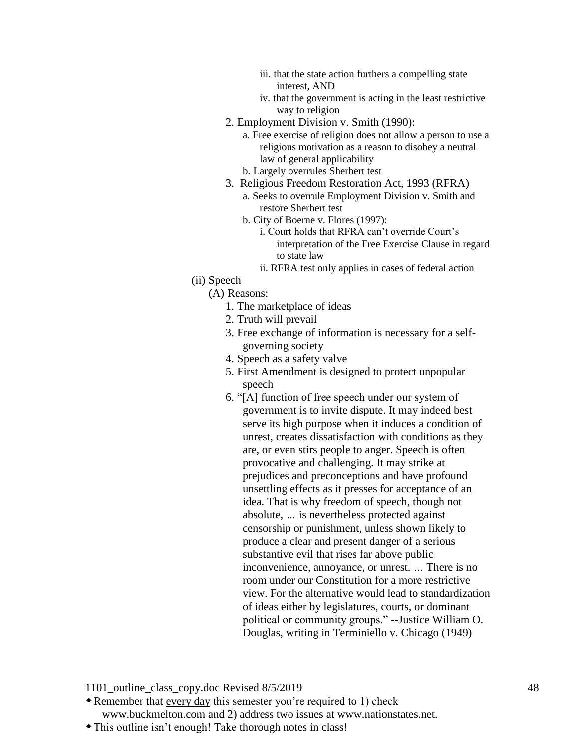- iii. that the state action furthers a compelling state interest, AND
- iv. that the government is acting in the least restrictive way to religion

2. Employment Division v. Smith (1990):
   - a. Free exercise of religion does not allow a person to use a religious motivation as a reason to disobey a neutral law of general applicability
   - b. Largely overrules Sherbert test
3. Religious Freedom Restoration Act, 1993 (RFRA)
   - a. Seeks to overrule Employment Division v. Smith and restore Sherbert test
   - b. City of Boerne v. Flores (1997):
     - i. Court holds that RFRA can't override Court's interpretation of the Free Exercise Clause in regard to state law
     - ii. RFRA test only applies in cases of federal action

(ii) Speech

(A) Reasons:

1. The marketplace of ideas
2. Truth will prevail
3. Free exchange of information is necessary for a self-governing society
4. Speech as a safety valve
5. First Amendment is designed to protect unpopular speech
6. "[A] function of free speech under our system of government is to invite dispute. It may indeed best serve its high purpose when it induces a condition of unrest, creates dissatisfaction with conditions as they are, or even stirs people to anger. Speech is often provocative and challenging. It may strike at prejudices and preconceptions and have profound unsettling effects as it presses for acceptance of an idea. That is why freedom of speech, though not absolute, ... is nevertheless protected against censorship or punishment, unless shown likely to produce a clear and present danger of a serious substantive evil that rises far above public inconvenience, annoyance, or unrest. ... There is no room under our Constitution for a more restrictive view. For the alternative would lead to standardization of ideas either by legislatures, courts, or dominant political or community groups." --Justice William O. Douglas, writing in Terminiello v. Chicago (1949)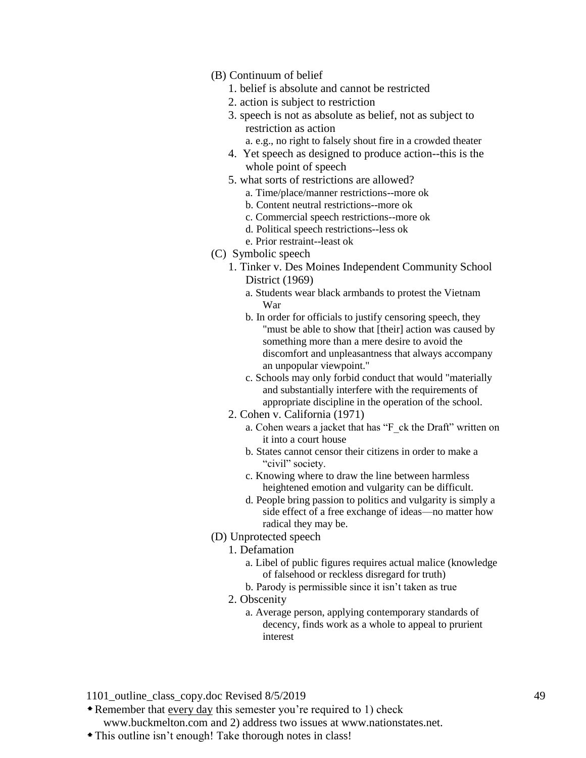- (B) Continuum of belief
    1. belief is absolute and cannot be restricted
    2. action is subject to restriction
    3. speech is not as absolute as belief, not as subject to restriction as action
        a. e.g., no right to falsely shout fire in a crowded theater
    4. Yet speech as designed to produce action--this is the whole point of speech
    5. what sorts of restrictions are allowed?
        a. Time/place/manner restrictions--more ok
        b. Content neutral restrictions--more ok
        c. Commercial speech restrictions--more ok
        d. Political speech restrictions--less ok
        e. Prior restraint--least ok
- (C) Symbolic speech
    1. Tinker v. Des Moines Independent Community School District (1969)
        a. Students wear black armbands to protest the Vietnam War
        b. In order for officials to justify censoring speech, they "must be able to show that [their] action was caused by something more than a mere desire to avoid the discomfort and unpleasantness that always accompany an unpopular viewpoint."
        c. Schools may only forbid conduct that would "materially and substantially interfere with the requirements of appropriate discipline in the operation of the school.
    2. Cohen v. California (1971)
        a. Cohen wears a jacket that has "F_ck the Draft" written on it into a court house
        b. States cannot censor their citizens in order to make a "civil" society.
        c. Knowing where to draw the line between harmless heightened emotion and vulgarity can be difficult.
        d. People bring passion to politics and vulgarity is simply a side effect of a free exchange of ideas—no matter how radical they may be.
- (D) Unprotected speech
    1. Defamation
        a. Libel of public figures requires actual malice (knowledge of falsehood or reckless disregard for truth)
        b. Parody is permissible since it isn't taken as true
    2. Obscenity
        a. Average person, applying contemporary standards of decency, finds work as a whole to appeal to prurient interest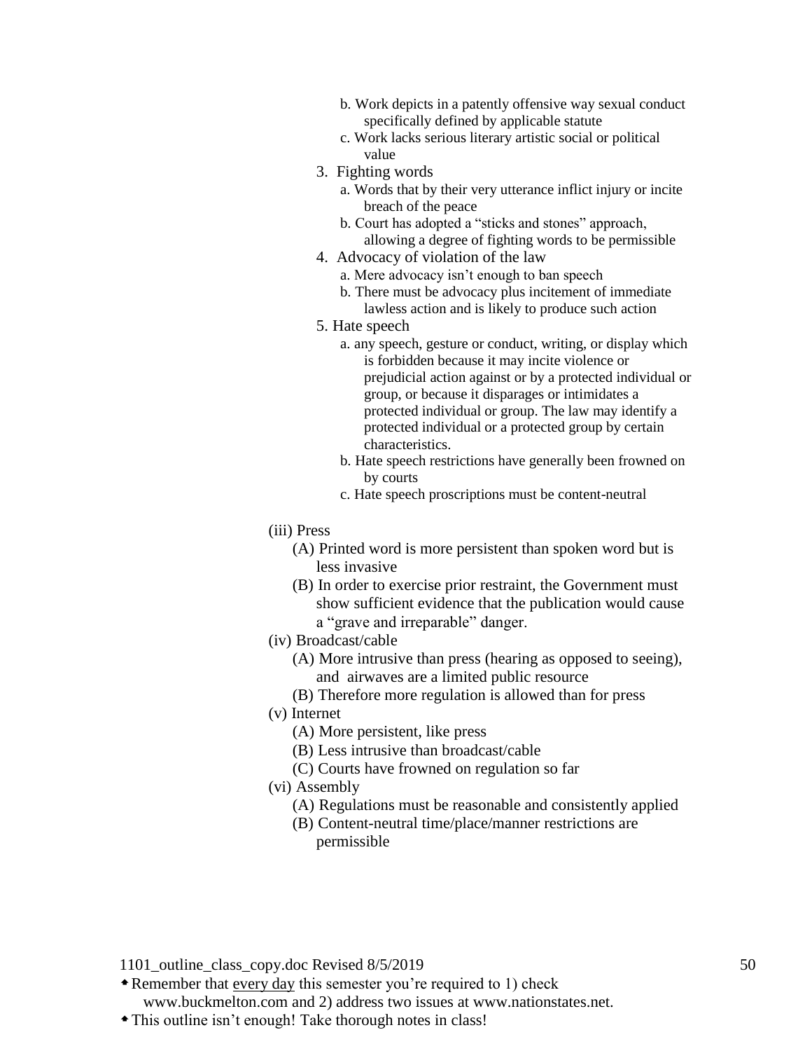- b. Work depicts in a patently offensive way sexual conduct specifically defined by applicable statute
- c. Work lacks serious literary artistic social or political value

3. Fighting words
   - a. Words that by their very utterance inflict injury or incite breach of the peace
   - b. Court has adopted a "sticks and stones" approach, allowing a degree of fighting words to be permissible
4. Advocacy of violation of the law
   - a. Mere advocacy isn't enough to ban speech
   - b. There must be advocacy plus incitement of immediate lawless action and is likely to produce such action
5. Hate speech
   - a. any speech, gesture or conduct, writing, or display which is forbidden because it may incite violence or prejudicial action against or by a protected individual or group, or because it disparages or intimidates a protected individual or group. The law may identify a protected individual or a protected group by certain characteristics.
   - b. Hate speech restrictions have generally been frowned on by courts
   - c. Hate speech proscriptions must be content-neutral

(iii) Press
- (A) Printed word is more persistent than spoken word but is less invasive
- (B) In order to exercise prior restraint, the Government must show sufficient evidence that the publication would cause a "grave and irreparable" danger.

(iv) Broadcast/cable
- (A) More intrusive than press (hearing as opposed to seeing), and airwaves are a limited public resource
- (B) Therefore more regulation is allowed than for press

(v) Internet
- (A) More persistent, like press
- (B) Less intrusive than broadcast/cable
- (C) Courts have frowned on regulation so far

(vi) Assembly
- (A) Regulations must be reasonable and consistently applied
- (B) Content-neutral time/place/manner restrictions are permissible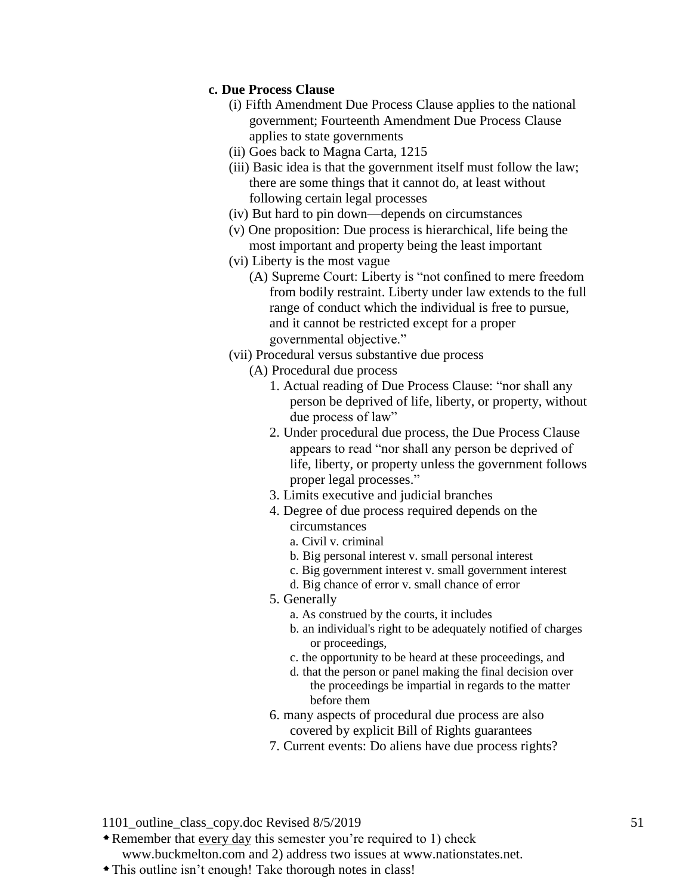**c. Due Process Clause**

- (i) Fifth Amendment Due Process Clause applies to the national government; Fourteenth Amendment Due Process Clause applies to state governments
- (ii) Goes back to Magna Carta, 1215
- (iii) Basic idea is that the government itself must follow the law; there are some things that it cannot do, at least without following certain legal processes
- (iv) But hard to pin down—depends on circumstances
- (v) One proposition: Due process is hierarchical, life being the most important and property being the least important
- (vi) Liberty is the most vague
  - (A) Supreme Court: Liberty is "not confined to mere freedom from bodily restraint. Liberty under law extends to the full range of conduct which the individual is free to pursue, and it cannot be restricted except for a proper governmental objective."
- (vii) Procedural versus substantive due process
  - (A) Procedural due process
    1. Actual reading of Due Process Clause: "nor shall any person be deprived of life, liberty, or property, without due process of law"
    2. Under procedural due process, the Due Process Clause appears to read "nor shall any person be deprived of life, liberty, or property unless the government follows proper legal processes."
    3. Limits executive and judicial branches
    4. Degree of due process required depends on the circumstances
       - a. Civil v. criminal
       - b. Big personal interest v. small personal interest
       - c. Big government interest v. small government interest
       - d. Big chance of error v. small chance of error
    5. Generally
       - a. As construed by the courts, it includes
       - b. an individual's right to be adequately notified of charges or proceedings,
       - c. the opportunity to be heard at these proceedings, and
       - d. that the person or panel making the final decision over the proceedings be impartial in regards to the matter before them
    6. many aspects of procedural due process are also covered by explicit Bill of Rights guarantees
    7. Current events: Do aliens have due process rights?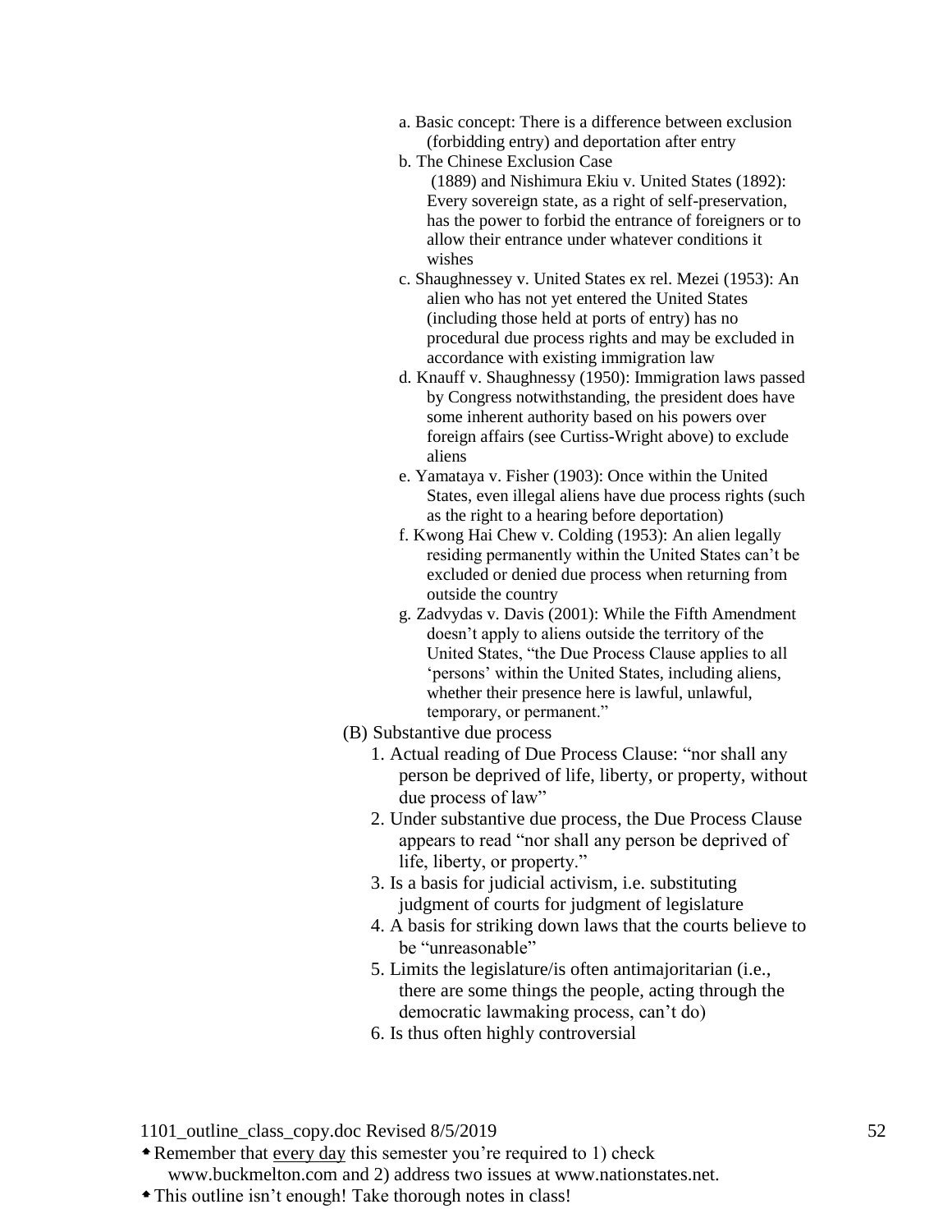- a. Basic concept: There is a difference between exclusion (forbidding entry) and deportation after entry
- b. The Chinese Exclusion Case (1889) and Nishimura Ekiu v. United States (1892): Every sovereign state, as a right of self-preservation, has the power to forbid the entrance of foreigners or to allow their entrance under whatever conditions it wishes
- c. Shaughnessey v. United States ex rel. Mezei (1953): An alien who has not yet entered the United States (including those held at ports of entry) has no procedural due process rights and may be excluded in accordance with existing immigration law
- d. Knauff v. Shaughnessy (1950): Immigration laws passed by Congress notwithstanding, the president does have some inherent authority based on his powers over foreign affairs (see Curtiss-Wright above) to exclude aliens
- e. Yamataya v. Fisher (1903): Once within the United States, even illegal aliens have due process rights (such as the right to a hearing before deportation)
- f. Kwong Hai Chew v. Colding (1953): An alien legally residing permanently within the United States can't be excluded or denied due process when returning from outside the country
- g. Zadvydas v. Davis (2001): While the Fifth Amendment doesn't apply to aliens outside the territory of the United States, "the Due Process Clause applies to all 'persons' within the United States, including aliens, whether their presence here is lawful, unlawful, temporary, or permanent."

(B) Substantive due process

1. Actual reading of Due Process Clause: "nor shall any person be deprived of life, liberty, or property, without due process of law"
2. Under substantive due process, the Due Process Clause appears to read "nor shall any person be deprived of life, liberty, or property."
3. Is a basis for judicial activism, i.e. substituting judgment of courts for judgment of legislature
4. A basis for striking down laws that the courts believe to be "unreasonable"
5. Limits the legislature/is often antimajoritarian (i.e., there are some things the people, acting through the democratic lawmaking process, can't do)
6. Is thus often highly controversial

* Remember that <u>every day</u> this semester you're required to 1) check www.buckmelton.com and 2) address two issues at www.nationstates.net.
* This outline isn't enough! Take thorough notes in class!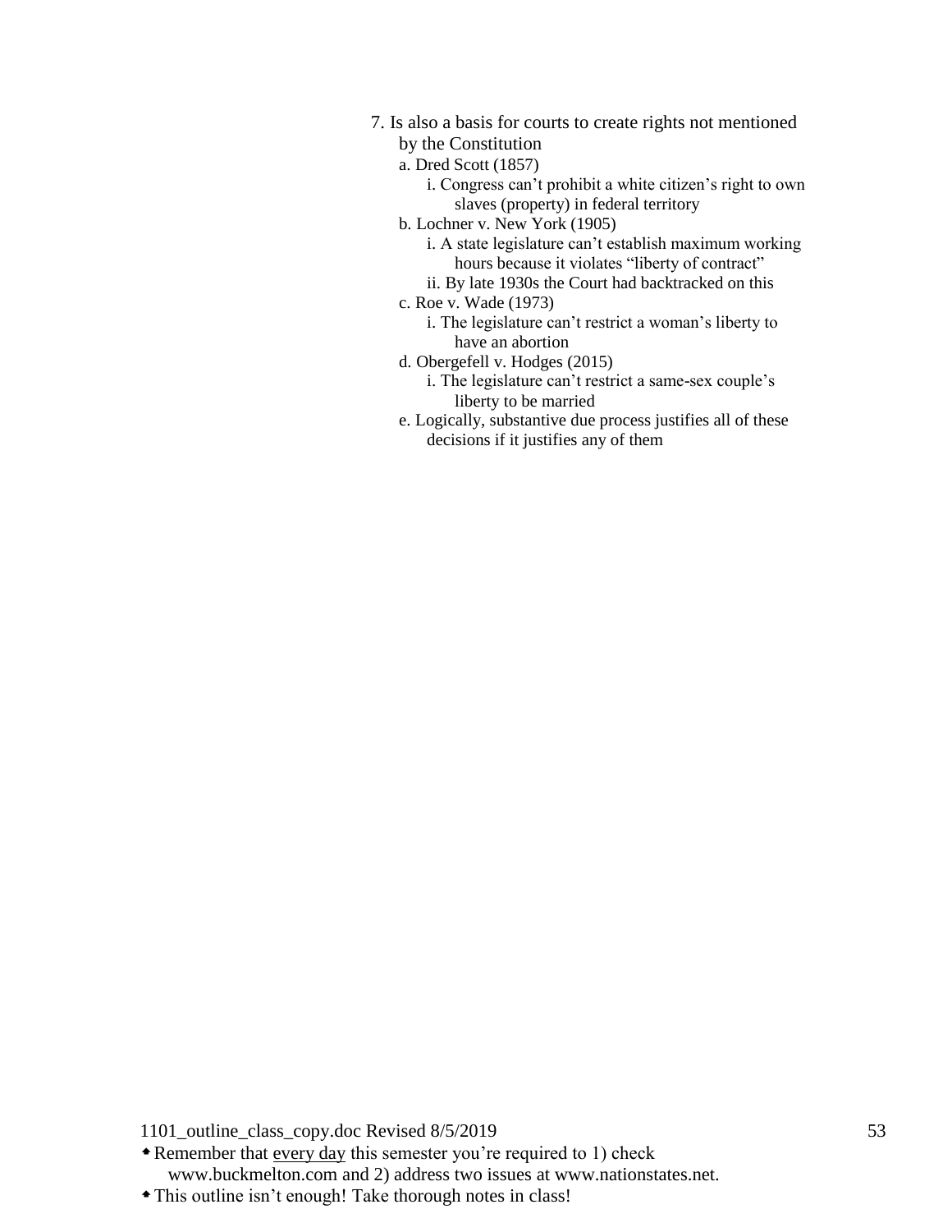7. Is also a basis for courts to create rights not mentioned by the Constitution
    a. Dred Scott (1857)
        i. Congress can't prohibit a white citizen's right to own slaves (property) in federal territory
    b. Lochner v. New York (1905)
        i. A state legislature can't establish maximum working hours because it violates "liberty of contract"
        ii. By late 1930s the Court had backtracked on this
    c. Roe v. Wade (1973)
        i. The legislature can't restrict a woman's liberty to have an abortion
    d. Obergefell v. Hodges (2015)
        i. The legislature can't restrict a same-sex couple's liberty to be married
    e. Logically, substantive due process justifies all of these decisions if it justifies any of them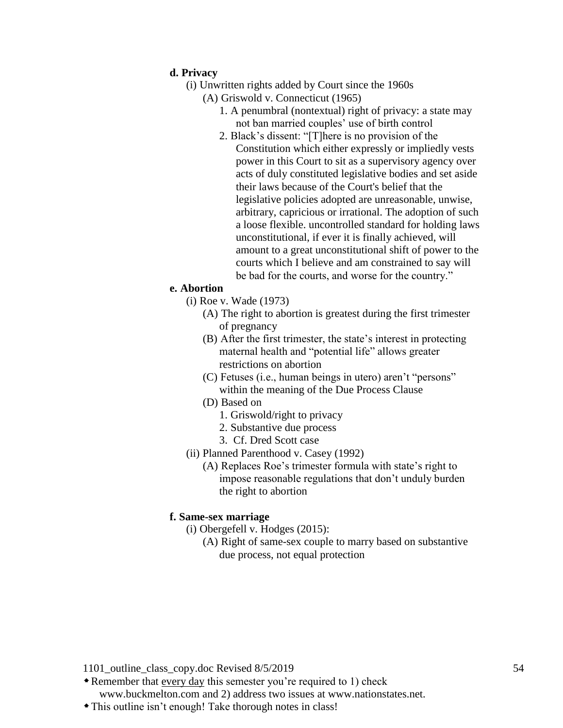**d. Privacy**

(i) Unwritten rights added by Court since the 1960s

- (A) Griswold v. Connecticut (1965)
  1. A penumbral (nontextual) right of privacy: a state may not ban married couples' use of birth control
  2. Black's dissent: "[T]here is no provision of the Constitution which either expressly or impliedly vests power in this Court to sit as a supervisory agency over acts of duly constituted legislative bodies and set aside their laws because of the Court's belief that the legislative policies adopted are unreasonable, unwise, arbitrary, capricious or irrational. The adoption of such a loose flexible. uncontrolled standard for holding laws unconstitutional, if ever it is finally achieved, will amount to a great unconstitutional shift of power to the courts which I believe and am constrained to say will be bad for the courts, and worse for the country."

**e. Abortion**

(i) Roe v. Wade (1973)

- (A) The right to abortion is greatest during the first trimester of pregnancy
- (B) After the first trimester, the state's interest in protecting maternal health and "potential life" allows greater restrictions on abortion
- (C) Fetuses (i.e., human beings in utero) aren't "persons" within the meaning of the Due Process Clause
- (D) Based on
  1. Griswold/right to privacy
  2. Substantive due process
  3. Cf. Dred Scott case

(ii) Planned Parenthood v. Casey (1992)

- (A) Replaces Roe's trimester formula with state's right to impose reasonable regulations that don't unduly burden the right to abortion

**f. Same-sex marriage**

(i) Obergefell v. Hodges (2015):

- (A) Right of same-sex couple to marry based on substantive due process, not equal protection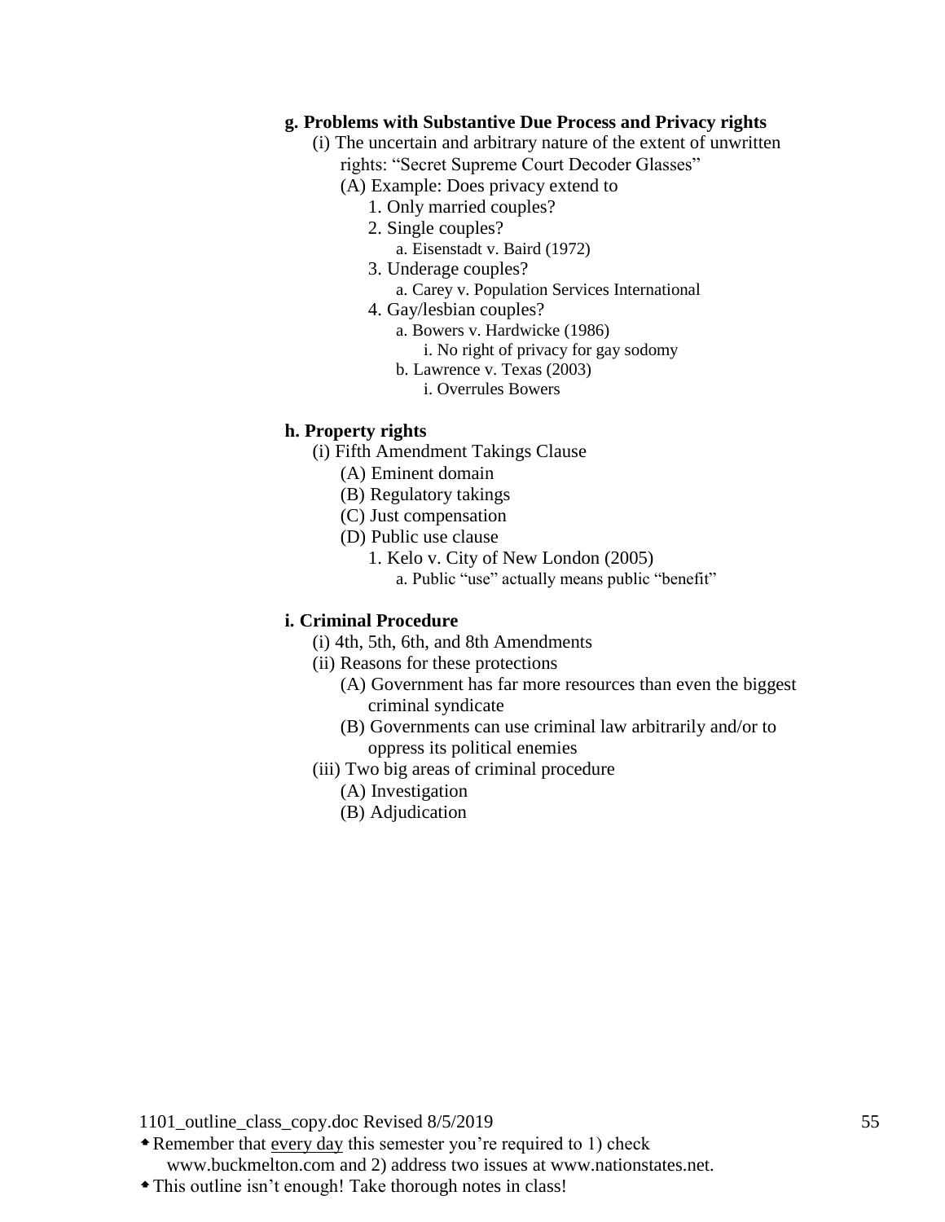**g. Problems with Substantive Due Process and Privacy rights**

- (i) The uncertain and arbitrary nature of the extent of unwritten rights: “Secret Supreme Court Decoder Glasses”
  - (A) Example: Does privacy extend to
    1. Only married couples?
    2. Single couples?
       - a. Eisenstadt v. Baird (1972)
    3. Underage couples?
       - a. Carey v. Population Services International
    4. Gay/lesbian couples?
       - a. Bowers v. Hardwicke (1986)
         - i. No right of privacy for gay sodomy
       - b. Lawrence v. Texas (2003)
         - i. Overrules Bowers

**h. Property rights**

- (i) Fifth Amendment Takings Clause
  - (A) Eminent domain
  - (B) Regulatory takings
  - (C) Just compensation
  - (D) Public use clause
    1. Kelo v. City of New London (2005)
       - a. Public “use” actually means public “benefit”

**i. Criminal Procedure**

- (i) 4th, 5th, 6th, and 8th Amendments
- (ii) Reasons for these protections
  - (A) Government has far more resources than even the biggest criminal syndicate
  - (B) Governments can use criminal law arbitrarily and/or to oppress its political enemies
- (iii) Two big areas of criminal procedure
  - (A) Investigation
  - (B) Adjudication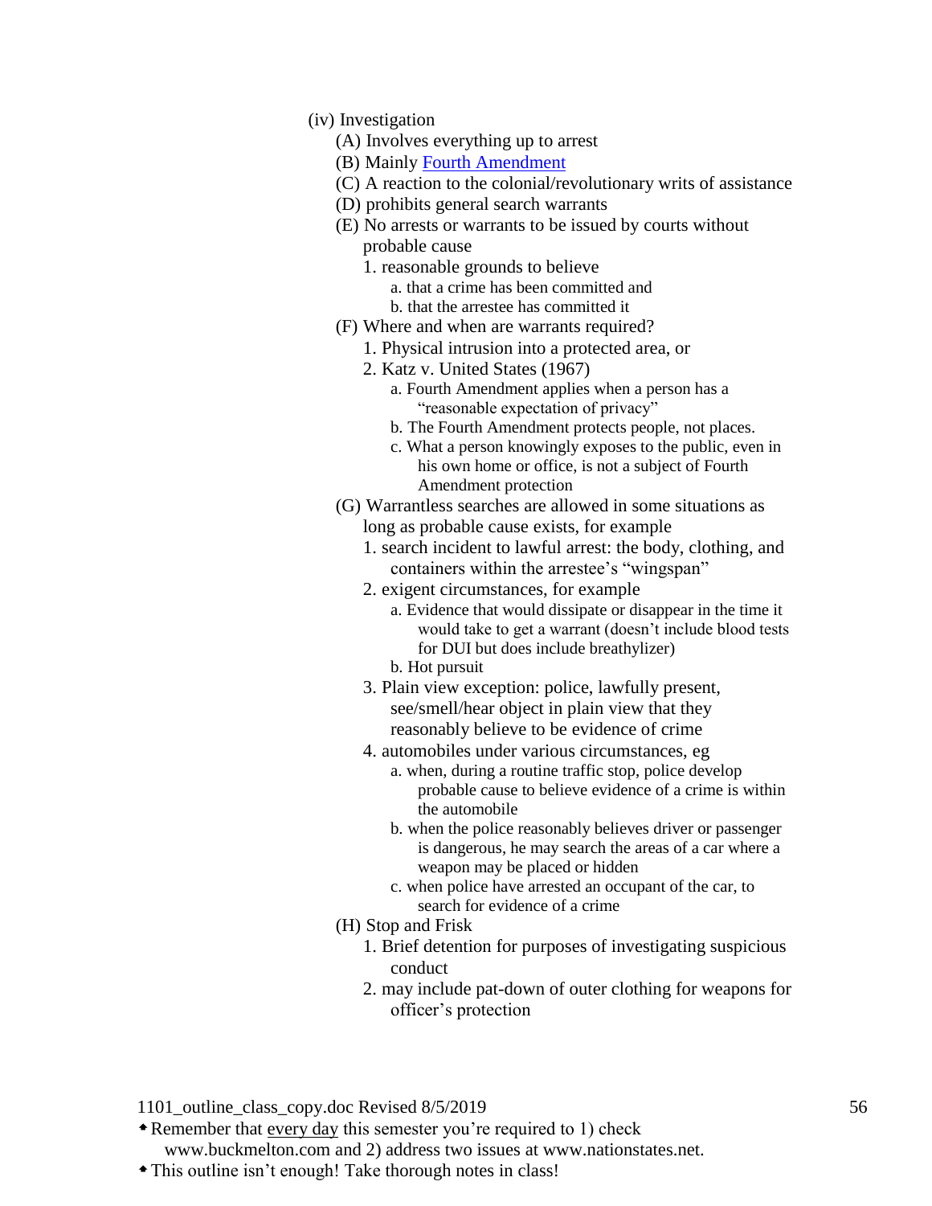(iv) Investigation

- (A) Involves everything up to arrest
- (B) Mainly [Fourth Amendment]
- (C) A reaction to the colonial/revolutionary writs of assistance
- (D) prohibits general search warrants
- (E) No arrests or warrants to be issued by courts without probable cause
    1. reasonable grounds to believe
        a. that a crime has been committed and
        b. that the arrestee has committed it
- (F) Where and when are warrants required?
    1. Physical intrusion into a protected area, or
    2. Katz v. United States (1967)
        a. Fourth Amendment applies when a person has a "reasonable expectation of privacy"
        b. The Fourth Amendment protects people, not places.
        c. What a person knowingly exposes to the public, even in his own home or office, is not a subject of Fourth Amendment protection
- (G) Warrantless searches are allowed in some situations as long as probable cause exists, for example
    1. search incident to lawful arrest: the body, clothing, and containers within the arrestee's "wingspan"
    2. exigent circumstances, for example
        a. Evidence that would dissipate or disappear in the time it would take to get a warrant (doesn't include blood tests for DUI but does include breathylizer)
        b. Hot pursuit
    3. Plain view exception: police, lawfully present, see/smell/hear object in plain view that they reasonably believe to be evidence of crime
    4. automobiles under various circumstances, eg
        a. when, during a routine traffic stop, police develop probable cause to believe evidence of a crime is within the automobile
        b. when the police reasonably believes driver or passenger is dangerous, he may search the areas of a car where a weapon may be placed or hidden
        c. when police have arrested an occupant of the car, to search for evidence of a crime
- (H) Stop and Frisk
    1. Brief detention for purposes of investigating suspicious conduct
    2. may include pat-down of outer clothing for weapons for officer's protection

1101_outline_class_copy.doc Revised 8/5/2019

- Remember that every day this semester you're required to 1) check www.buckmelton.com and 2) address two issues at www.nationstates.net.
- This outline isn't enough! Take thorough notes in class!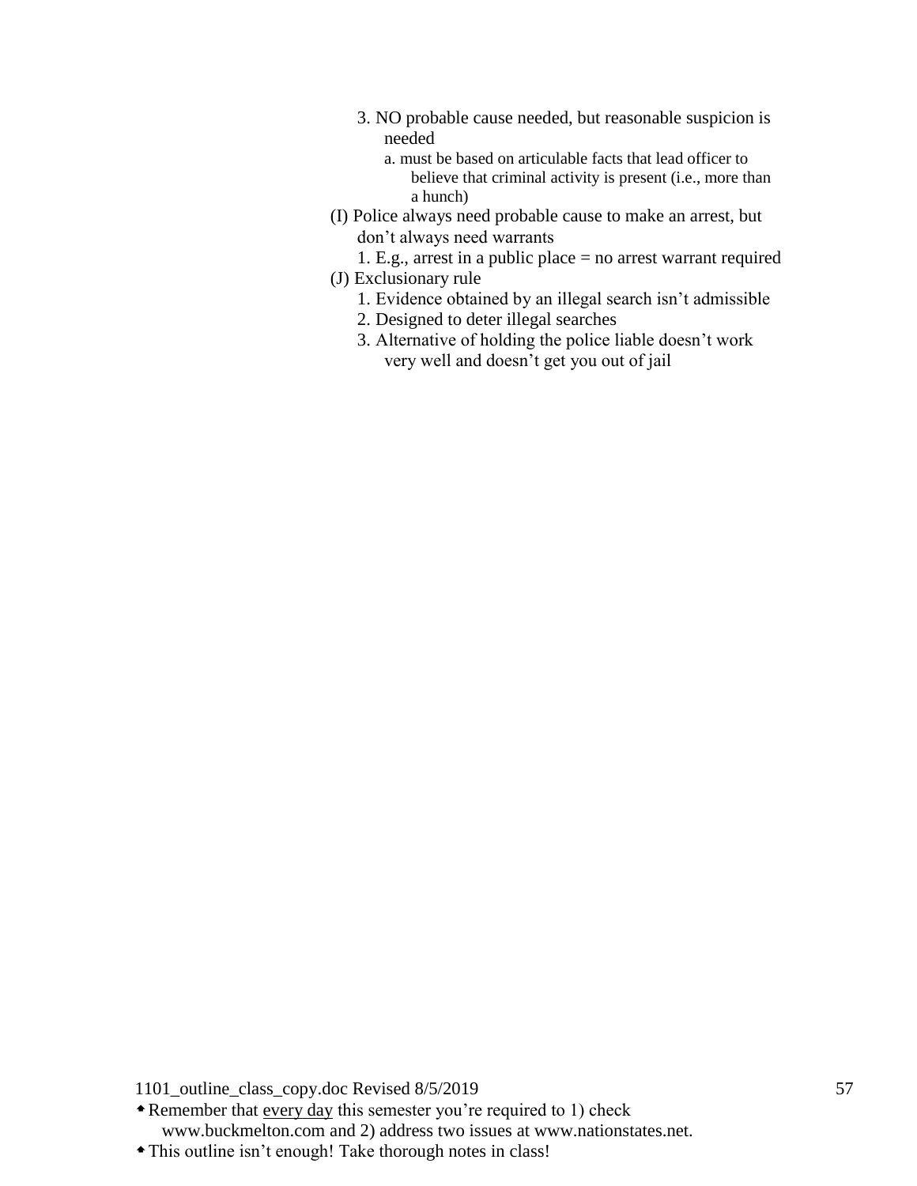3. NO probable cause needed, but reasonable suspicion is needed
    a. must be based on articulable facts that lead officer to believe that criminal activity is present (i.e., more than a hunch)

(I) Police always need probable cause to make an arrest, but don't always need warrants
1. E.g., arrest in a public place = no arrest warrant required

(J) Exclusionary rule
1. Evidence obtained by an illegal search isn't admissible
2. Designed to deter illegal searches
3. Alternative of holding the police liable doesn't work very well and doesn't get you out of jail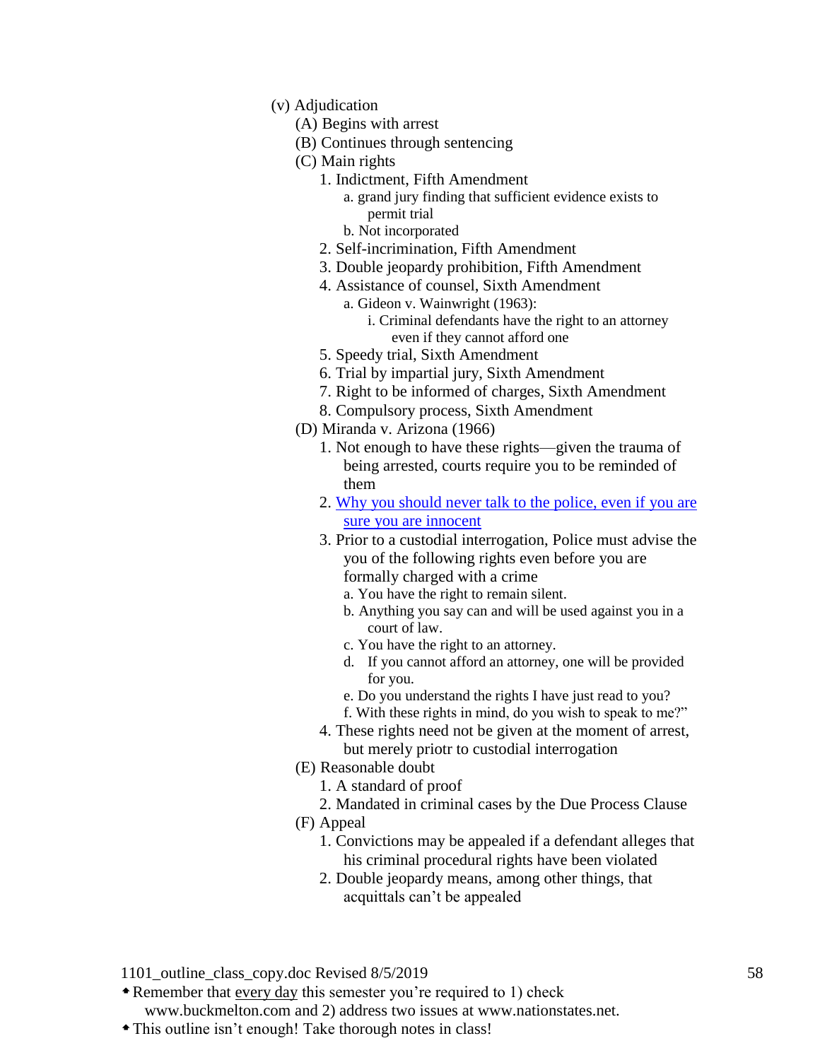- (v) Adjudication
  - (A) Begins with arrest
  - (B) Continues through sentencing
  - (C) Main rights
    1. Indictment, Fifth Amendment
       - a. grand jury finding that sufficient evidence exists to permit trial
       - b. Not incorporated
    2. Self-incrimination, Fifth Amendment
    3. Double jeopardy prohibition, Fifth Amendment
    4. Assistance of counsel, Sixth Amendment
       - a. Gideon v. Wainwright (1963):
         - i. Criminal defendants have the right to an attorney even if they cannot afford one
    5. Speedy trial, Sixth Amendment
    6. Trial by impartial jury, Sixth Amendment
    7. Right to be informed of charges, Sixth Amendment
    8. Compulsory process, Sixth Amendment
  - (D) Miranda v. Arizona (1966)
    1. Not enough to have these rights—given the trauma of being arrested, courts require you to be reminded of them
    2. Why you should never talk to the police, even if you are sure you are innocent
    3. Prior to a custodial interrogation, Police must advise the you of the following rights even before you are formally charged with a crime
       - a. You have the right to remain silent.
       - b. Anything you say can and will be used against you in a court of law.
       - c. You have the right to an attorney.
       - d. If you cannot afford an attorney, one will be provided for you.
       - e. Do you understand the rights I have just read to you?
       - f. With these rights in mind, do you wish to speak to me?"
    4. These rights need not be given at the moment of arrest, but merely priotr to custodial interrogation
  - (E) Reasonable doubt
    1. A standard of proof
    2. Mandated in criminal cases by the Due Process Clause
  - (F) Appeal
    1. Convictions may be appealed if a defendant alleges that his criminal procedural rights have been violated
    2. Double jeopardy means, among other things, that acquittals can't be appealed

1101_outline_class_copy.doc Revised 8/5/2019

- Remember that every day this semester you're required to 1) check www.buckmelton.com and 2) address two issues at www.nationstates.net.
- This outline isn't enough! Take thorough notes in class!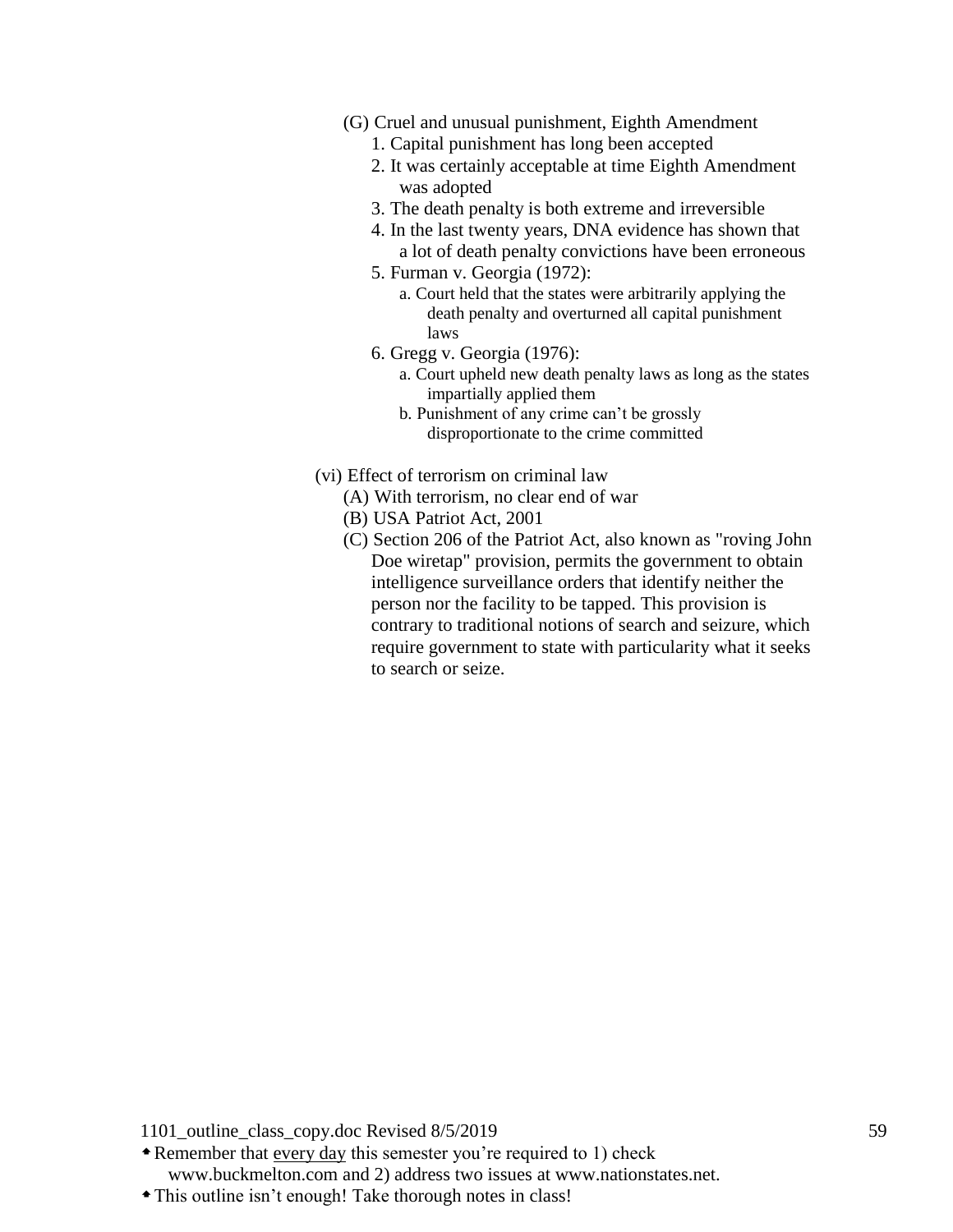- (G) Cruel and unusual punishment, Eighth Amendment
  1. Capital punishment has long been accepted
  2. It was certainly acceptable at time Eighth Amendment was adopted
  3. The death penalty is both extreme and irreversible
  4. In the last twenty years, DNA evidence has shown that a lot of death penalty convictions have been erroneous
  5. Furman v. Georgia (1972):
     - a. Court held that the states were arbitrarily applying the death penalty and overturned all capital punishment laws
  6. Gregg v. Georgia (1976):
     - a. Court upheld new death penalty laws as long as the states impartially applied them
     - b. Punishment of any crime can't be grossly disproportionate to the crime committed

(vi) Effect of terrorism on criminal law
- (A) With terrorism, no clear end of war
- (B) USA Patriot Act, 2001
- (C) Section 206 of the Patriot Act, also known as "roving John Doe wiretap" provision, permits the government to obtain intelligence surveillance orders that identify neither the person nor the facility to be tapped. This provision is contrary to traditional notions of search and seizure, which require government to state with particularity what it seeks to search or seize.

1101_outline_class_copy.doc Revised 8/5/2019

- Remember that every day this semester you're required to 1) check www.buckmelton.com and 2) address two issues at www.nationstates.net.
- This outline isn't enough! Take thorough notes in class!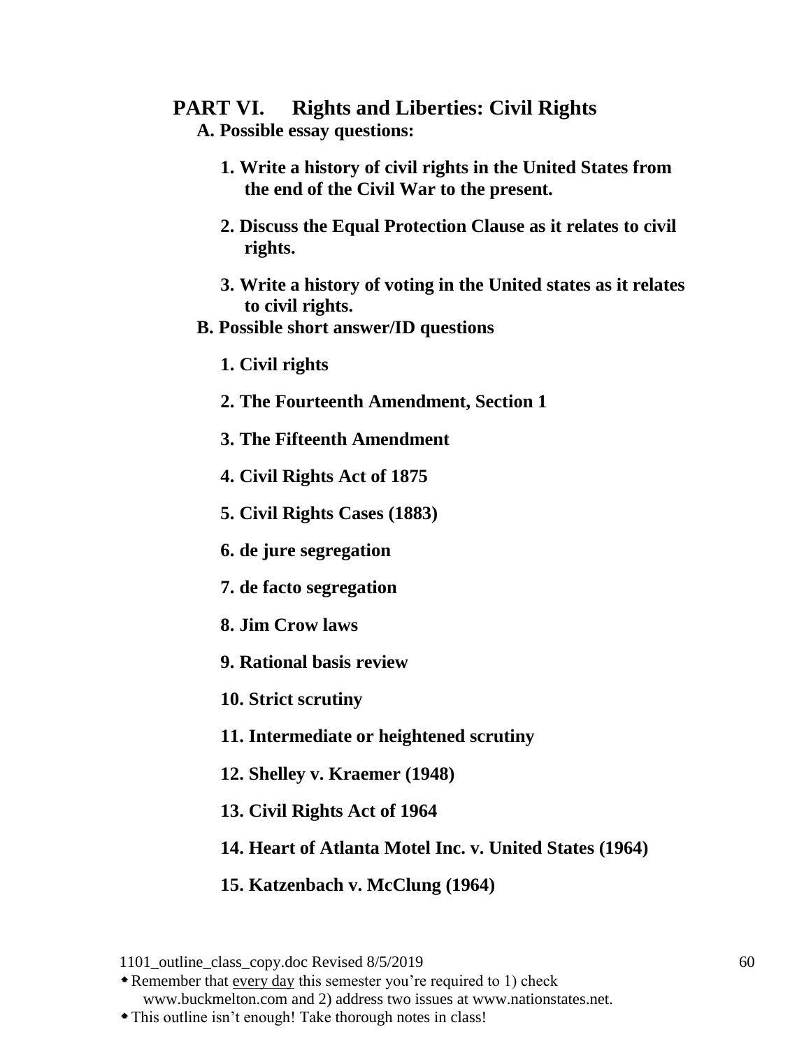## PART VI. Rights and Liberties: Civil Rights

### A. Possible essay questions:

1. **Write a history of civil rights in the United States from the end of the Civil War to the present.**

2. **Discuss the Equal Protection Clause as it relates to civil rights.**

3. **Write a history of voting in the United states as it relates to civil rights.**

### B. Possible short answer/ID questions

1. **Civil rights**

2. **The Fourteenth Amendment, Section 1**

3. **The Fifteenth Amendment**

4. **Civil Rights Act of 1875**

5. **Civil Rights Cases (1883)**

6. **de jure segregation**

7. **de facto segregation**

8. **Jim Crow laws**

9. **Rational basis review**

10. **Strict scrutiny**

11. **Intermediate or heightened scrutiny**

12. **Shelley v. Kraemer (1948)**

13. **Civil Rights Act of 1964**

14. **Heart of Atlanta Motel Inc. v. United States (1964)**

15. **Katzenbach v. McClung (1964)**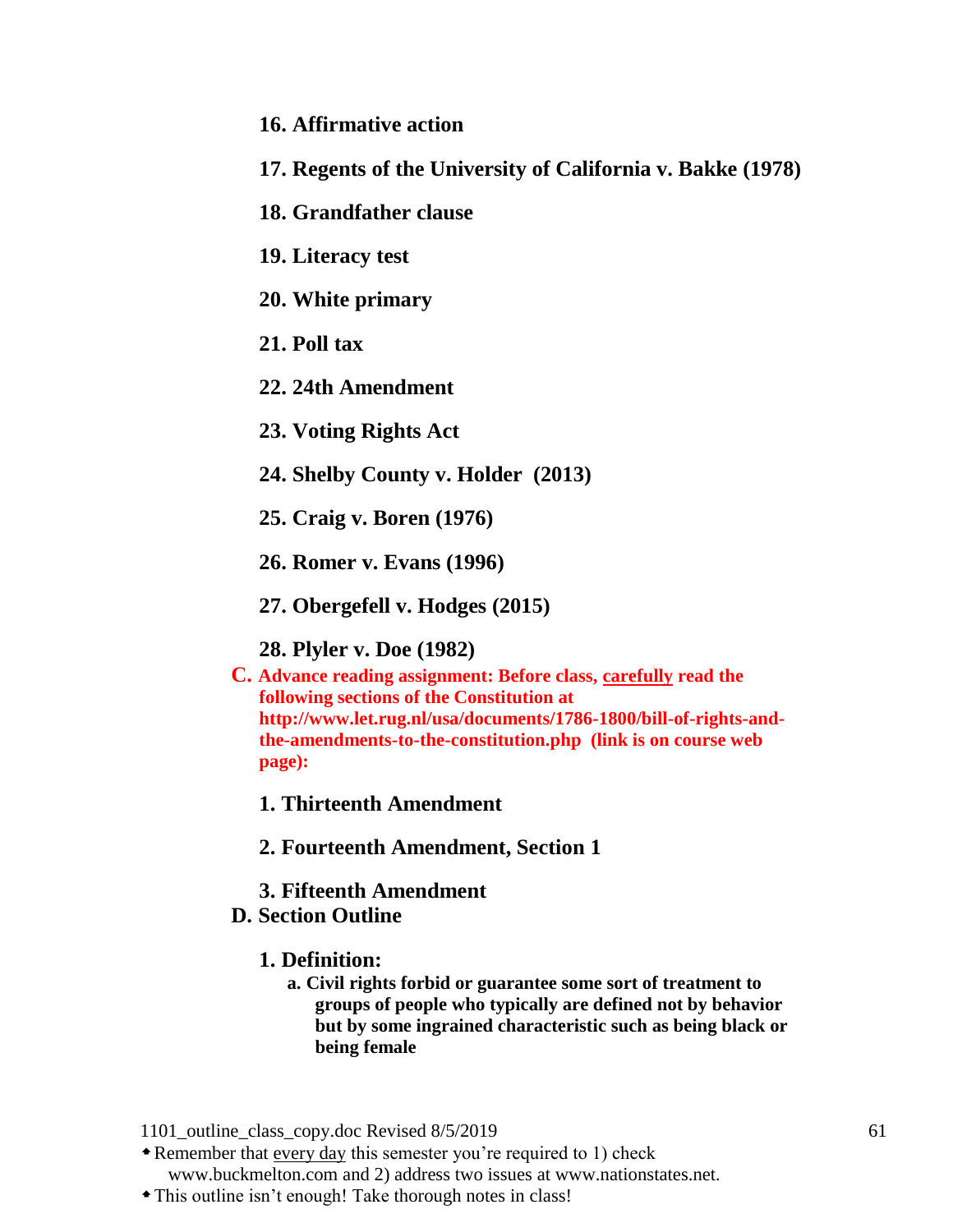16. **Affirmative action**

17. **Regents of the University of California v. Bakke (1978)**

18. **Grandfather clause**

19. **Literacy test**

20. **White primary**

21. **Poll tax**

22. **24th Amendment**

23. **Voting Rights Act**

24. **Shelby County v. Holder (2013)**

25. **Craig v. Boren (1976)**

26. **Romer v. Evans (1996)**

27. **Obergefell v. Hodges (2015)**

28. **Plyler v. Doe (1982)**

**C. Advance reading assignment: Before class, carefully read the following sections of the Constitution at http://www.let.rug.nl/usa/documents/1786-1800/bill-of-rights-and-the-amendments-to-the-constitution.php (link is on course web page):**

1. **Thirteenth Amendment**

2. **Fourteenth Amendment, Section 1**

3. **Fifteenth Amendment**

**D. Section Outline**

1. **Definition:**
   - **a. Civil rights forbid or guarantee some sort of treatment to groups of people who typically are defined not by behavior but by some ingrained characteristic such as being black or being female**

- Remember that every day this semester you're required to 1) check www.buckmelton.com and 2) address two issues at www.nationstates.net.
- This outline isn't enough! Take thorough notes in class!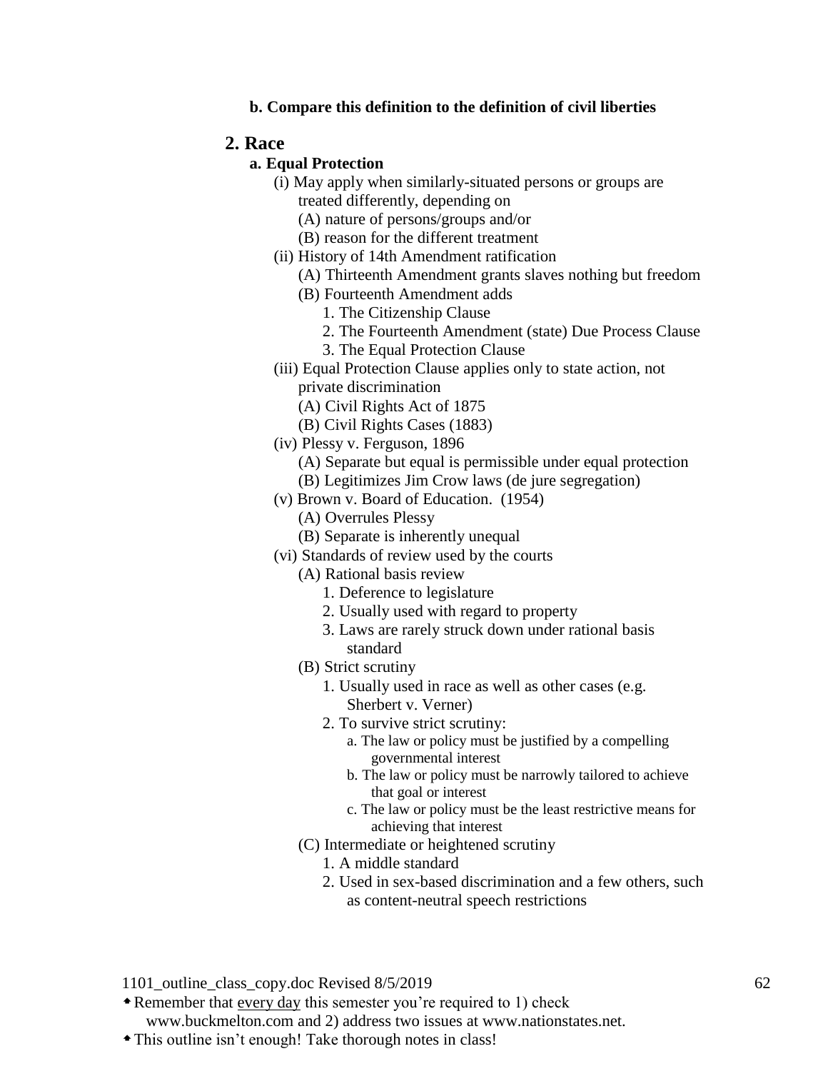**b. Compare this definition to the definition of civil liberties**

## 2. Race

**a. Equal Protection**

- (i) May apply when similarly-situated persons or groups are treated differently, depending on
  - (A) nature of persons/groups and/or
  - (B) reason for the different treatment
- (ii) History of 14th Amendment ratification
  - (A) Thirteenth Amendment grants slaves nothing but freedom
  - (B) Fourteenth Amendment adds
    1. The Citizenship Clause
    2. The Fourteenth Amendment (state) Due Process Clause
    3. The Equal Protection Clause
- (iii) Equal Protection Clause applies only to state action, not private discrimination
  - (A) Civil Rights Act of 1875
  - (B) Civil Rights Cases (1883)
- (iv) Plessy v. Ferguson, 1896
  - (A) Separate but equal is permissible under equal protection
  - (B) Legitimizes Jim Crow laws (de jure segregation)
- (v) Brown v. Board of Education. (1954)
  - (A) Overrules Plessy
  - (B) Separate is inherently unequal
- (vi) Standards of review used by the courts
  - (A) Rational basis review
    1. Deference to legislature
    2. Usually used with regard to property
    3. Laws are rarely struck down under rational basis standard
  - (B) Strict scrutiny
    1. Usually used in race as well as other cases (e.g. Sherbert v. Verner)
    2. To survive strict scrutiny:
       - a. The law or policy must be justified by a compelling governmental interest
       - b. The law or policy must be narrowly tailored to achieve that goal or interest
       - c. The law or policy must be the least restrictive means for achieving that interest
  - (C) Intermediate or heightened scrutiny
    1. A middle standard
    2. Used in sex-based discrimination and a few others, such as content-neutral speech restrictions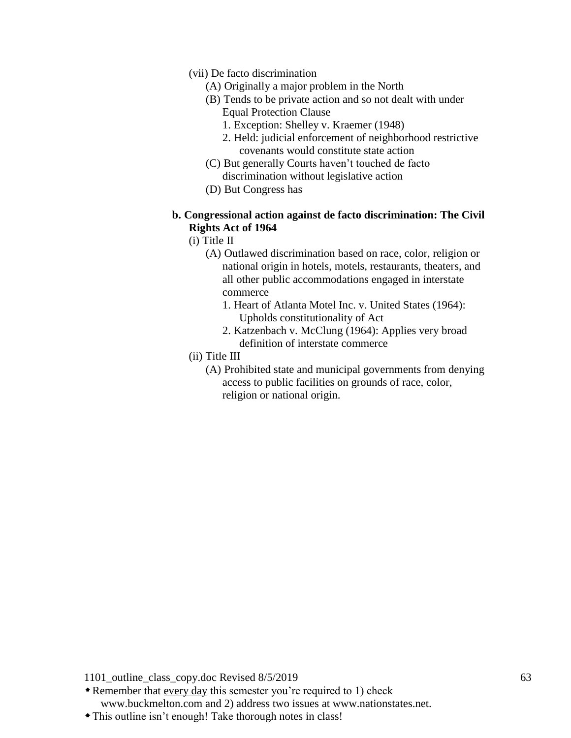(vii) De facto discrimination

- (A) Originally a major problem in the North
- (B) Tends to be private action and so not dealt with under Equal Protection Clause
  1. Exception: Shelley v. Kraemer (1948)
  2. Held: judicial enforcement of neighborhood restrictive covenants would constitute state action
- (C) But generally Courts haven't touched de facto discrimination without legislative action
- (D) But Congress has

**b. Congressional action against de facto discrimination: The Civil Rights Act of 1964**

(i) Title II

- (A) Outlawed discrimination based on race, color, religion or national origin in hotels, motels, restaurants, theaters, and all other public accommodations engaged in interstate commerce
  1. Heart of Atlanta Motel Inc. v. United States (1964): Upholds constitutionality of Act
  2. Katzenbach v. McClung (1964): Applies very broad definition of interstate commerce

(ii) Title III

- (A) Prohibited state and municipal governments from denying access to public facilities on grounds of race, color, religion or national origin.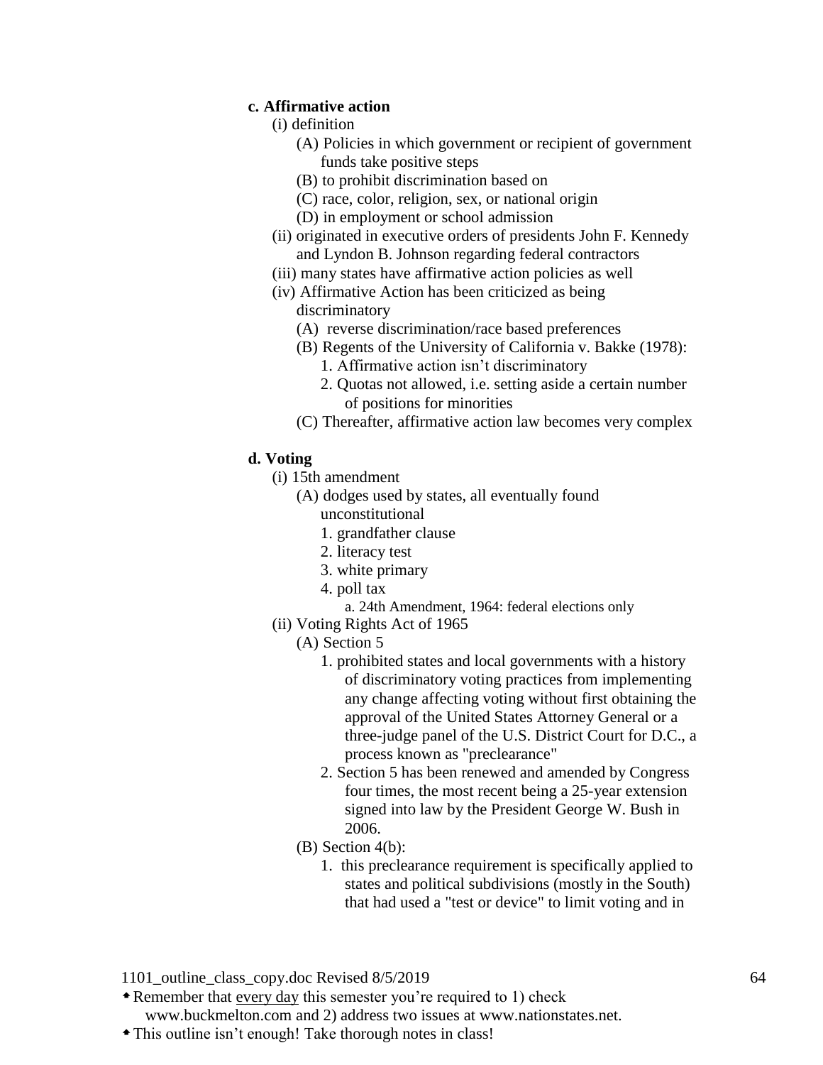**c. Affirmative action**

- (i) definition
  - (A) Policies in which government or recipient of government funds take positive steps
  - (B) to prohibit discrimination based on
  - (C) race, color, religion, sex, or national origin
  - (D) in employment or school admission
- (ii) originated in executive orders of presidents John F. Kennedy and Lyndon B. Johnson regarding federal contractors
- (iii) many states have affirmative action policies as well
- (iv) Affirmative Action has been criticized as being discriminatory
  - (A) reverse discrimination/race based preferences
  - (B) Regents of the University of California v. Bakke (1978):
    - 1. Affirmative action isn't discriminatory
    - 2. Quotas not allowed, i.e. setting aside a certain number of positions for minorities
  - (C) Thereafter, affirmative action law becomes very complex

**d. Voting**

- (i) 15th amendment
  - (A) dodges used by states, all eventually found unconstitutional
    - 1. grandfather clause
    - 2. literacy test
    - 3. white primary
    - 4. poll tax
      - a. 24th Amendment, 1964: federal elections only
- (ii) Voting Rights Act of 1965
  - (A) Section 5
    - 1. prohibited states and local governments with a history of discriminatory voting practices from implementing any change affecting voting without first obtaining the approval of the United States Attorney General or a three-judge panel of the U.S. District Court for D.C., a process known as "preclearance"
    - 2. Section 5 has been renewed and amended by Congress four times, the most recent being a 25-year extension signed into law by the President George W. Bush in 2006.
  - (B) Section 4(b):
    - 1. this preclearance requirement is specifically applied to states and political subdivisions (mostly in the South) that had used a "test or device" to limit voting and in

1101_outline_class_copy.doc Revised 8/5/2019

- Remember that every day this semester you're required to 1) check www.buckmelton.com and 2) address two issues at www.nationstates.net.
- This outline isn't enough! Take thorough notes in class!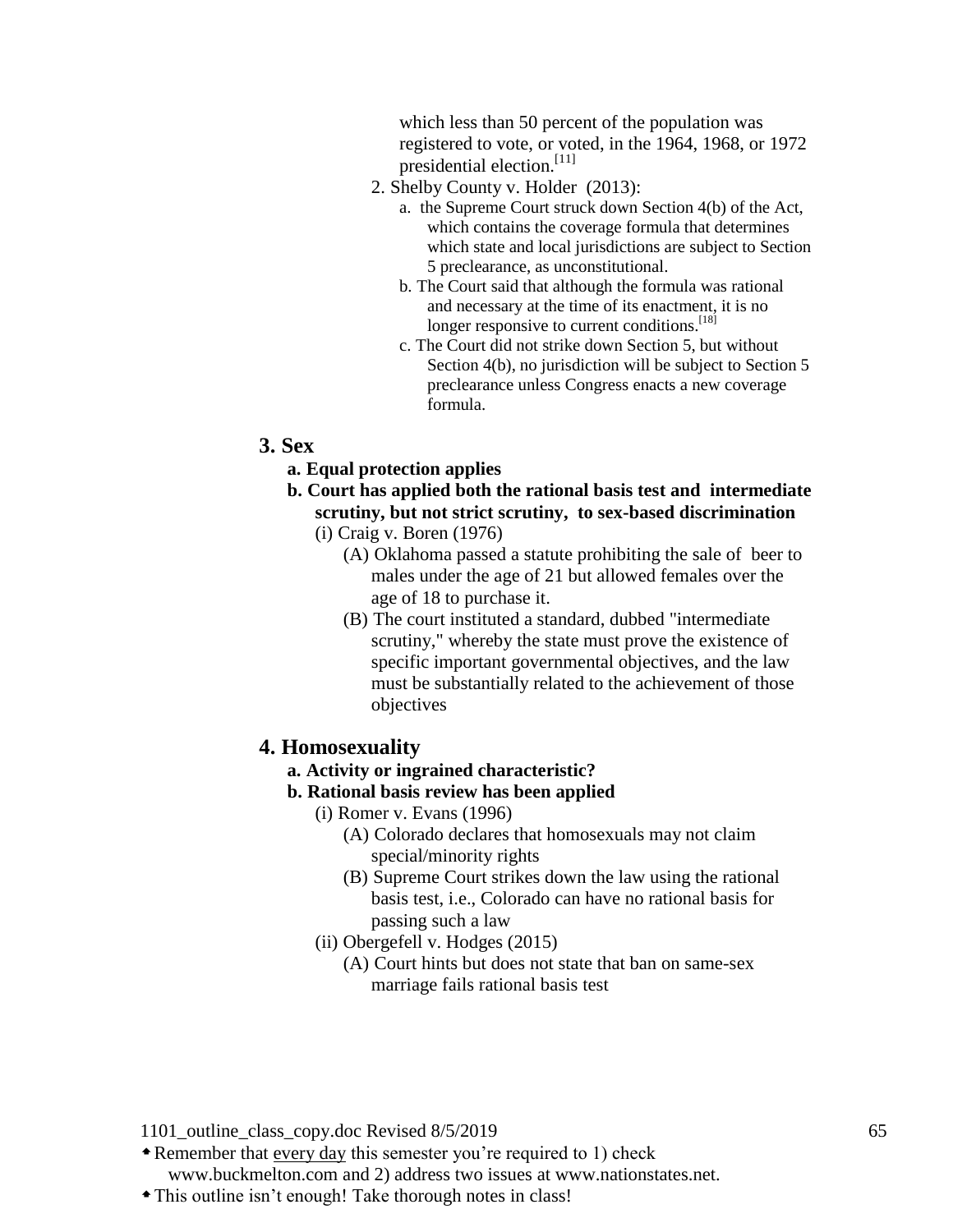which less than 50 percent of the population was registered to vote, or voted, in the 1964, 1968, or 1972 presidential election.[11]

2. Shelby County v. Holder (2013):
   - a. the Supreme Court struck down Section 4(b) of the Act, which contains the coverage formula that determines which state and local jurisdictions are subject to Section 5 preclearance, as unconstitutional.
   - b. The Court said that although the formula was rational and necessary at the time of its enactment, it is no longer responsive to current conditions.[18]
   - c. The Court did not strike down Section 5, but without Section 4(b), no jurisdiction will be subject to Section 5 preclearance unless Congress enacts a new coverage formula.

### 3. Sex

**a. Equal protection applies**

**b. Court has applied both the rational basis test and intermediate scrutiny, but not strict scrutiny, to sex-based discrimination**

- (i) Craig v. Boren (1976)
  - (A) Oklahoma passed a statute prohibiting the sale of beer to males under the age of 21 but allowed females over the age of 18 to purchase it.
  - (B) The court instituted a standard, dubbed "intermediate scrutiny," whereby the state must prove the existence of specific important governmental objectives, and the law must be substantially related to the achievement of those objectives

### 4. Homosexuality

**a. Activity or ingrained characteristic?**

**b. Rational basis review has been applied**

- (i) Romer v. Evans (1996)
  - (A) Colorado declares that homosexuals may not claim special/minority rights
  - (B) Supreme Court strikes down the law using the rational basis test, i.e., Colorado can have no rational basis for passing such a law
- (ii) Obergefell v. Hodges (2015)
  - (A) Court hints but does not state that ban on same-sex marriage fails rational basis test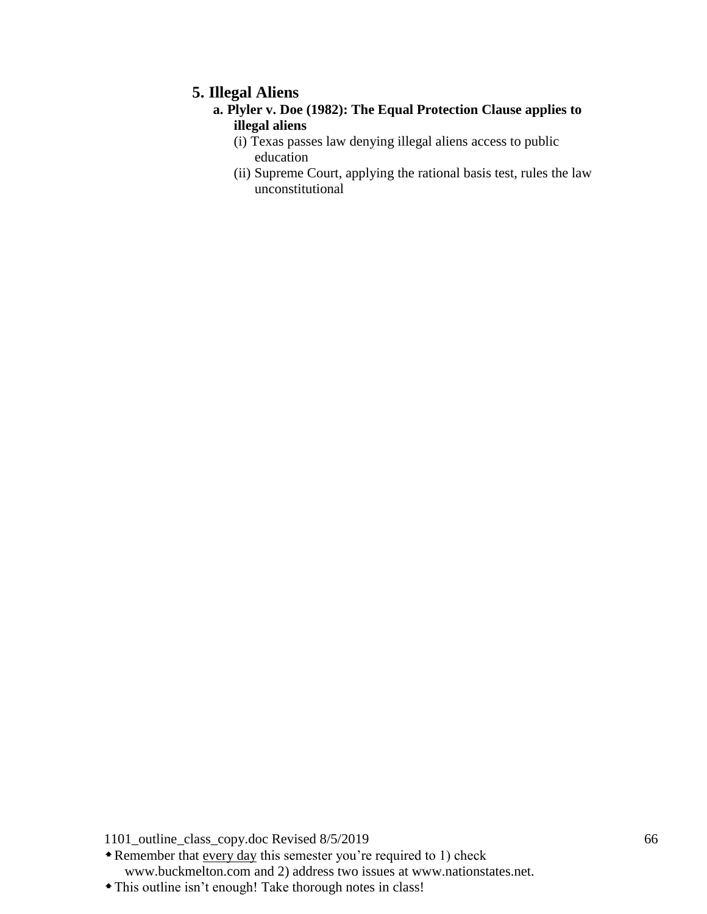## 5. Illegal Aliens

**a. Plyler v. Doe (1982): The Equal Protection Clause applies to illegal aliens**

(i) Texas passes law denying illegal aliens access to public education

(ii) Supreme Court, applying the rational basis test, rules the law unconstitutional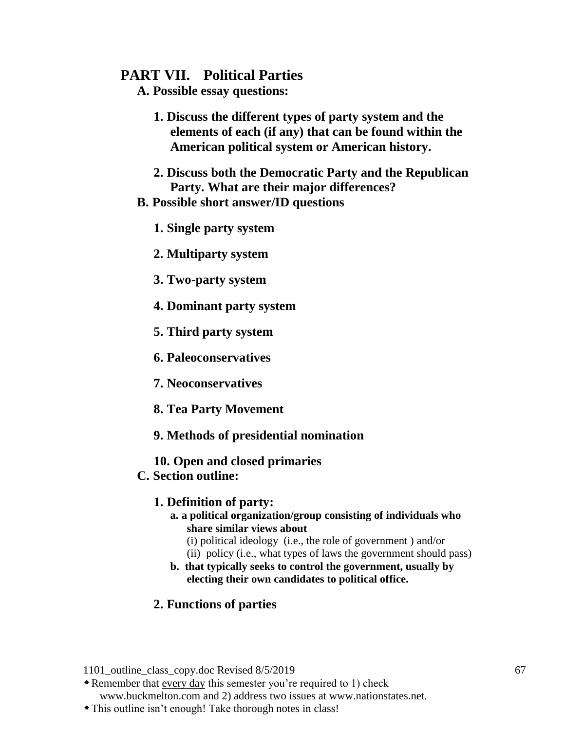## PART VII. Political Parties

**A. Possible essay questions:**

1. **Discuss the different types of party system and the elements of each (if any) that can be found within the American political system or American history.**

2. **Discuss both the Democratic Party and the Republican Party. What are their major differences?**

**B. Possible short answer/ID questions**

1. **Single party system**

2. **Multiparty system**

3. **Two-party system**

4. **Dominant party system**

5. **Third party system**

6. **Paleoconservatives**

7. **Neoconservatives**

8. **Tea Party Movement**

9. **Methods of presidential nomination**

10. **Open and closed primaries**

**C. Section outline:**

1. **Definition of party:**
   - **a. a political organization/group consisting of individuals who share similar views about**
     - (i) political ideology (i.e., the role of government ) and/or
     - (ii) policy (i.e., what types of laws the government should pass)
   - **b. that typically seeks to control the government, usually by electing their own candidates to political office.**

2. **Functions of parties**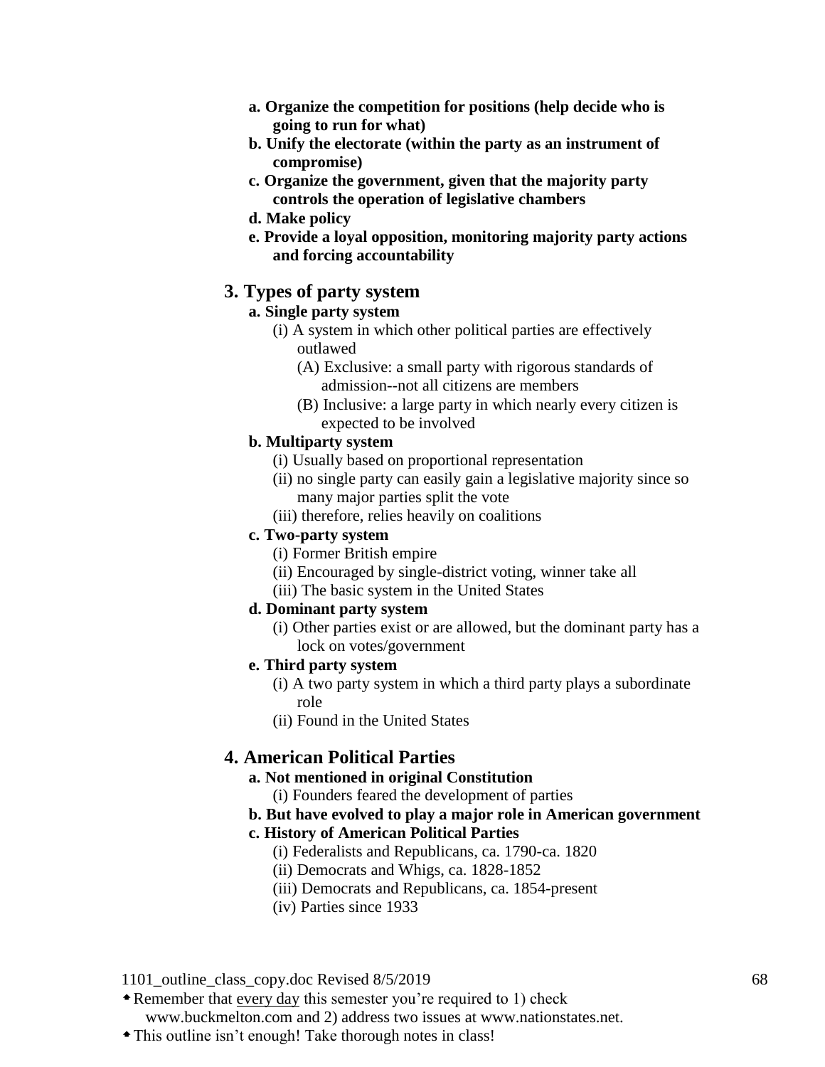**a. Organize the competition for positions (help decide who is going to run for what)**

**b. Unify the electorate (within the party as an instrument of compromise)**

**c. Organize the government, given that the majority party controls the operation of legislative chambers**

**d. Make policy**

**e. Provide a loyal opposition, monitoring majority party actions and forcing accountability**

## 3. Types of party system

**a. Single party system**

(i) A system in which other political parties are effectively outlawed

(A) Exclusive: a small party with rigorous standards of admission--not all citizens are members

(B) Inclusive: a large party in which nearly every citizen is expected to be involved

**b. Multiparty system**

(i) Usually based on proportional representation

(ii) no single party can easily gain a legislative majority since so many major parties split the vote

(iii) therefore, relies heavily on coalitions

**c. Two-party system**

(i) Former British empire

(ii) Encouraged by single-district voting, winner take all

(iii) The basic system in the United States

**d. Dominant party system**

(i) Other parties exist or are allowed, but the dominant party has a lock on votes/government

**e. Third party system**

(i) A two party system in which a third party plays a subordinate role

(ii) Found in the United States

## 4. American Political Parties

**a. Not mentioned in original Constitution**

(i) Founders feared the development of parties

**b. But have evolved to play a major role in American government**

**c. History of American Political Parties**

(i) Federalists and Republicans, ca. 1790-ca. 1820

(ii) Democrats and Whigs, ca. 1828-1852

(iii) Democrats and Republicans, ca. 1854-present

(iv) Parties since 1933

- Remember that <u>every day</u> this semester you're required to 1) check www.buckmelton.com and 2) address two issues at www.nationstates.net.
- This outline isn't enough! Take thorough notes in class!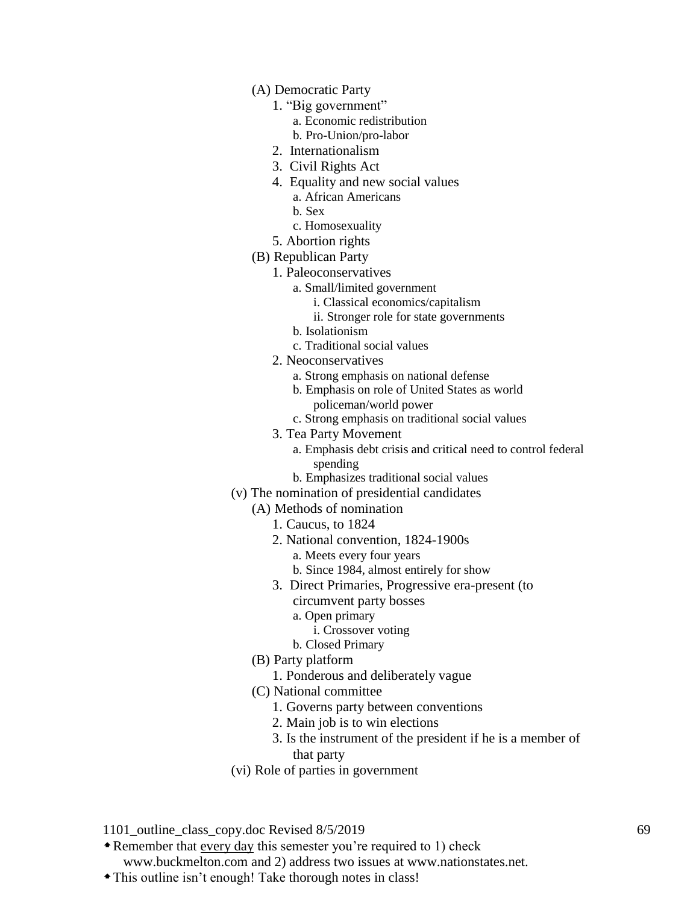- (A) Democratic Party
    - 1. "Big government"
        - a. Economic redistribution
        - b. Pro-Union/pro-labor
    - 2. Internationalism
    - 3. Civil Rights Act
    - 4. Equality and new social values
        - a. African Americans
        - b. Sex
        - c. Homosexuality
    - 5. Abortion rights
- (B) Republican Party
    - 1. Paleoconservatives
        - a. Small/limited government
            - i. Classical economics/capitalism
            - ii. Stronger role for state governments
        - b. Isolationism
        - c. Traditional social values
    - 2. Neoconservatives
        - a. Strong emphasis on national defense
        - b. Emphasis on role of United States as world policeman/world power
        - c. Strong emphasis on traditional social values
    - 3. Tea Party Movement
        - a. Emphasis debt crisis and critical need to control federal spending
        - b. Emphasizes traditional social values

(v) The nomination of presidential candidates

- (A) Methods of nomination
    - 1. Caucus, to 1824
    - 2. National convention, 1824-1900s
        - a. Meets every four years
        - b. Since 1984, almost entirely for show
    - 3. Direct Primaries, Progressive era-present (to circumvent party bosses
        - a. Open primary
            - i. Crossover voting
        - b. Closed Primary
- (B) Party platform
    - 1. Ponderous and deliberately vague
- (C) National committee
    - 1. Governs party between conventions
    - 2. Main job is to win elections
    - 3. Is the instrument of the president if he is a member of that party

(vi) Role of parties in government

- Remember that <u>every day</u> this semester you're required to 1) check www.buckmelton.com and 2) address two issues at www.nationstates.net.
- This outline isn't enough! Take thorough notes in class!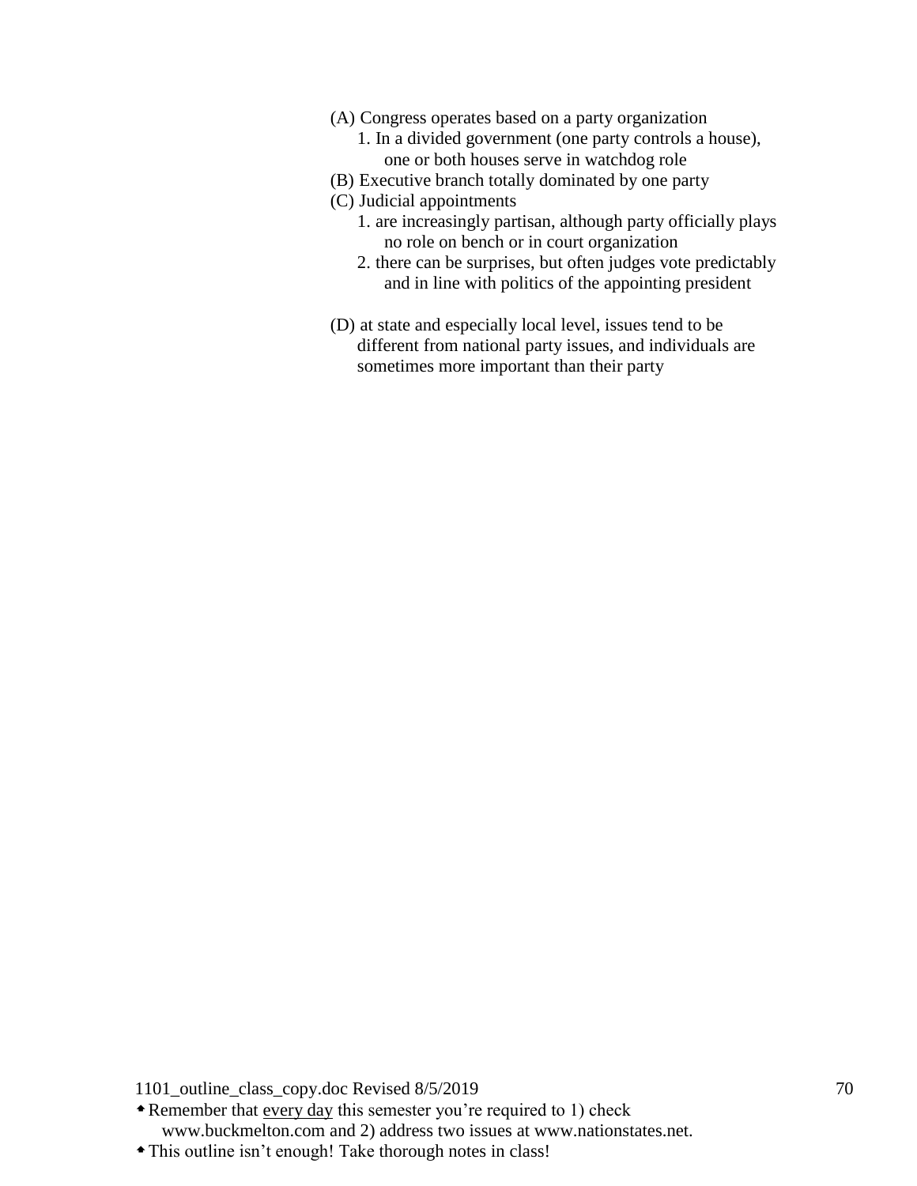(A) Congress operates based on a party organization
   1. In a divided government (one party controls a house), one or both houses serve in watchdog role

(B) Executive branch totally dominated by one party

(C) Judicial appointments
   1. are increasingly partisan, although party officially plays no role on bench or in court organization
   2. there can be surprises, but often judges vote predictably and in line with politics of the appointing president

(D) at state and especially local level, issues tend to be different from national party issues, and individuals are sometimes more important than their party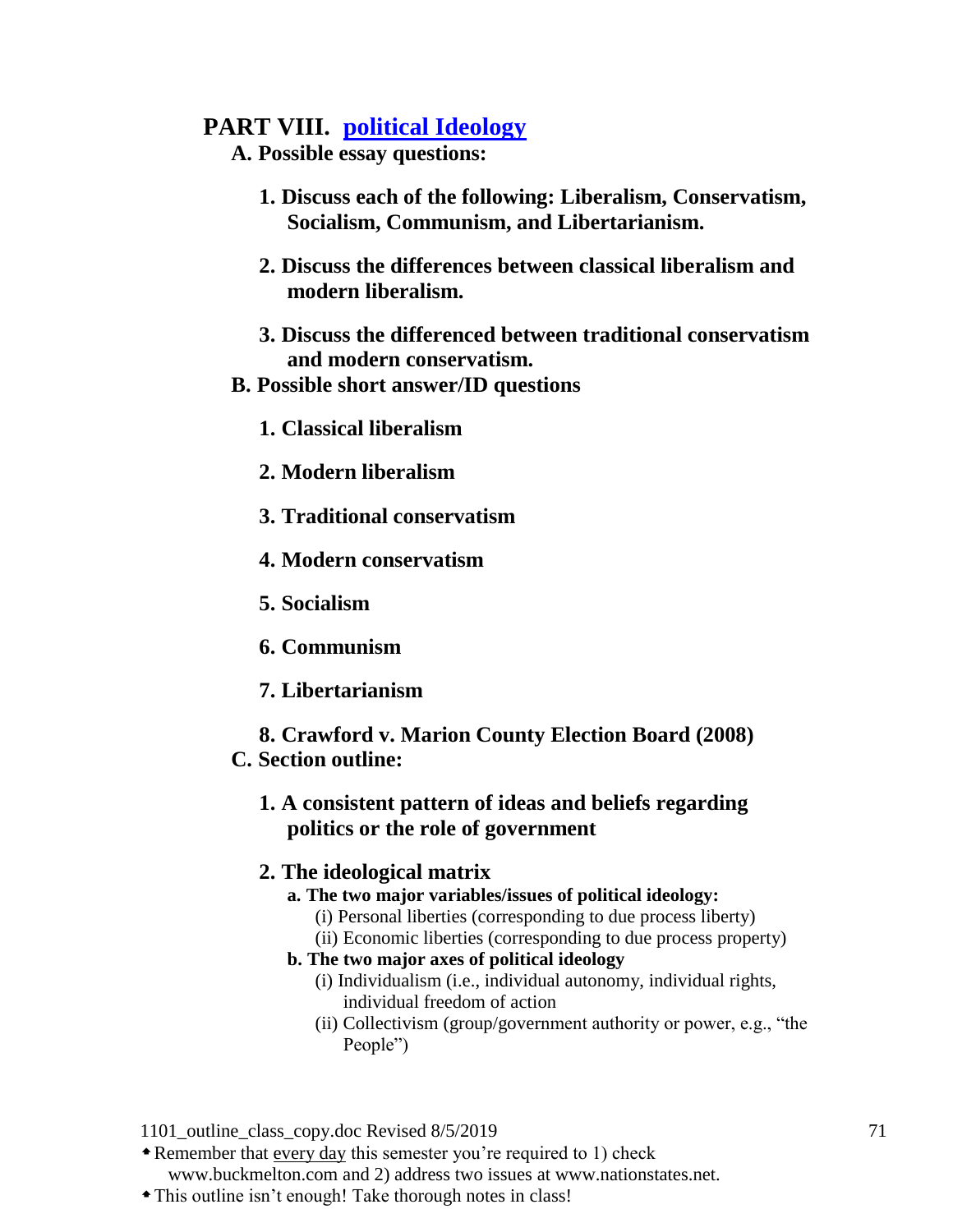## PART VIII. political Ideology

**A. Possible essay questions:**

1. **Discuss each of the following: Liberalism, Conservatism, Socialism, Communism, and Libertarianism.**

2. **Discuss the differences between classical liberalism and modern liberalism.**

3. **Discuss the differenced between traditional conservatism and modern conservatism.**

**B. Possible short answer/ID questions**

1. **Classical liberalism**

2. **Modern liberalism**

3. **Traditional conservatism**

4. **Modern conservatism**

5. **Socialism**

6. **Communism**

7. **Libertarianism**

8. **Crawford v. Marion County Election Board (2008)**

**C. Section outline:**

1. **A consistent pattern of ideas and beliefs regarding politics or the role of government**

2. **The ideological matrix**
   - **a. The two major variables/issues of political ideology:**
     - (i) Personal liberties (corresponding to due process liberty)
     - (ii) Economic liberties (corresponding to due process property)
   - **b. The two major axes of political ideology**
     - (i) Individualism (i.e., individual autonomy, individual rights, individual freedom of action
     - (ii) Collectivism (group/government authority or power, e.g., "the People")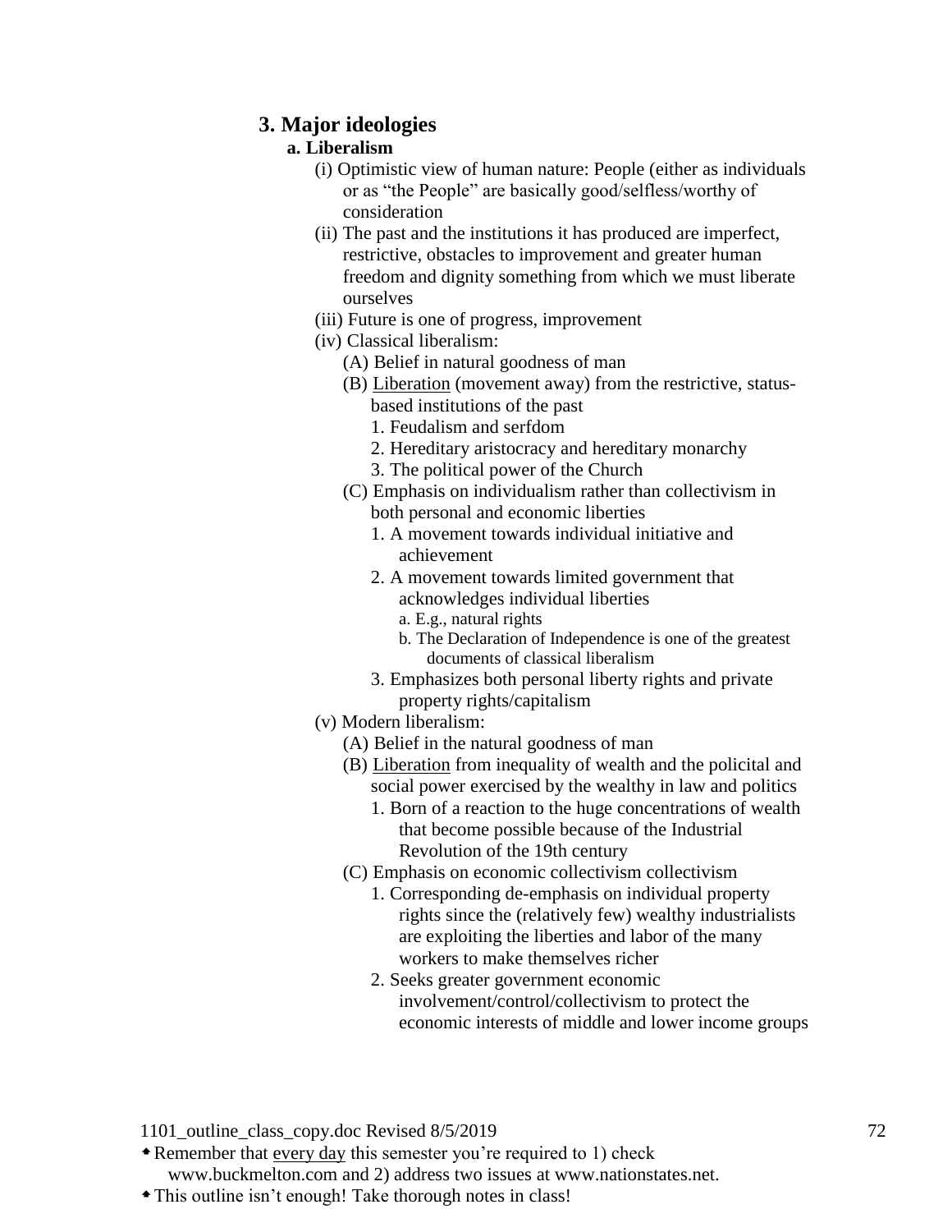### 3. Major ideologies

#### a. Liberalism

- (i) Optimistic view of human nature: People (either as individuals or as "the People" are basically good/selfless/worthy of consideration
- (ii) The past and the institutions it has produced are imperfect, restrictive, obstacles to improvement and greater human freedom and dignity something from which we must liberate ourselves
- (iii) Future is one of progress, improvement
- (iv) Classical liberalism:
  - (A) Belief in natural goodness of man
  - (B) Liberation (movement away) from the restrictive, status-based institutions of the past
    1. Feudalism and serfdom
    2. Hereditary aristocracy and hereditary monarchy
    3. The political power of the Church
  - (C) Emphasis on individualism rather than collectivism in both personal and economic liberties
    1. A movement towards individual initiative and achievement
    2. A movement towards limited government that acknowledges individual liberties
       - a. E.g., natural rights
       - b. The Declaration of Independence is one of the greatest documents of classical liberalism
    3. Emphasizes both personal liberty rights and private property rights/capitalism
- (v) Modern liberalism:
  - (A) Belief in the natural goodness of man
  - (B) Liberation from inequality of wealth and the policital and social power exercised by the wealthy in law and politics
    1. Born of a reaction to the huge concentrations of wealth that become possible because of the Industrial Revolution of the 19th century
  - (C) Emphasis on economic collectivism collectivism
    1. Corresponding de-emphasis on individual property rights since the (relatively few) wealthy industrialists are exploiting the liberties and labor of the many workers to make themselves richer
    2. Seeks greater government economic involvement/control/collectivism to protect the economic interests of middle and lower income groups

1101_outline_class_copy.doc Revised 8/5/2019

- Remember that every day this semester you're required to 1) check www.buckmelton.com and 2) address two issues at www.nationstates.net.
- This outline isn't enough! Take thorough notes in class!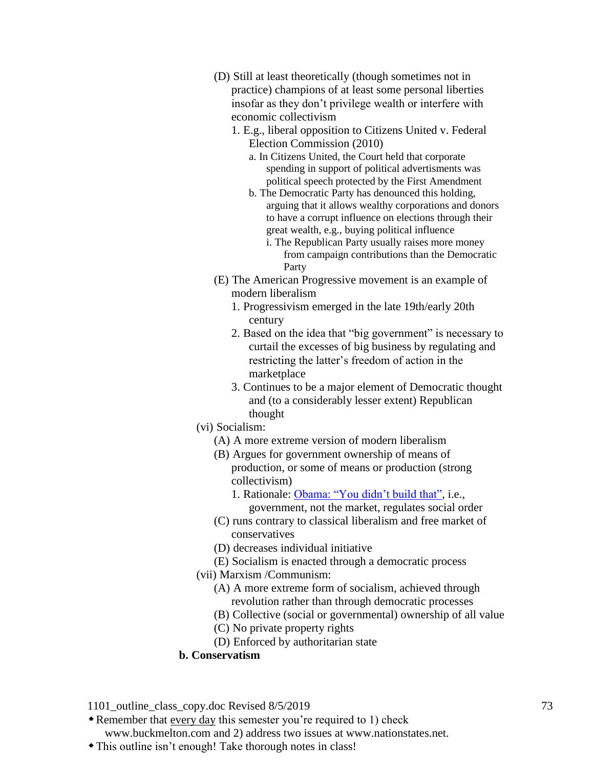- (D) Still at least theoretically (though sometimes not in practice) champions of at least some personal liberties insofar as they don't privilege wealth or interfere with economic collectivism
  - 1. E.g., liberal opposition to Citizens United v. Federal Election Commission (2010)
    - a. In Citizens United, the Court held that corporate spending in support of political advertisments was political speech protected by the First Amendment
    - b. The Democratic Party has denounced this holding, arguing that it allows wealthy corporations and donors to have a corrupt influence on elections through their great wealth, e.g., buying political influence
      - i. The Republican Party usually raises more money from campaign contributions than the Democratic Party
- (E) The American Progressive movement is an example of modern liberalism
  - 1. Progressivism emerged in the late 19th/early 20th century
  - 2. Based on the idea that "big government" is necessary to curtail the excesses of big business by regulating and restricting the latter's freedom of action in the marketplace
  - 3. Continues to be a major element of Democratic thought and (to a considerably lesser extent) Republican thought

(vi) Socialism:

- (A) A more extreme version of modern liberalism
- (B) Argues for government ownership of means of production, or some of means or production (strong collectivism)
  - 1. Rationale: Obama: "You didn't build that", i.e., government, not the market, regulates social order
- (C) runs contrary to classical liberalism and free market of conservatives
- (D) decreases individual initiative
- (E) Socialism is enacted through a democratic process

(vii) Marxism /Communism:

- (A) A more extreme form of socialism, achieved through revolution rather than through democratic processes
- (B) Collective (social or governmental) ownership of all value
- (C) No private property rights
- (D) Enforced by authoritarian state

**b. Conservatism**

- Remember that every day this semester you're required to 1) check www.buckmelton.com and 2) address two issues at www.nationstates.net.
- This outline isn't enough! Take thorough notes in class!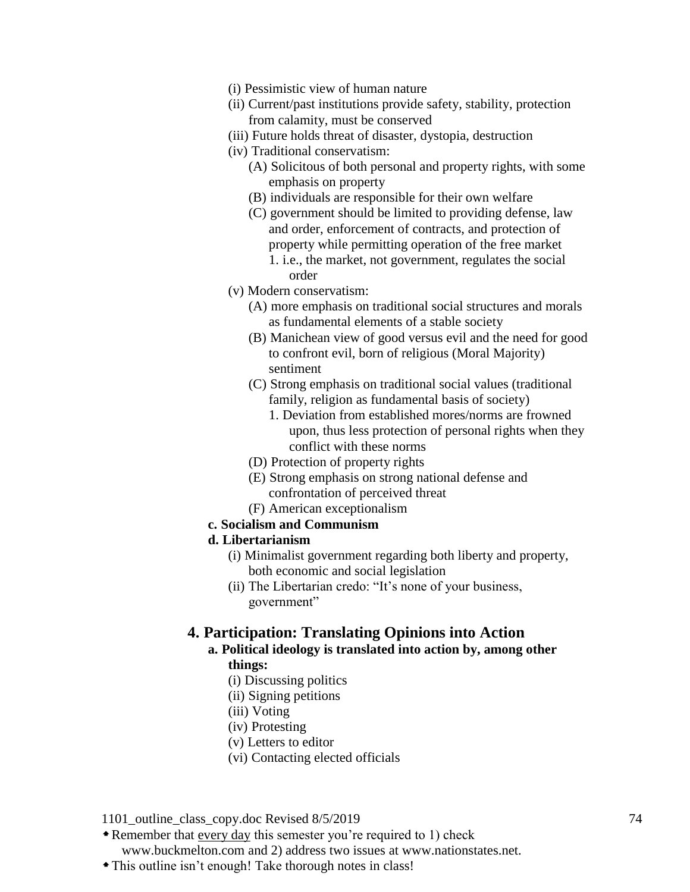(i) Pessimistic view of human nature

(ii) Current/past institutions provide safety, stability, protection from calamity, must be conserved

(iii) Future holds threat of disaster, dystopia, destruction

(iv) Traditional conservatism:

- (A) Solicitous of both personal and property rights, with some emphasis on property
- (B) individuals are responsible for their own welfare
- (C) government should be limited to providing defense, law and order, enforcement of contracts, and protection of property while permitting operation of the free market
  1. i.e., the market, not government, regulates the social order

(v) Modern conservatism:

- (A) more emphasis on traditional social structures and morals as fundamental elements of a stable society
- (B) Manichean view of good versus evil and the need for good to confront evil, born of religious (Moral Majority) sentiment
- (C) Strong emphasis on traditional social values (traditional family, religion as fundamental basis of society)
  1. Deviation from established mores/norms are frowned upon, thus less protection of personal rights when they conflict with these norms
- (D) Protection of property rights
- (E) Strong emphasis on strong national defense and confrontation of perceived threat
- (F) American exceptionalism

**c. Socialism and Communism**

**d. Libertarianism**

(i) Minimalist government regarding both liberty and property, both economic and social legislation

(ii) The Libertarian credo: "It's none of your business, government"

## 4. Participation: Translating Opinions into Action

**a. Political ideology is translated into action by, among other things:**

(i) Discussing politics

(ii) Signing petitions

(iii) Voting

(iv) Protesting

(v) Letters to editor

(vi) Contacting elected officials

- Remember that <u>every day</u> this semester you're required to 1) check www.buckmelton.com and 2) address two issues at www.nationstates.net.
- This outline isn't enough! Take thorough notes in class!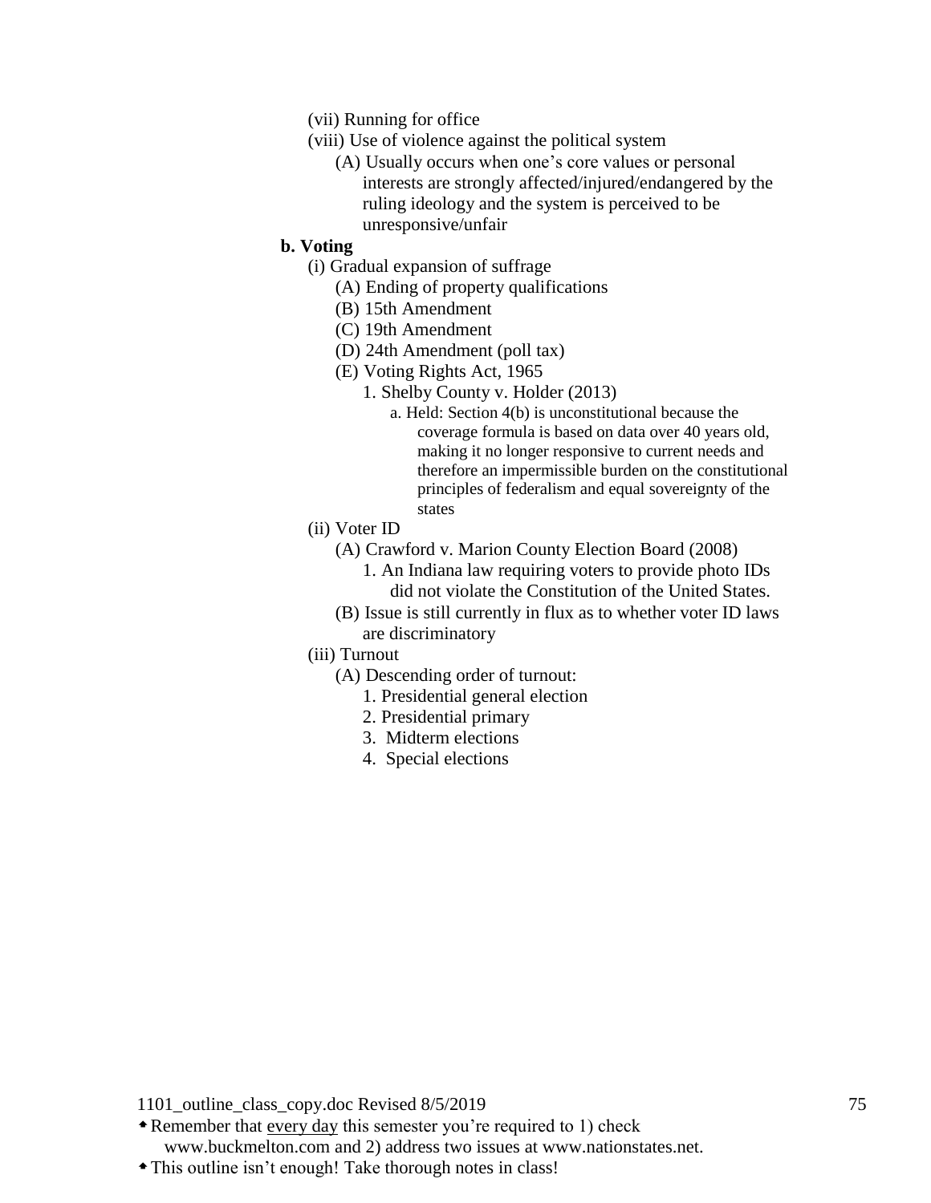- (vii) Running for office
- (viii) Use of violence against the political system
  - (A) Usually occurs when one's core values or personal interests are strongly affected/injured/endangered by the ruling ideology and the system is perceived to be unresponsive/unfair

**b. Voting**

- (i) Gradual expansion of suffrage
  - (A) Ending of property qualifications
  - (B) 15th Amendment
  - (C) 19th Amendment
  - (D) 24th Amendment (poll tax)
  - (E) Voting Rights Act, 1965
    - 1. Shelby County v. Holder (2013)
      - a. Held: Section 4(b) is unconstitutional because the coverage formula is based on data over 40 years old, making it no longer responsive to current needs and therefore an impermissible burden on the constitutional principles of federalism and equal sovereignty of the states
- (ii) Voter ID
  - (A) Crawford v. Marion County Election Board (2008)
    - 1. An Indiana law requiring voters to provide photo IDs did not violate the Constitution of the United States.
  - (B) Issue is still currently in flux as to whether voter ID laws are discriminatory
- (iii) Turnout
  - (A) Descending order of turnout:
    - 1. Presidential general election
    - 2. Presidential primary
    - 3. Midterm elections
    - 4. Special elections